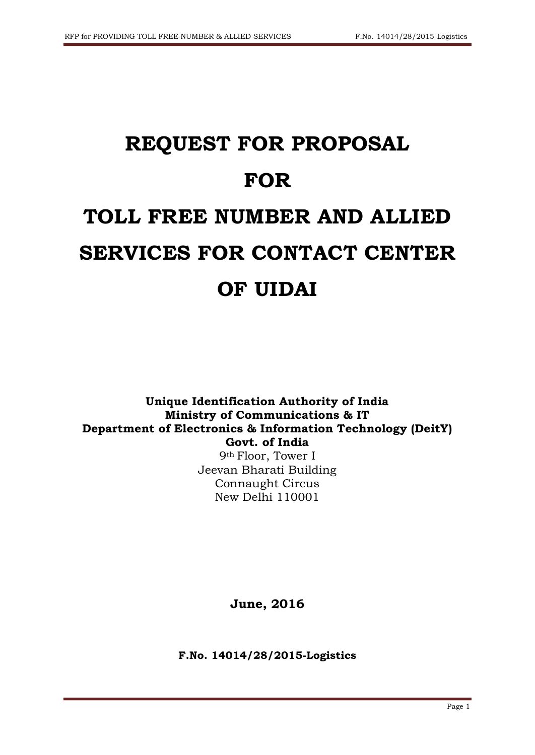# REQUEST FOR PROPOSAL

# FOR

# TOLL FREE NUMBER AND ALLIED SERVICES FOR CONTACT CENTER OF UIDAI

**Unique Identification Authority of India**
**Ministry of Communications & IT**
**Department of Electronics & Information Technology (DeitY)**
**Govt. of India**
9th Floor, Tower I
Jeevan Bharati Building
Connaught Circus
New Delhi 110001

**June, 2016**

**F.No. 14014/28/2015-Logistics**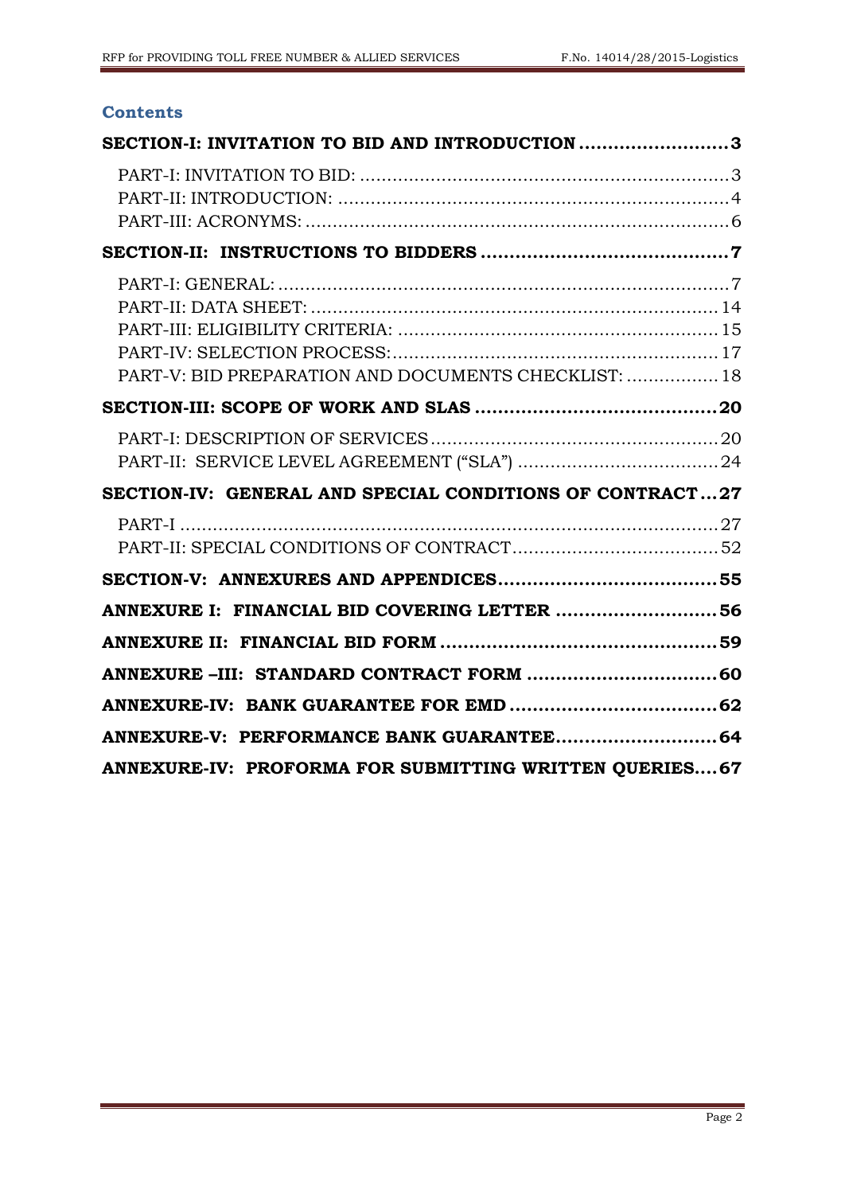## Contents

**SECTION-I: INVITATION TO BID AND INTRODUCTION .......................... 3**

PART-I: INVITATION TO BID: .................................................................... 3
PART-II: INTRODUCTION: ........................................................................ 4
PART-III: ACRONYMS: .............................................................................. 6

**SECTION-II: INSTRUCTIONS TO BIDDERS ........................................... 7**

PART-I: GENERAL: .................................................................................... 7
PART-II: DATA SHEET: ........................................................................... 14
PART-III: ELIGIBILITY CRITERIA: ........................................................... 15
PART-IV: SELECTION PROCESS: ............................................................ 17
PART-V: BID PREPARATION AND DOCUMENTS CHECKLIST: ................. 18

**SECTION-III: SCOPE OF WORK AND SLAS .......................................... 20**

PART-I: DESCRIPTION OF SERVICES ..................................................... 20
PART-II: SERVICE LEVEL AGREEMENT ("SLA") ..................................... 24

**SECTION-IV: GENERAL AND SPECIAL CONDITIONS OF CONTRACT ... 27**

PART-I .................................................................................................. 27
PART-II: SPECIAL CONDITIONS OF CONTRACT ...................................... 52

**SECTION-V: ANNEXURES AND APPENDICES ...................................... 55**

**ANNEXURE I: FINANCIAL BID COVERING LETTER ............................ 56**

**ANNEXURE II: FINANCIAL BID FORM ................................................ 59**

**ANNEXURE –III: STANDARD CONTRACT FORM ................................. 60**

**ANNEXURE-IV: BANK GUARANTEE FOR EMD .................................... 62**

**ANNEXURE-V: PERFORMANCE BANK GUARANTEE ............................ 64**

**ANNEXURE-IV: PROFORMA FOR SUBMITTING WRITTEN QUERIES.... 67**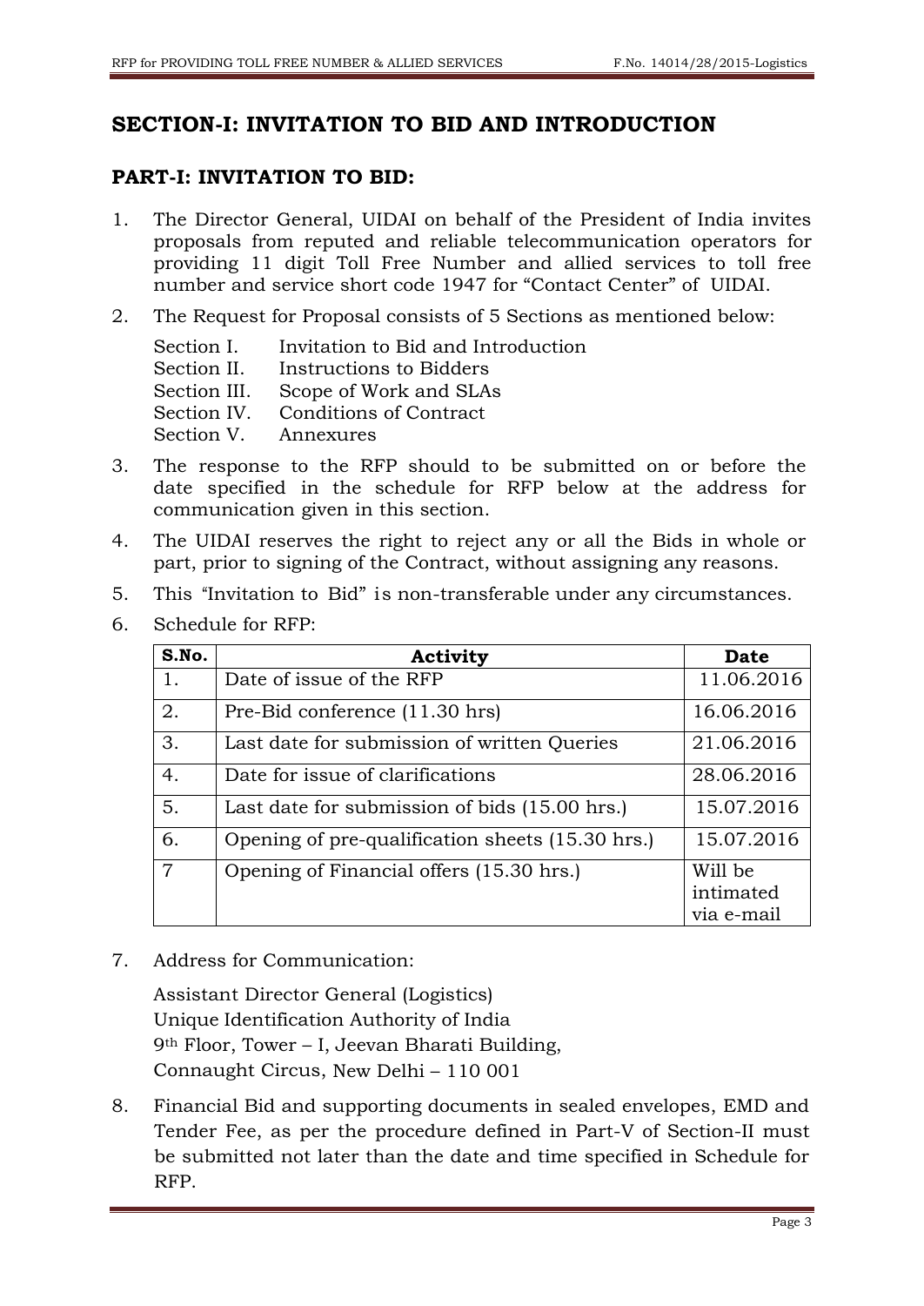# SECTION-I: INVITATION TO BID AND INTRODUCTION

## PART-I: INVITATION TO BID:

1. The Director General, UIDAI on behalf of the President of India invites proposals from reputed and reliable telecommunication operators for providing 11 digit Toll Free Number and allied services to toll free number and service short code 1947 for "Contact Center" of UIDAI.

2. The Request for Proposal consists of 5 Sections as mentioned below:

   Section I. Invitation to Bid and Introduction
   Section II. Instructions to Bidders
   Section III. Scope of Work and SLAs
   Section IV. Conditions of Contract
   Section V. Annexures

3. The response to the RFP should to be submitted on or before the date specified in the schedule for RFP below at the address for communication given in this section.

4. The UIDAI reserves the right to reject any or all the Bids in whole or part, prior to signing of the Contract, without assigning any reasons.

5. This "Invitation to Bid" is non-transferable under any circumstances.

6. Schedule for RFP:

| S.No. | Activity | Date |
|---|---|---|
| 1. | Date of issue of the RFP | 11.06.2016 |
| 2. | Pre-Bid conference (11.30 hrs) | 16.06.2016 |
| 3. | Last date for submission of written Queries | 21.06.2016 |
| 4. | Date for issue of clarifications | 28.06.2016 |
| 5. | Last date for submission of bids (15.00 hrs.) | 15.07.2016 |
| 6. | Opening of pre-qualification sheets (15.30 hrs.) | 15.07.2016 |
| 7 | Opening of Financial offers (15.30 hrs.) | Will be intimated via e-mail |

7. Address for Communication:

   Assistant Director General (Logistics)
   Unique Identification Authority of India
   9th Floor, Tower – I, Jeevan Bharati Building,
   Connaught Circus, New Delhi – 110 001

8. Financial Bid and supporting documents in sealed envelopes, EMD and Tender Fee, as per the procedure defined in Part-V of Section-II must be submitted not later than the date and time specified in Schedule for RFP.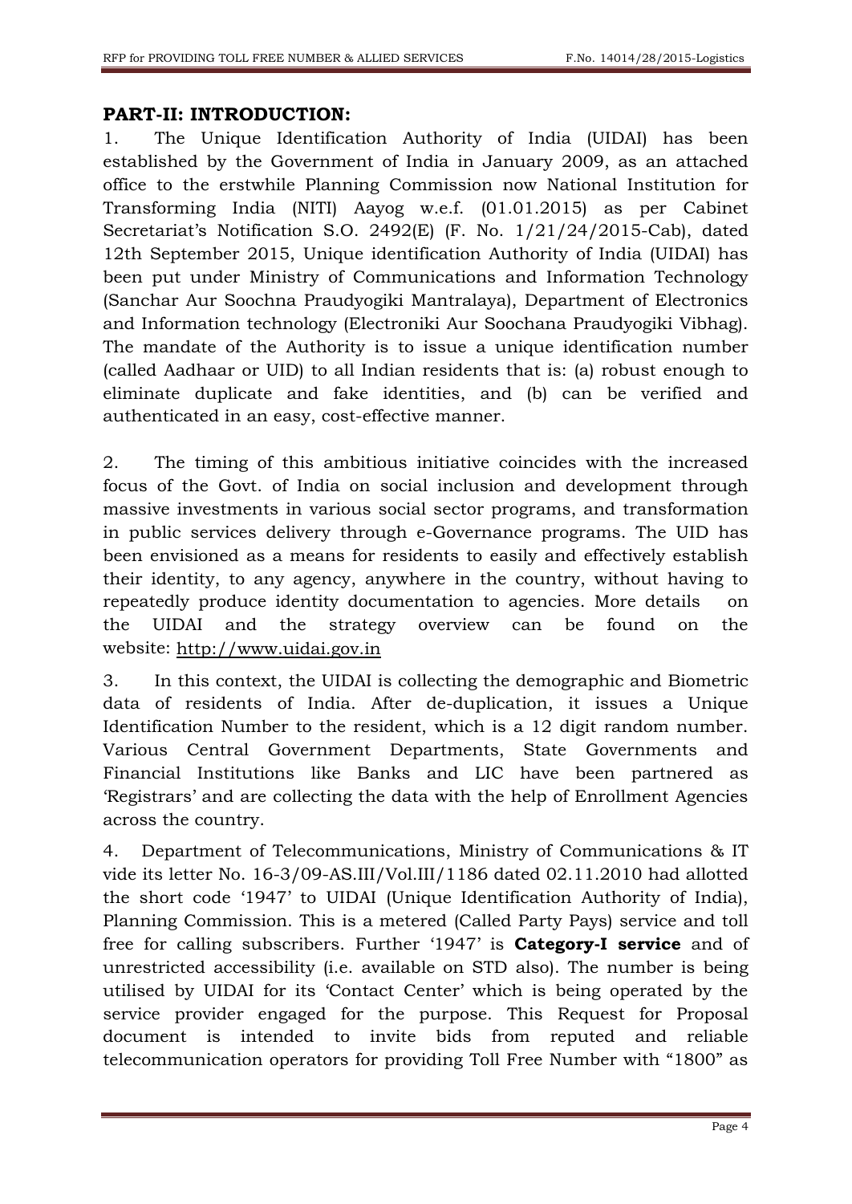## PART-II: INTRODUCTION:

1. The Unique Identification Authority of India (UIDAI) has been established by the Government of India in January 2009, as an attached office to the erstwhile Planning Commission now National Institution for Transforming India (NITI) Aayog w.e.f. (01.01.2015) as per Cabinet Secretariat's Notification S.O. 2492(E) (F. No. 1/21/24/2015-Cab), dated 12th September 2015, Unique identification Authority of India (UIDAI) has been put under Ministry of Communications and Information Technology (Sanchar Aur Soochna Praudyogiki Mantralaya), Department of Electronics and Information technology (Electroniki Aur Soochana Praudyogiki Vibhag). The mandate of the Authority is to issue a unique identification number (called Aadhaar or UID) to all Indian residents that is: (a) robust enough to eliminate duplicate and fake identities, and (b) can be verified and authenticated in an easy, cost-effective manner.

2. The timing of this ambitious initiative coincides with the increased focus of the Govt. of India on social inclusion and development through massive investments in various social sector programs, and transformation in public services delivery through e-Governance programs. The UID has been envisioned as a means for residents to easily and effectively establish their identity, to any agency, anywhere in the country, without having to repeatedly produce identity documentation to agencies. More details on the UIDAI and the strategy overview can be found on the website: http://www.uidai.gov.in

3. In this context, the UIDAI is collecting the demographic and Biometric data of residents of India. After de-duplication, it issues a Unique Identification Number to the resident, which is a 12 digit random number. Various Central Government Departments, State Governments and Financial Institutions like Banks and LIC have been partnered as 'Registrars' and are collecting the data with the help of Enrollment Agencies across the country.

4. Department of Telecommunications, Ministry of Communications & IT vide its letter No. 16-3/09-AS.III/Vol.III/1186 dated 02.11.2010 had allotted the short code '1947' to UIDAI (Unique Identification Authority of India), Planning Commission. This is a metered (Called Party Pays) service and toll free for calling subscribers. Further '1947' is **Category-I service** and of unrestricted accessibility (i.e. available on STD also). The number is being utilised by UIDAI for its 'Contact Center' which is being operated by the service provider engaged for the purpose. This Request for Proposal document is intended to invite bids from reputed and reliable telecommunication operators for providing Toll Free Number with "1800" as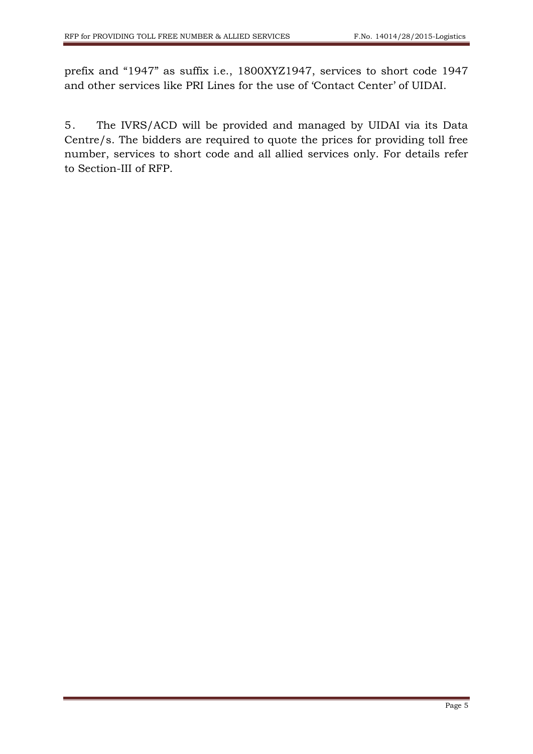prefix and "1947" as suffix i.e., 1800XYZ1947, services to short code 1947 and other services like PRI Lines for the use of 'Contact Center' of UIDAI.

5. The IVRS/ACD will be provided and managed by UIDAI via its Data Centre/s. The bidders are required to quote the prices for providing toll free number, services to short code and all allied services only. For details refer to Section-III of RFP.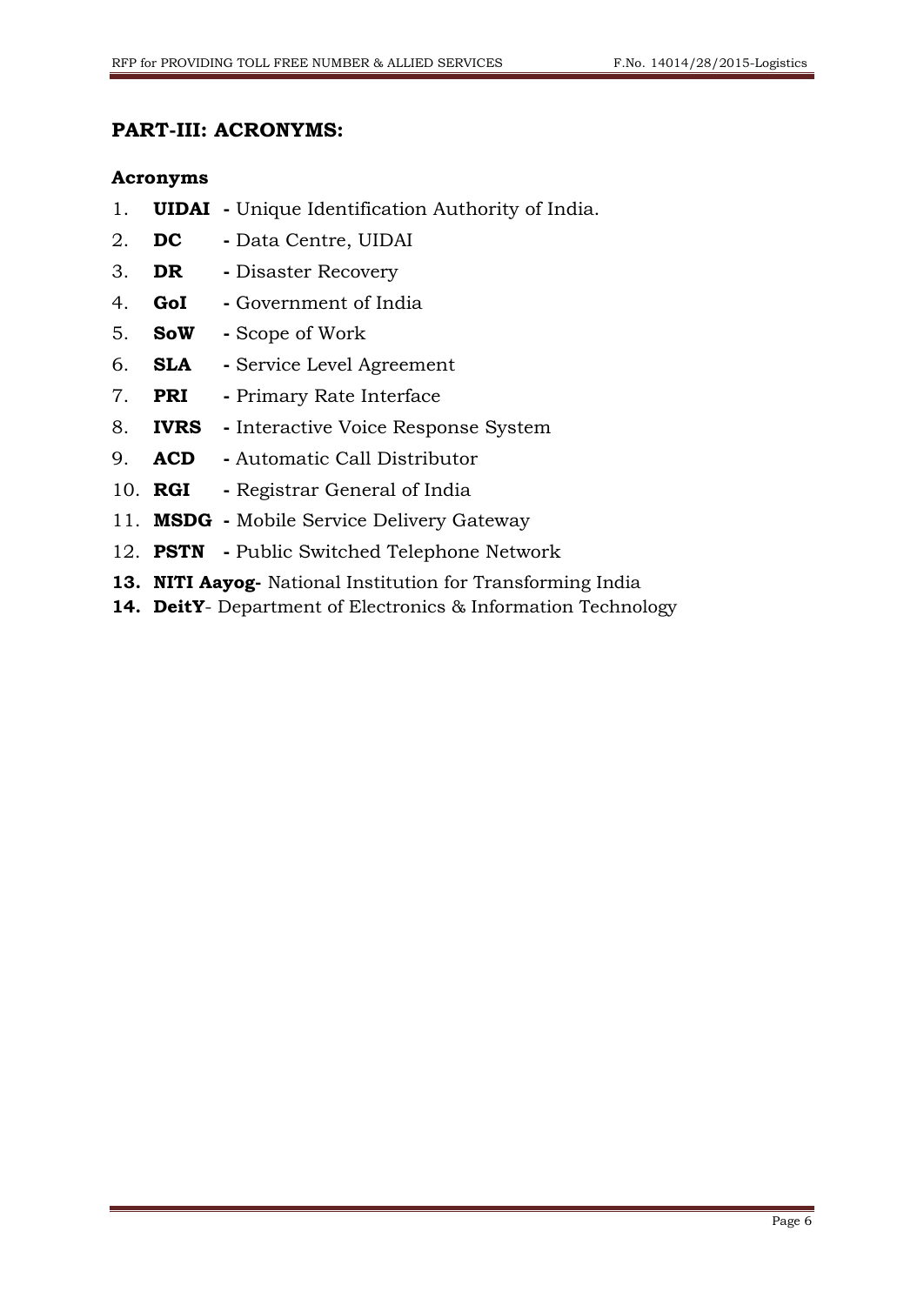## PART-III: ACRONYMS:

### Acronyms

1. **UIDAI -** Unique Identification Authority of India.
2. **DC -** Data Centre, UIDAI
3. **DR -** Disaster Recovery
4. **GoI -** Government of India
5. **SoW -** Scope of Work
6. **SLA -** Service Level Agreement
7. **PRI -** Primary Rate Interface
8. **IVRS -** Interactive Voice Response System
9. **ACD -** Automatic Call Distributor
10. **RGI -** Registrar General of India
11. **MSDG -** Mobile Service Delivery Gateway
12. **PSTN -** Public Switched Telephone Network
13. **NITI Aayog-** National Institution for Transforming India
14. **DeitY**- Department of Electronics & Information Technology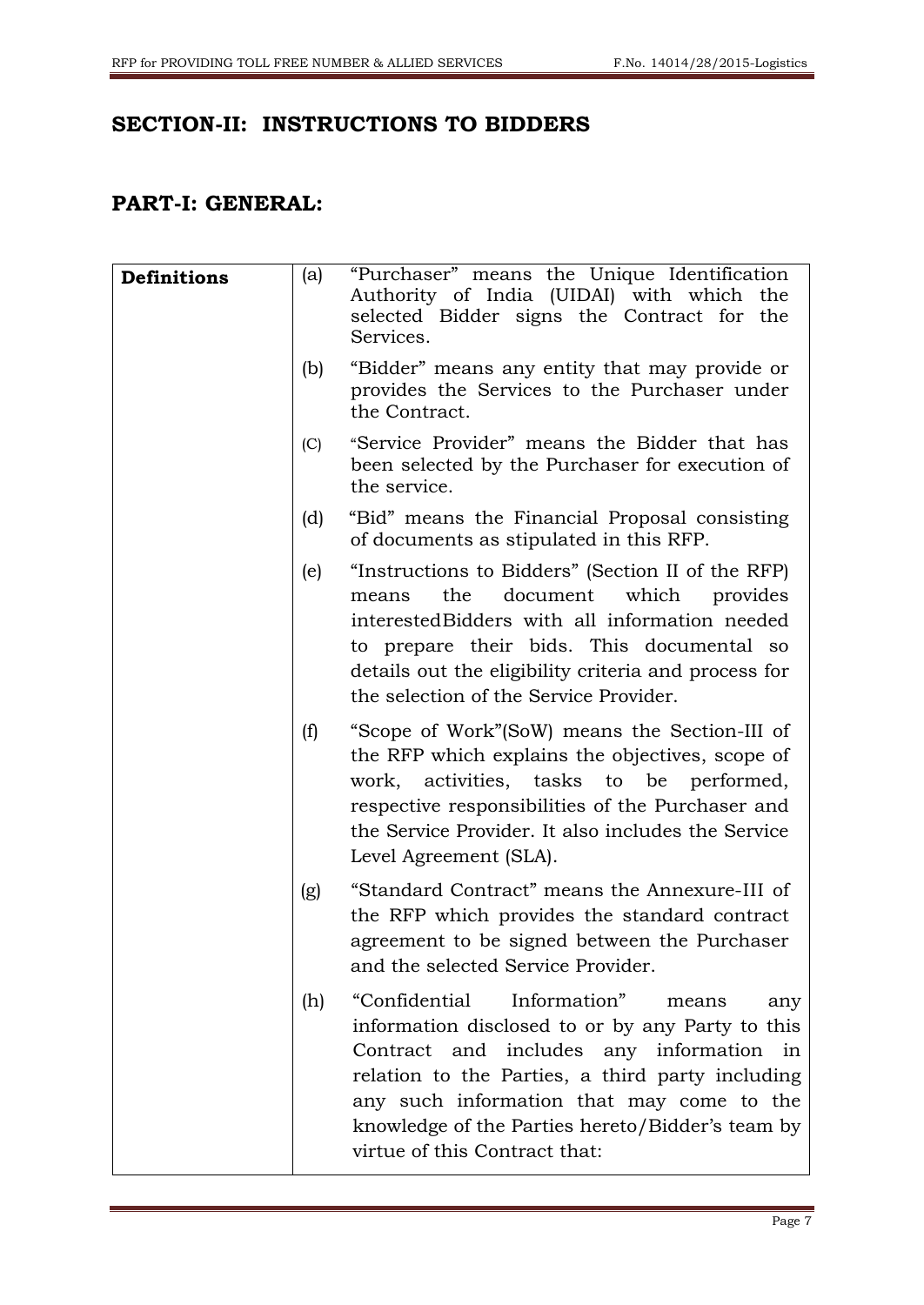# SECTION-II: INSTRUCTIONS TO BIDDERS

## PART-I: GENERAL:

| | | |
|---|---|---|
| **Definitions** | (a) | "Purchaser" means the Unique Identification Authority of India (UIDAI) with which the selected Bidder signs the Contract for the Services. |
| | (b) | "Bidder" means any entity that may provide or provides the Services to the Purchaser under the Contract. |
| | (C) | "Service Provider" means the Bidder that has been selected by the Purchaser for execution of the service. |
| | (d) | "Bid" means the Financial Proposal consisting of documents as stipulated in this RFP. |
| | (e) | "Instructions to Bidders" (Section II of the RFP) means the document which provides interestedBidders with all information needed to prepare their bids. This documental so details out the eligibility criteria and process for the selection of the Service Provider. |
| | (f) | "Scope of Work"(SoW) means the Section-III of the RFP which explains the objectives, scope of work, activities, tasks to be performed, respective responsibilities of the Purchaser and the Service Provider. It also includes the Service Level Agreement (SLA). |
| | (g) | "Standard Contract" means the Annexure-III of the RFP which provides the standard contract agreement to be signed between the Purchaser and the selected Service Provider. |
| | (h) | "Confidential Information" means any information disclosed to or by any Party to this Contract and includes any information in relation to the Parties, a third party including any such information that may come to the knowledge of the Parties hereto/Bidder's team by virtue of this Contract that: |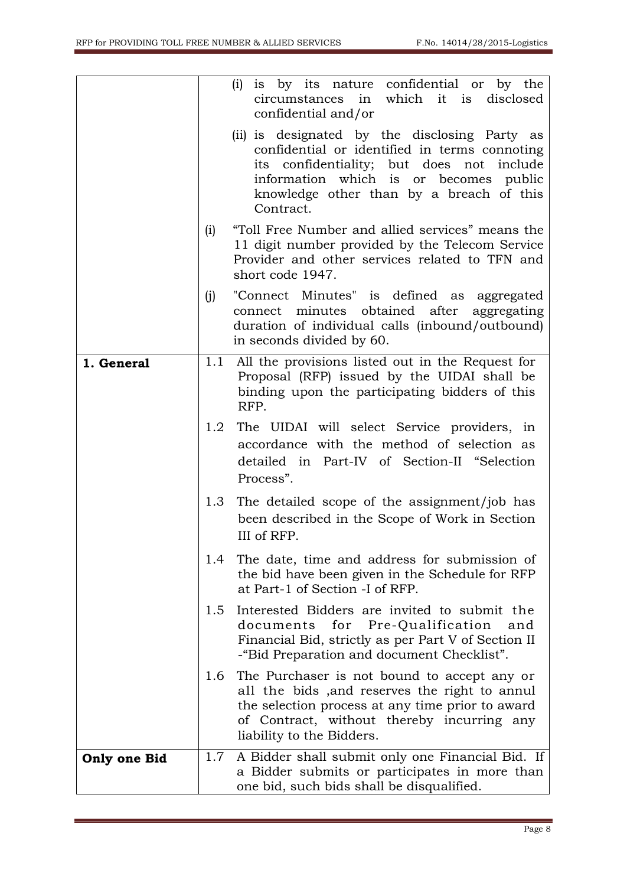| | |
|---|---|
| | (i) is by its nature confidential or by the circumstances in which it is disclosed confidential and/or<br><br>(ii) is designated by the disclosing Party as confidential or identified in terms connoting its confidentiality; but does not include information which is or becomes public knowledge other than by a breach of this Contract. |
| | (i) "Toll Free Number and allied services" means the 11 digit number provided by the Telecom Service Provider and other services related to TFN and short code 1947. |
| | (j) "Connect Minutes" is defined as aggregated connect minutes obtained after aggregating duration of individual calls (inbound/outbound) in seconds divided by 60. |
| **1. General** | 1.1 All the provisions listed out in the Request for Proposal (RFP) issued by the UIDAI shall be binding upon the participating bidders of this RFP.<br><br>1.2 The UIDAI will select Service providers, in accordance with the method of selection as detailed in Part-IV of Section-II "Selection Process".<br><br>1.3 The detailed scope of the assignment/job has been described in the Scope of Work in Section III of RFP.<br><br>1.4 The date, time and address for submission of the bid have been given in the Schedule for RFP at Part-1 of Section -I of RFP.<br><br>1.5 Interested Bidders are invited to submit the documents for Pre-Qualification and Financial Bid, strictly as per Part V of Section II -"Bid Preparation and document Checklist".<br><br>1.6 The Purchaser is not bound to accept any or all the bids ,and reserves the right to annul the selection process at any time prior to award of Contract, without thereby incurring any liability to the Bidders. |
| **Only one Bid** | 1.7 A Bidder shall submit only one Financial Bid. If a Bidder submits or participates in more than one bid, such bids shall be disqualified. |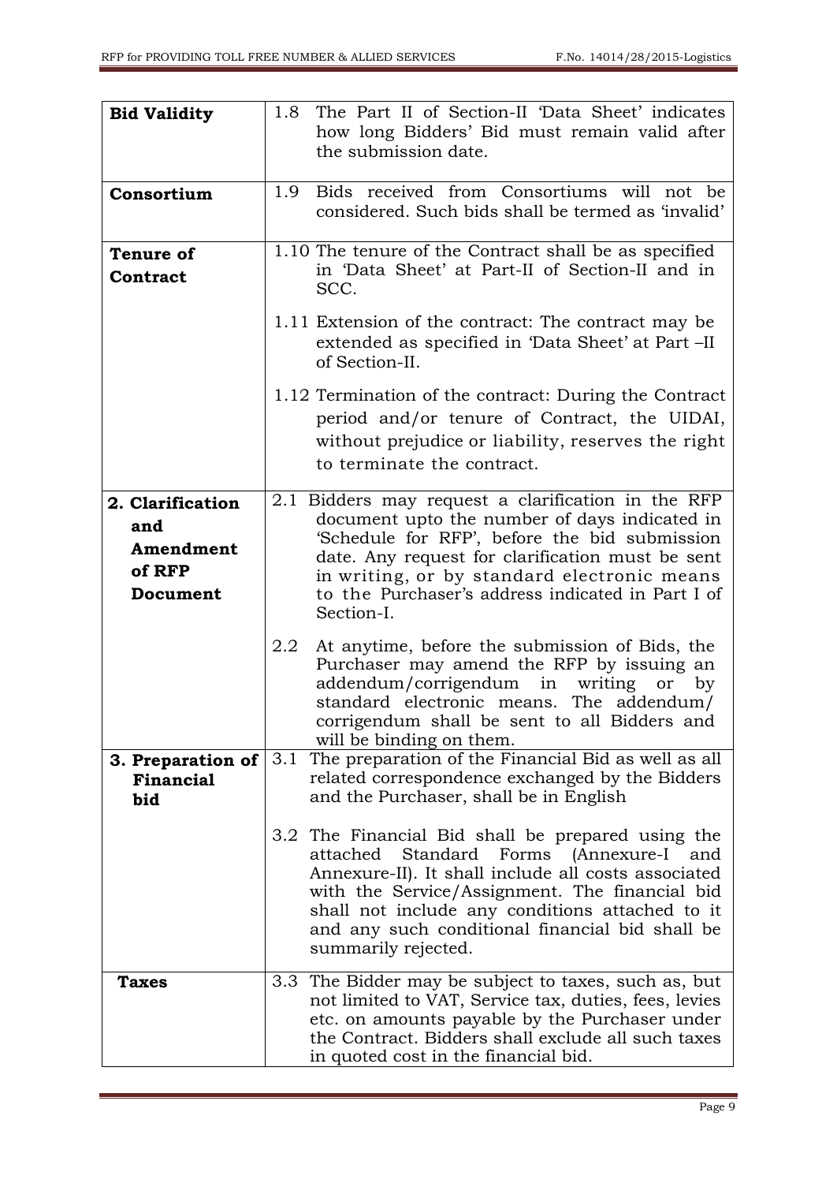| | |
|---|---|
| **Bid Validity** | 1.8 The Part II of Section-II 'Data Sheet' indicates how long Bidders' Bid must remain valid after the submission date. |
| **Consortium** | 1.9 Bids received from Consortiums will not be considered. Such bids shall be termed as 'invalid' |
| **Tenure of Contract** | 1.10 The tenure of the Contract shall be as specified in 'Data Sheet' at Part-II of Section-II and in SCC.<br><br>1.11 Extension of the contract: The contract may be extended as specified in 'Data Sheet' at Part –II of Section-II.<br><br>1.12 Termination of the contract: During the Contract period and/or tenure of Contract, the UIDAI, without prejudice or liability, reserves the right to terminate the contract. |
| **2. Clarification and Amendment of RFP Document** | 2.1 Bidders may request a clarification in the RFP document upto the number of days indicated in 'Schedule for RFP', before the bid submission date. Any request for clarification must be sent in writing, or by standard electronic means to the Purchaser's address indicated in Part I of Section-I.<br><br>2.2 At anytime, before the submission of Bids, the Purchaser may amend the RFP by issuing an addendum/corrigendum in writing or by standard electronic means. The addendum/ corrigendum shall be sent to all Bidders and will be binding on them. |
| **3. Preparation of Financial bid** | 3.1 The preparation of the Financial Bid as well as all related correspondence exchanged by the Bidders and the Purchaser, shall be in English<br><br>3.2 The Financial Bid shall be prepared using the attached Standard Forms (Annexure-I and Annexure-II). It shall include all costs associated with the Service/Assignment. The financial bid shall not include any conditions attached to it and any such conditional financial bid shall be summarily rejected. |
| **Taxes** | 3.3 The Bidder may be subject to taxes, such as, but not limited to VAT, Service tax, duties, fees, levies etc. on amounts payable by the Purchaser under the Contract. Bidders shall exclude all such taxes in quoted cost in the financial bid. |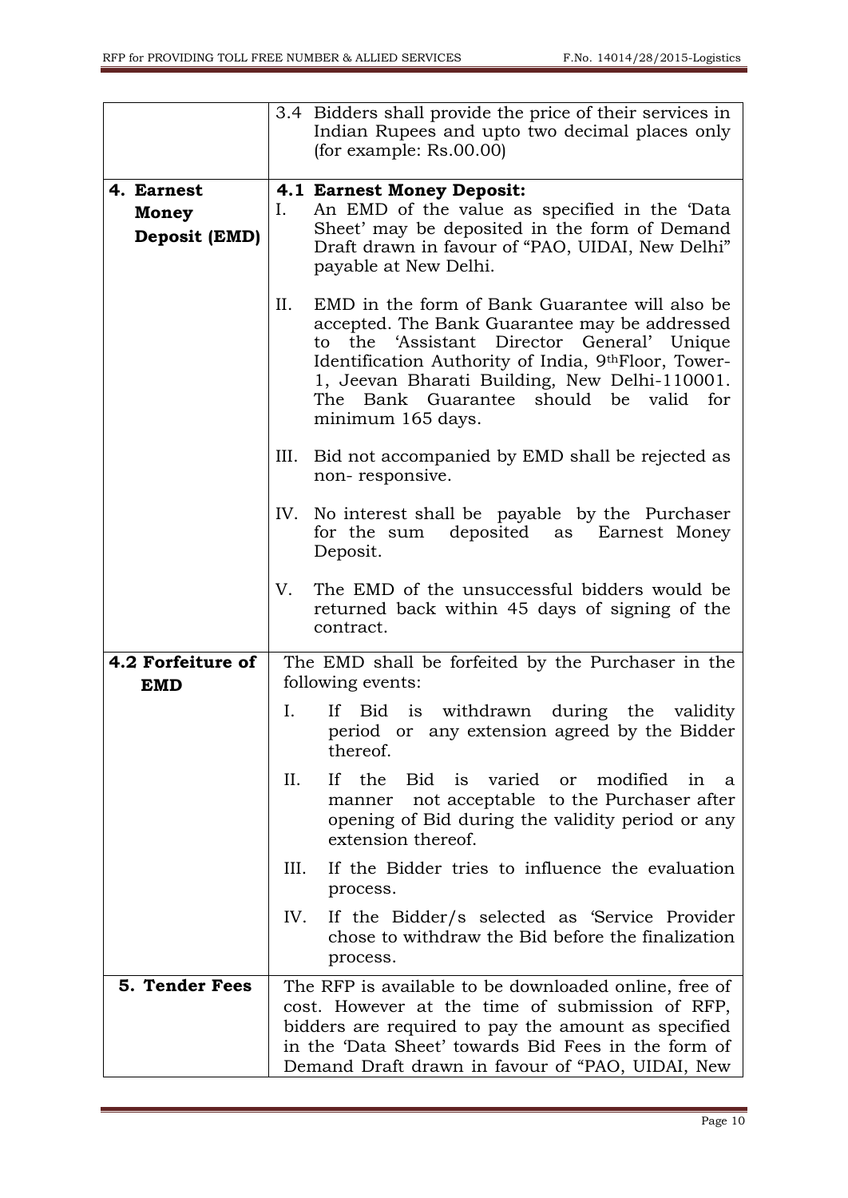| | |
|---|---|
| | 3.4 Bidders shall provide the price of their services in Indian Rupees and upto two decimal places only (for example: Rs.00.00) |
| **4. Earnest Money Deposit (EMD)** | **4.1 Earnest Money Deposit:**<br>I. An EMD of the value as specified in the 'Data Sheet' may be deposited in the form of Demand Draft drawn in favour of "PAO, UIDAI, New Delhi" payable at New Delhi.<br>II. EMD in the form of Bank Guarantee will also be accepted. The Bank Guarantee may be addressed to the 'Assistant Director General' Unique Identification Authority of India, 9thFloor, Tower-1, Jeevan Bharati Building, New Delhi-110001. The Bank Guarantee should be valid for minimum 165 days.<br>III. Bid not accompanied by EMD shall be rejected as non- responsive.<br>IV. No interest shall be payable by the Purchaser for the sum deposited as Earnest Money Deposit.<br>V. The EMD of the unsuccessful bidders would be returned back within 45 days of signing of the contract. |
| **4.2 Forfeiture of EMD** | The EMD shall be forfeited by the Purchaser in the following events:<br>I. If Bid is withdrawn during the validity period or any extension agreed by the Bidder thereof.<br>II. If the Bid is varied or modified in a manner not acceptable to the Purchaser after opening of Bid during the validity period or any extension thereof.<br>III. If the Bidder tries to influence the evaluation process.<br>IV. If the Bidder/s selected as 'Service Provider chose to withdraw the Bid before the finalization process. |
| **5. Tender Fees** | The RFP is available to be downloaded online, free of cost. However at the time of submission of RFP, bidders are required to pay the amount as specified in the 'Data Sheet' towards Bid Fees in the form of Demand Draft drawn in favour of "PAO, UIDAI, New |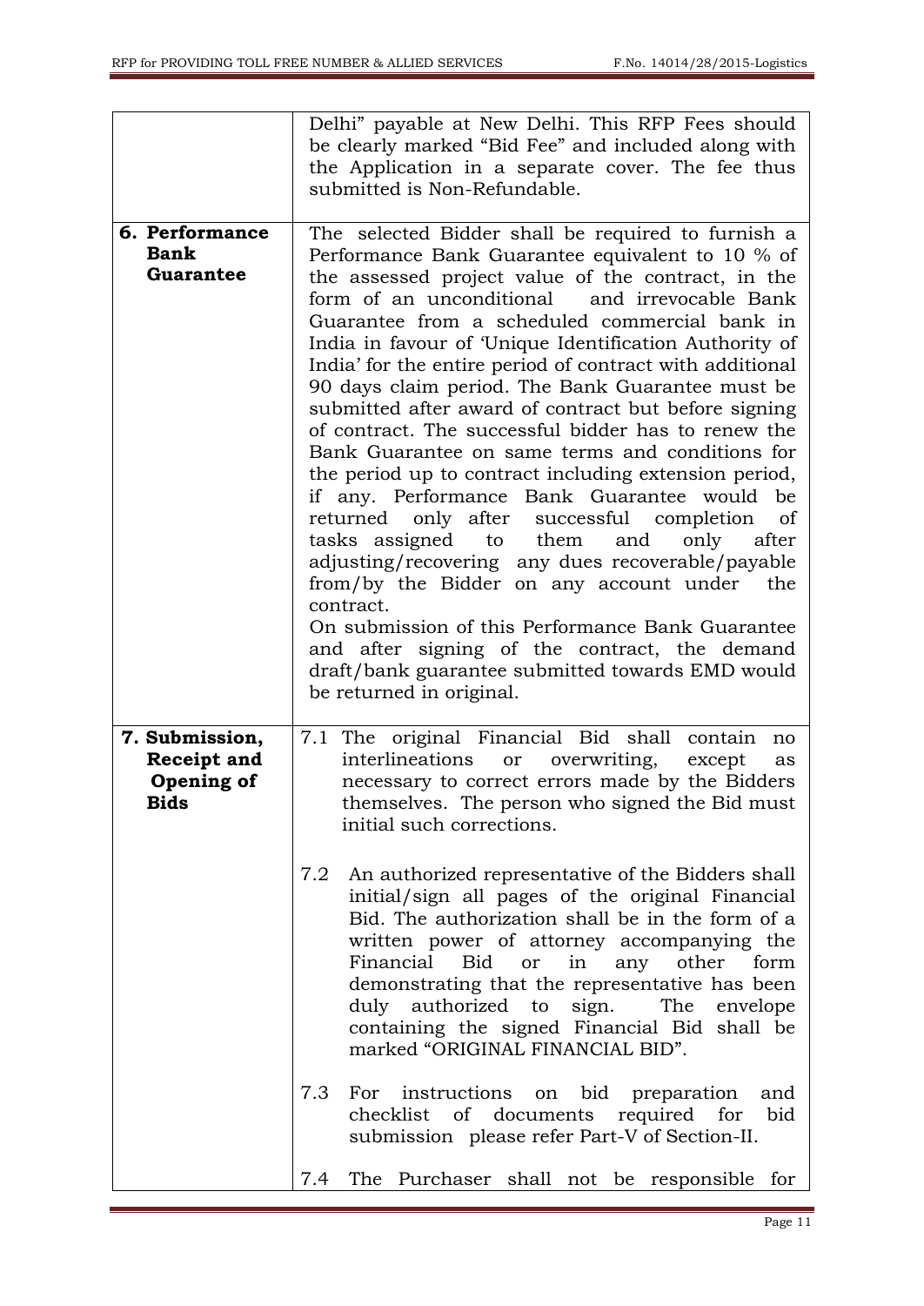| | |
|---|---|
| | Delhi" payable at New Delhi. This RFP Fees should be clearly marked "Bid Fee" and included along with the Application in a separate cover. The fee thus submitted is Non-Refundable. |
| **6. Performance Bank Guarantee** | The selected Bidder shall be required to furnish a Performance Bank Guarantee equivalent to 10 % of the assessed project value of the contract, in the form of an unconditional and irrevocable Bank Guarantee from a scheduled commercial bank in India in favour of 'Unique Identification Authority of India' for the entire period of contract with additional 90 days claim period. The Bank Guarantee must be submitted after award of contract but before signing of contract. The successful bidder has to renew the Bank Guarantee on same terms and conditions for the period up to contract including extension period, if any. Performance Bank Guarantee would be returned only after successful completion of tasks assigned to them and only after adjusting/recovering any dues recoverable/payable from/by the Bidder on any account under the contract.<br>On submission of this Performance Bank Guarantee and after signing of the contract, the demand draft/bank guarantee submitted towards EMD would be returned in original. |
| **7. Submission, Receipt and Opening of Bids** | 7.1 The original Financial Bid shall contain no interlineations or overwriting, except as necessary to correct errors made by the Bidders themselves. The person who signed the Bid must initial such corrections.<br><br>7.2 An authorized representative of the Bidders shall initial/sign all pages of the original Financial Bid. The authorization shall be in the form of a written power of attorney accompanying the Financial Bid or in any other form demonstrating that the representative has been duly authorized to sign. The envelope containing the signed Financial Bid shall be marked "ORIGINAL FINANCIAL BID".<br><br>7.3 For instructions on bid preparation and checklist of documents required for bid submission please refer Part-V of Section-II.<br><br>7.4 The Purchaser shall not be responsible for |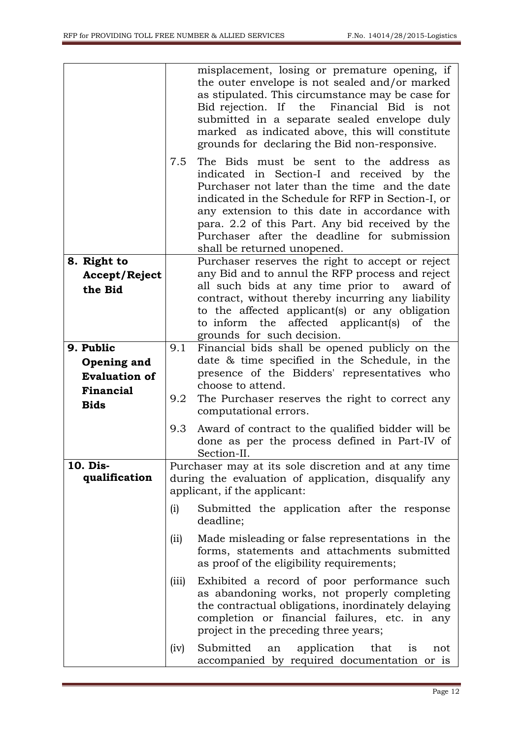| | | |
|---|---|---|
| | | misplacement, losing or premature opening, if the outer envelope is not sealed and/or marked as stipulated. This circumstance may be case for Bid rejection. If the Financial Bid is not submitted in a separate sealed envelope duly marked as indicated above, this will constitute grounds for declaring the Bid non-responsive. |
| | 7.5 | The Bids must be sent to the address as indicated in Section-I and received by the Purchaser not later than the time and the date indicated in the Schedule for RFP in Section-I, or any extension to this date in accordance with para. 2.2 of this Part. Any bid received by the Purchaser after the deadline for submission shall be returned unopened. |
| **8. Right to Accept/Reject the Bid** | | Purchaser reserves the right to accept or reject any Bid and to annul the RFP process and reject all such bids at any time prior to award of contract, without thereby incurring any liability to the affected applicant(s) or any obligation to inform the affected applicant(s) of the grounds for such decision. |
| **9. Public Opening and Evaluation of Financial Bids** | 9.1 | Financial bids shall be opened publicly on the date & time specified in the Schedule, in the presence of the Bidders' representatives who choose to attend. |
| | 9.2 | The Purchaser reserves the right to correct any computational errors. |
| | 9.3 | Award of contract to the qualified bidder will be done as per the process defined in Part-IV of Section-II. |
| **10. Dis-qualification** | | Purchaser may at its sole discretion and at any time during the evaluation of application, disqualify any applicant, if the applicant: |
| | (i) | Submitted the application after the response deadline; |
| | (ii) | Made misleading or false representations in the forms, statements and attachments submitted as proof of the eligibility requirements; |
| | (iii) | Exhibited a record of poor performance such as abandoning works, not properly completing the contractual obligations, inordinately delaying completion or financial failures, etc. in any project in the preceding three years; |
| | (iv) | Submitted an application that is not accompanied by required documentation or is |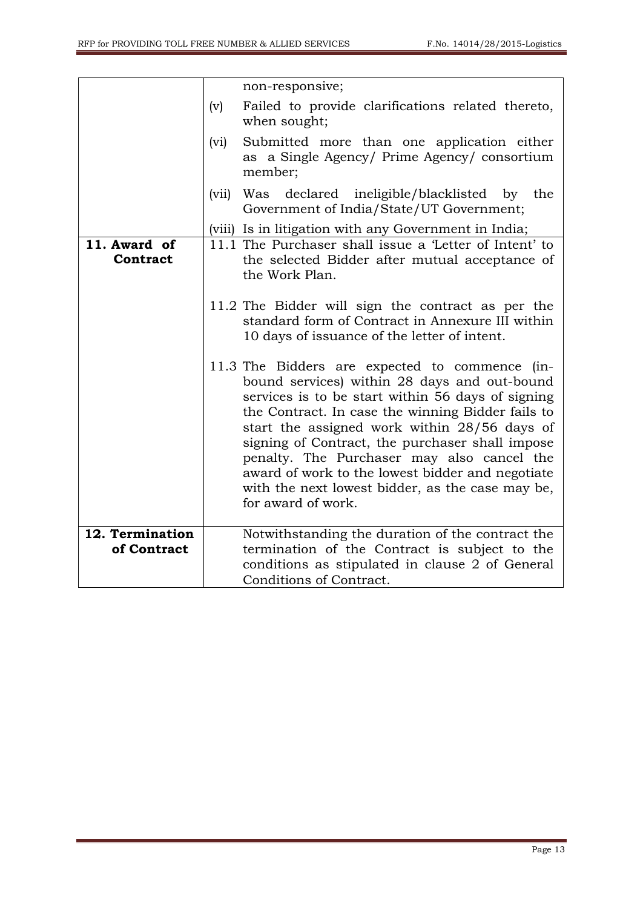| | |
|---|---|
| | non-responsive;<br>(v) Failed to provide clarifications related thereto, when sought;<br>(vi) Submitted more than one application either as a Single Agency/ Prime Agency/ consortium member;<br>(vii) Was declared ineligible/blacklisted by the Government of India/State/UT Government;<br>(viii) Is in litigation with any Government in India; |
| **11. Award of Contract** | 11.1 The Purchaser shall issue a 'Letter of Intent' to the selected Bidder after mutual acceptance of the Work Plan.<br><br>11.2 The Bidder will sign the contract as per the standard form of Contract in Annexure III within 10 days of issuance of the letter of intent.<br><br>11.3 The Bidders are expected to commence (in-bound services) within 28 days and out-bound services is to be start within 56 days of signing the Contract. In case the winning Bidder fails to start the assigned work within 28/56 days of signing of Contract, the purchaser shall impose penalty. The Purchaser may also cancel the award of work to the lowest bidder and negotiate with the next lowest bidder, as the case may be, for award of work. |
| **12. Termination of Contract** | Notwithstanding the duration of the contract the termination of the Contract is subject to the conditions as stipulated in clause 2 of General Conditions of Contract. |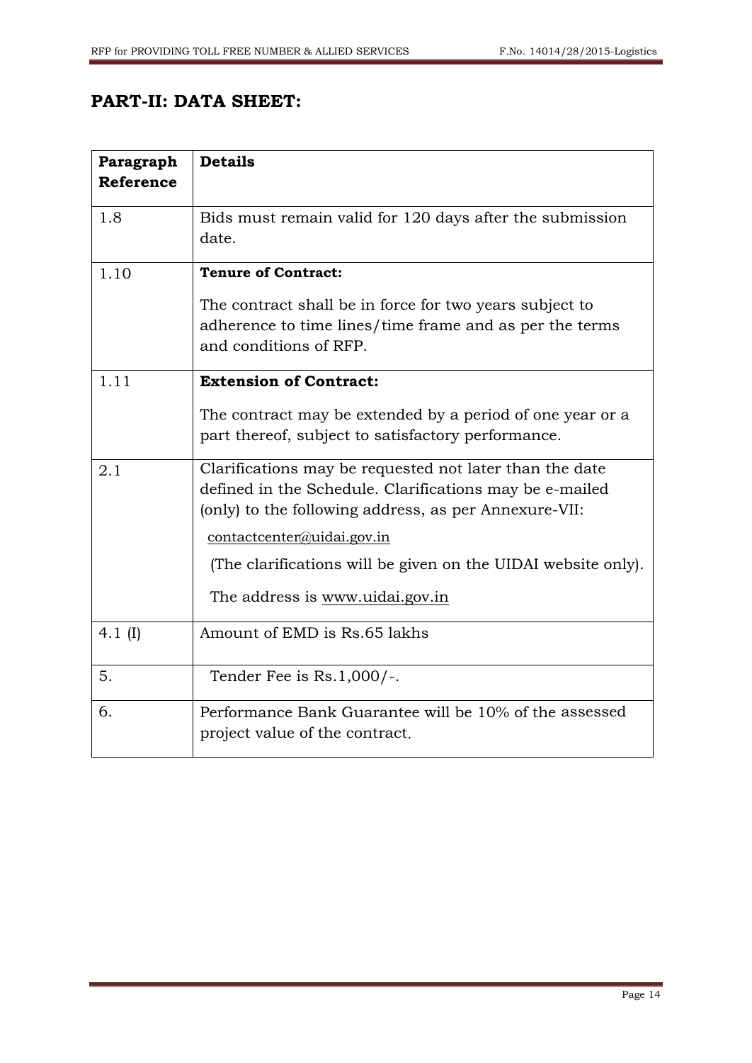## PART-II: DATA SHEET:

| Paragraph Reference | Details |
|---|---|
| 1.8 | Bids must remain valid for 120 days after the submission date. |
| 1.10 | **Tenure of Contract:**<br><br>The contract shall be in force for two years subject to adherence to time lines/time frame and as per the terms and conditions of RFP. |
| 1.11 | **Extension of Contract:**<br><br>The contract may be extended by a period of one year or a part thereof, subject to satisfactory performance. |
| 2.1 | Clarifications may be requested not later than the date defined in the Schedule. Clarifications may be e-mailed (only) to the following address, as per Annexure-VII:<br><br>contactcenter@uidai.gov.in<br><br>(The clarifications will be given on the UIDAI website only).<br><br>The address is www.uidai.gov.in |
| 4.1 (I) | Amount of EMD is Rs.65 lakhs |
| 5. | Tender Fee is Rs.1,000/-. |
| 6. | Performance Bank Guarantee will be 10% of the assessed project value of the contract. |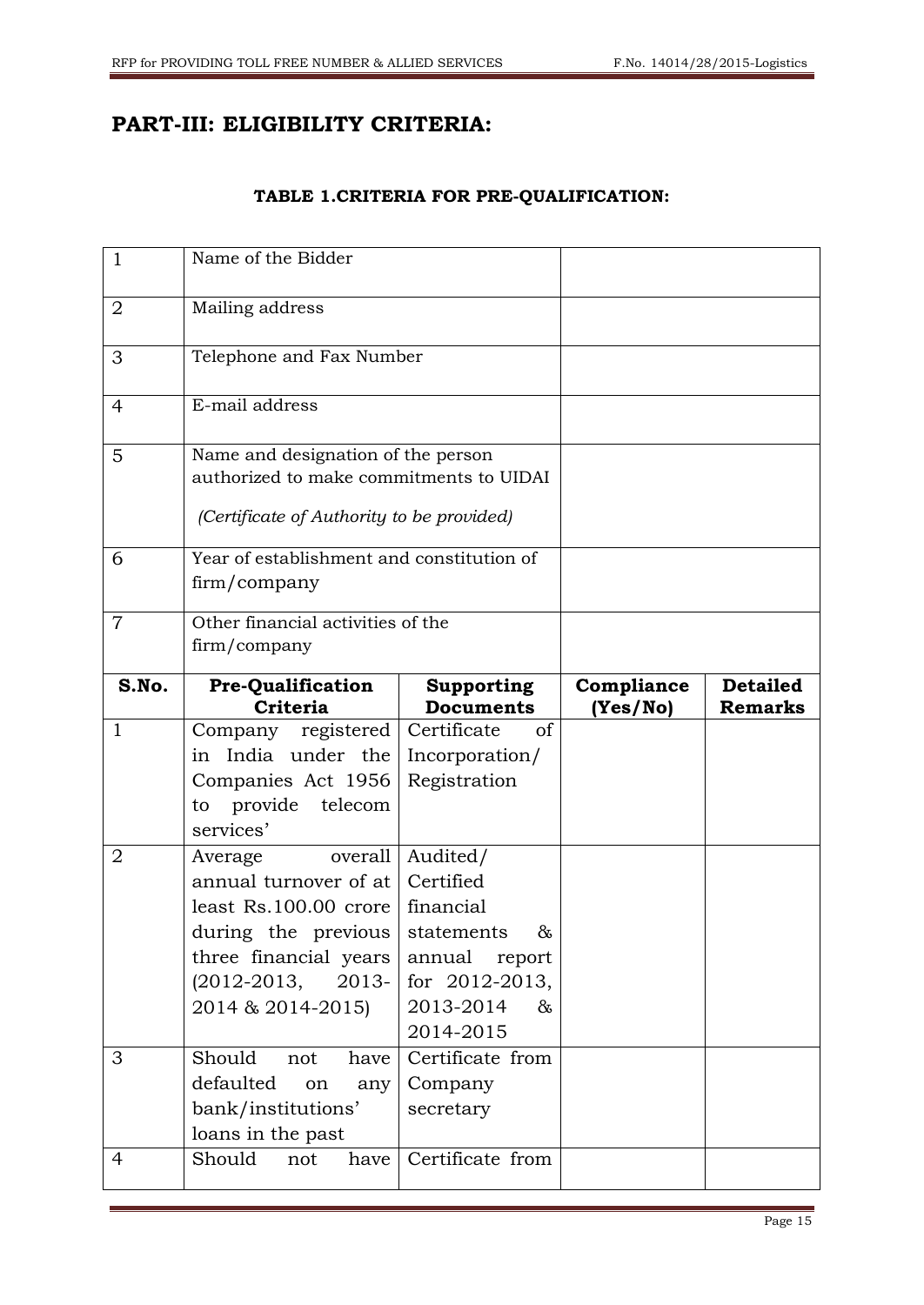# PART-III: ELIGIBILITY CRITERIA:

### TABLE 1.CRITERIA FOR PRE-QUALIFICATION:

| | | |
|---|---|---|
| 1 | Name of the Bidder | |
| 2 | Mailing address | |
| 3 | Telephone and Fax Number | |
| 4 | E-mail address | |
| 5 | Name and designation of the person authorized to make commitments to UIDAI<br>*(Certificate of Authority to be provided)* | |
| 6 | Year of establishment and constitution of firm/company | |
| 7 | Other financial activities of the firm/company | |

| S.No. | Pre-Qualification Criteria | Supporting Documents | Compliance (Yes/No) | Detailed Remarks |
|---|---|---|---|---|
| 1 | Company registered in India under the Companies Act 1956 to provide telecom services' | Certificate of Incorporation/ Registration | | |
| 2 | Average overall annual turnover of at least Rs.100.00 crore during the previous three financial years (2012-2013, 2013-2014 & 2014-2015) | Audited/ Certified financial statements & annual report for 2012-2013, 2013-2014 & 2014-2015 | | |
| 3 | Should not have defaulted on any bank/institutions' loans in the past | Certificate from Company secretary | | |
| 4 | Should not have | Certificate from | | |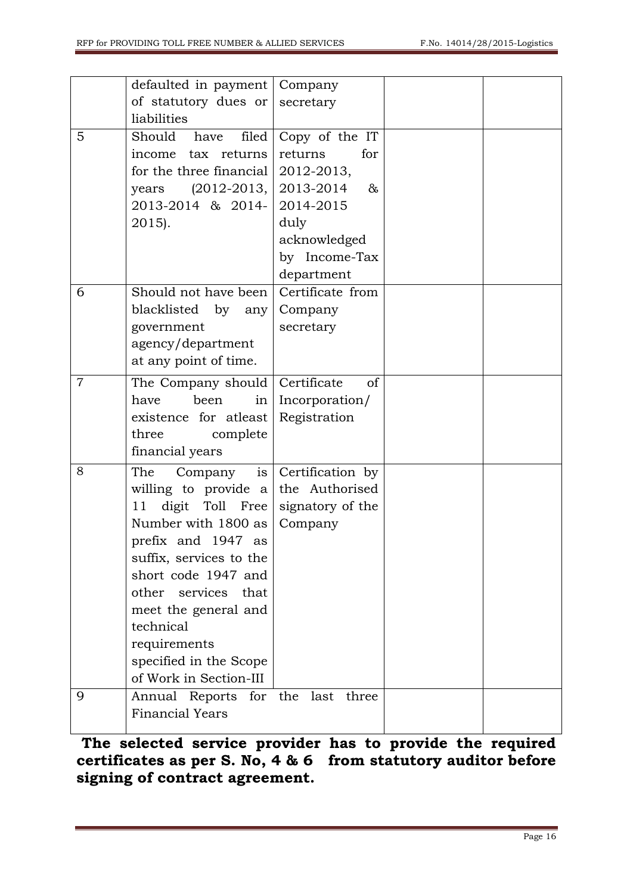| | | | | |
|---|---|---|---|---|
| | defaulted in payment of statutory dues or liabilities | Company secretary | | |
| 5 | Should have filed income tax returns for the three financial years (2012-2013, 2013-2014 & 2014-2015). | Copy of the IT returns for 2012-2013, 2013-2014 & 2014-2015 duly acknowledged by Income-Tax department | | |
| 6 | Should not have been blacklisted by any government agency/department at any point of time. | Certificate from Company secretary | | |
| 7 | The Company should have been in existence for atleast three complete financial years | Certificate of Incorporation/ Registration | | |
| 8 | The Company is willing to provide a 11 digit Toll Free Number with 1800 as prefix and 1947 as suffix, services to the short code 1947 and other services that meet the general and technical requirements specified in the Scope of Work in Section-III | Certification by the Authorised signatory of the Company | | |
| 9 | Annual Reports for the last three Financial Years | | | |

**The selected service provider has to provide the required certificates as per S. No, 4 & 6 from statutory auditor before signing of contract agreement.**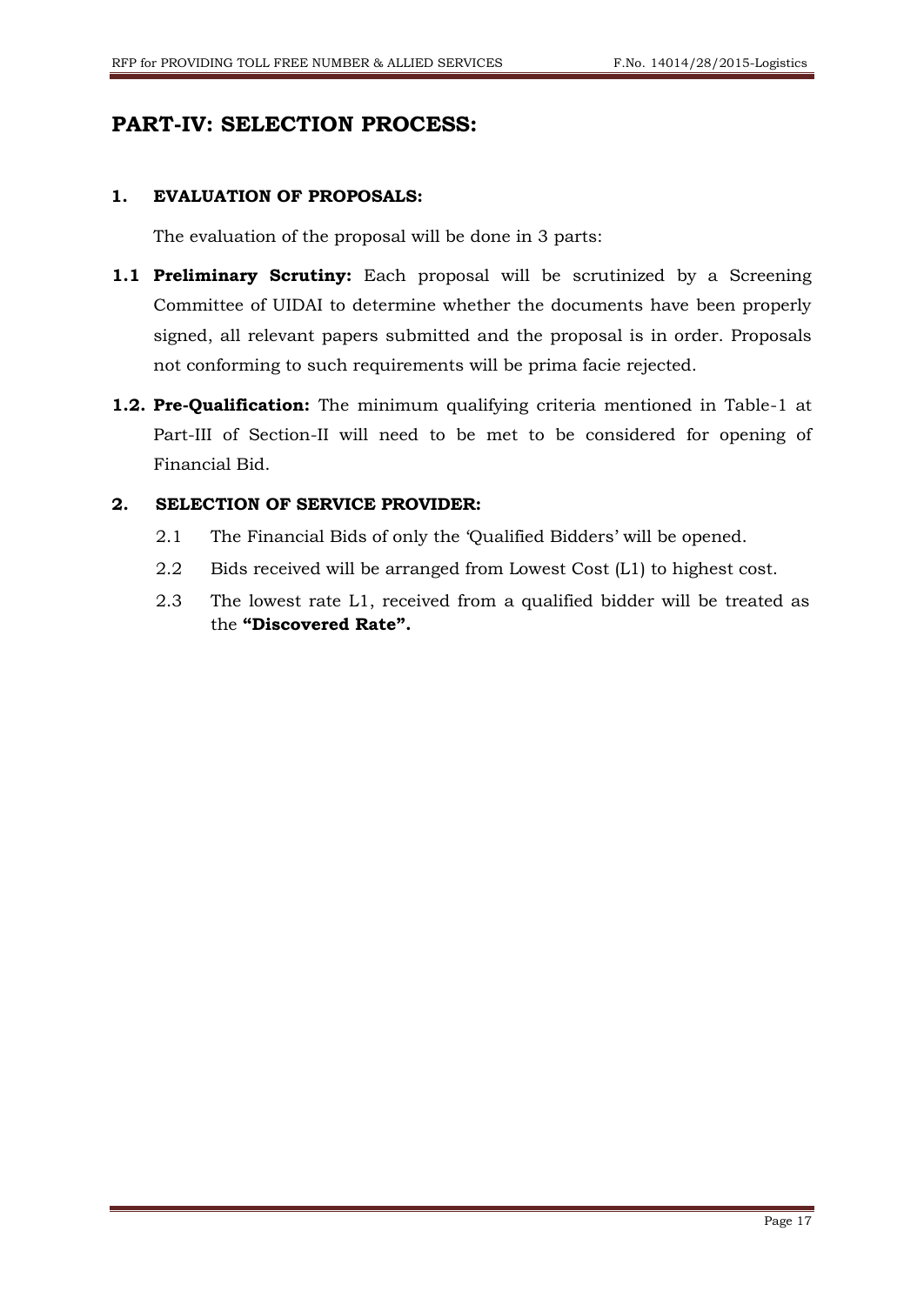## PART-IV: SELECTION PROCESS:

### 1. EVALUATION OF PROPOSALS:

The evaluation of the proposal will be done in 3 parts:

**1.1 Preliminary Scrutiny:** Each proposal will be scrutinized by a Screening Committee of UIDAI to determine whether the documents have been properly signed, all relevant papers submitted and the proposal is in order. Proposals not conforming to such requirements will be prima facie rejected.

**1.2. Pre-Qualification:** The minimum qualifying criteria mentioned in Table-1 at Part-III of Section-II will need to be met to be considered for opening of Financial Bid.

### 2. SELECTION OF SERVICE PROVIDER:

2.1 The Financial Bids of only the 'Qualified Bidders' will be opened.

2.2 Bids received will be arranged from Lowest Cost (L1) to highest cost.

2.3 The lowest rate L1, received from a qualified bidder will be treated as the **"Discovered Rate".**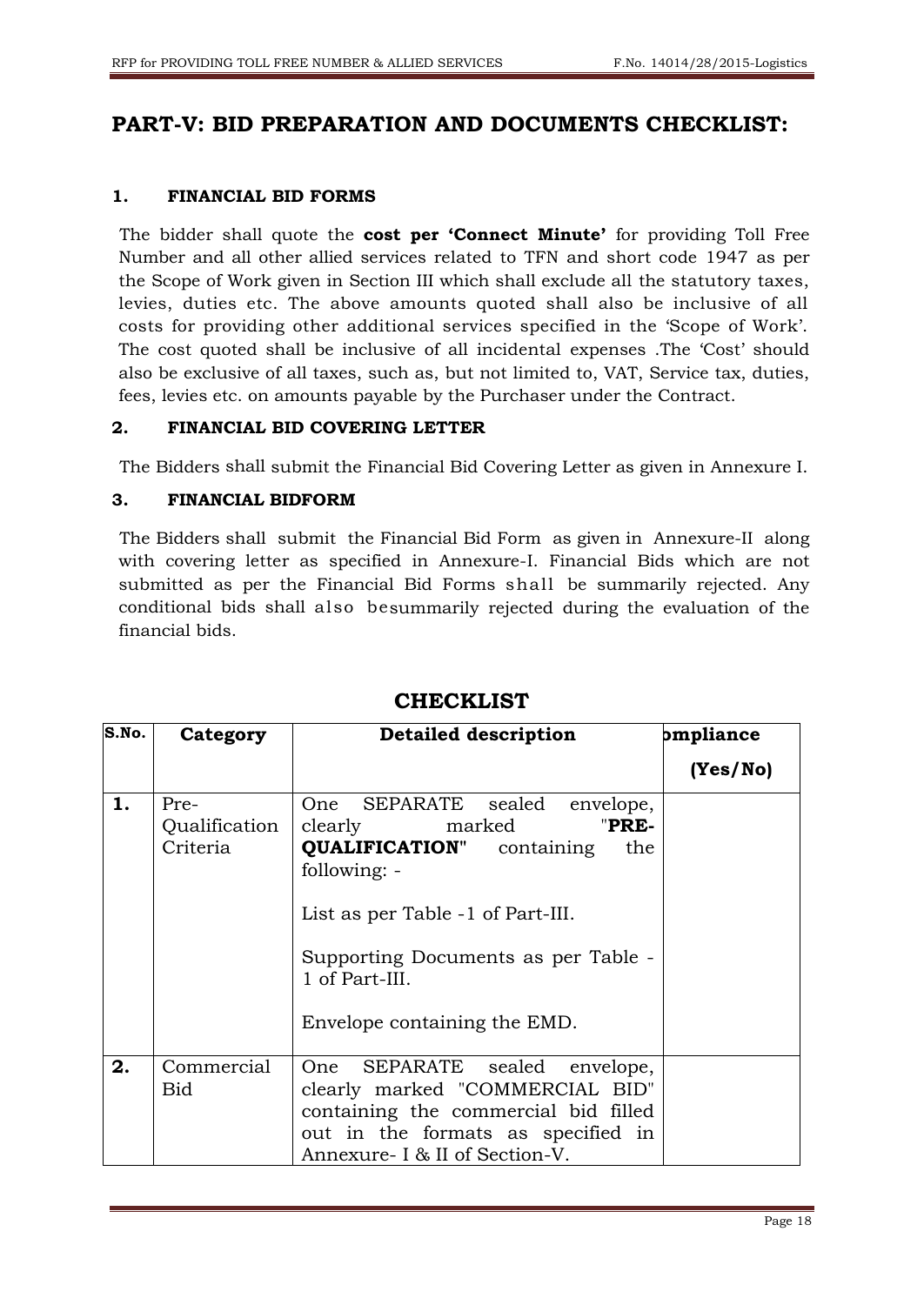# PART-V: BID PREPARATION AND DOCUMENTS CHECKLIST:

### 1. FINANCIAL BID FORMS

The bidder shall quote the **cost per 'Connect Minute'** for providing Toll Free Number and all other allied services related to TFN and short code 1947 as per the Scope of Work given in Section III which shall exclude all the statutory taxes, levies, duties etc. The above amounts quoted shall also be inclusive of all costs for providing other additional services specified in the 'Scope of Work'. The cost quoted shall be inclusive of all incidental expenses .The 'Cost' should also be exclusive of all taxes, such as, but not limited to, VAT, Service tax, duties, fees, levies etc. on amounts payable by the Purchaser under the Contract.

### 2. FINANCIAL BID COVERING LETTER

The Bidders shall submit the Financial Bid Covering Letter as given in Annexure I.

### 3. FINANCIAL BIDFORM

The Bidders shall submit the Financial Bid Form as given in Annexure-II along with covering letter as specified in Annexure-I. Financial Bids which are not submitted as per the Financial Bid Forms shall be summarily rejected. Any conditional bids shall also besummarily rejected during the evaluation of the financial bids.

## CHECKLIST

| S.No. | Category | Detailed description | ompliance (Yes/No) |
|---|---|---|---|
| **1.** | Pre-Qualification Criteria | One SEPARATE sealed envelope, clearly marked "**PRE-QUALIFICATION**" containing the following: -<br><br>List as per Table -1 of Part-III.<br><br>Supporting Documents as per Table -1 of Part-III.<br><br>Envelope containing the EMD. | |
| **2.** | Commercial Bid | One SEPARATE sealed envelope, clearly marked "COMMERCIAL BID" containing the commercial bid filled out in the formats as specified in Annexure- I & II of Section-V. | |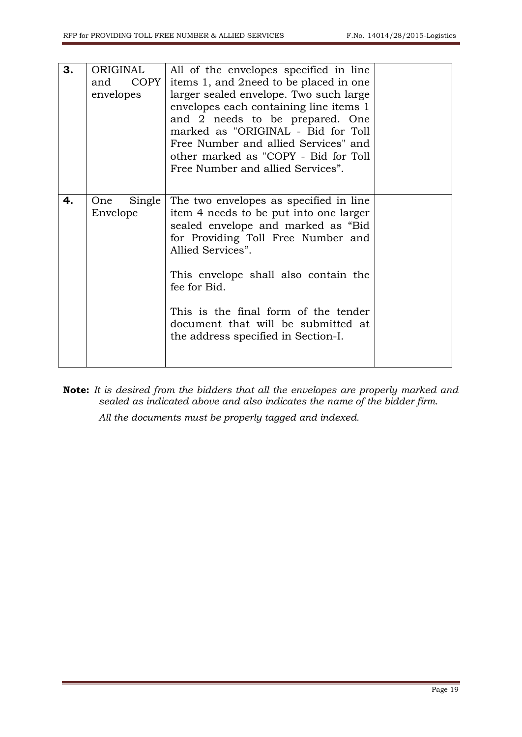| | | | |
|---|---|---|---|
| **3.** | ORIGINAL and COPY envelopes | All of the envelopes specified in line items 1, and 2need to be placed in one larger sealed envelope. Two such large envelopes each containing line items 1 and 2 needs to be prepared. One marked as "ORIGINAL - Bid for Toll Free Number and allied Services" and other marked as "COPY - Bid for Toll Free Number and allied Services". | |
| **4.** | One Single Envelope | The two envelopes as specified in line item 4 needs to be put into one larger sealed envelope and marked as "Bid for Providing Toll Free Number and Allied Services".<br><br>This envelope shall also contain the fee for Bid.<br><br>This is the final form of the tender document that will be submitted at the address specified in Section-I. | |

**Note:** *It is desired from the bidders that all the envelopes are properly marked and sealed as indicated above and also indicates the name of the bidder firm.*

*All the documents must be properly tagged and indexed.*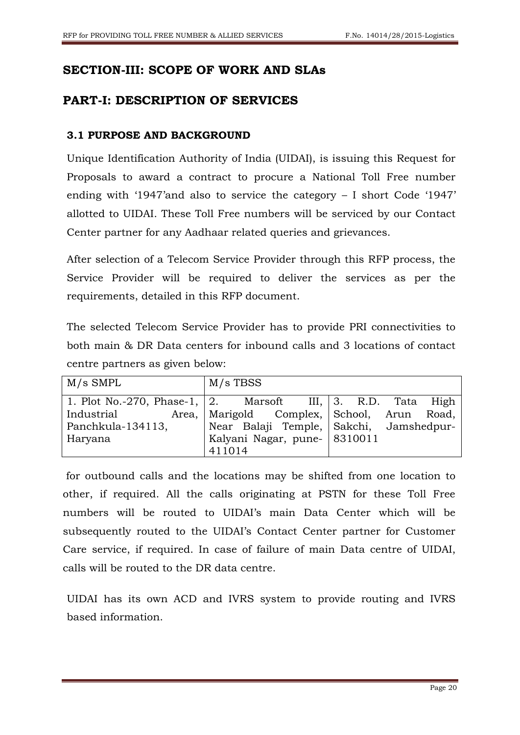## SECTION-III: SCOPE OF WORK AND SLAs

## PART-I: DESCRIPTION OF SERVICES

### 3.1 PURPOSE AND BACKGROUND

Unique Identification Authority of India (UIDAI), is issuing this Request for Proposals to award a contract to procure a National Toll Free number ending with '1947'and also to service the category – I short Code '1947' allotted to UIDAI. These Toll Free numbers will be serviced by our Contact Center partner for any Aadhaar related queries and grievances.

After selection of a Telecom Service Provider through this RFP process, the Service Provider will be required to deliver the services as per the requirements, detailed in this RFP document.

The selected Telecom Service Provider has to provide PRI connectivities to both main & DR Data centers for inbound calls and 3 locations of contact centre partners as given below:

| M/s SMPL | M/s TBSS | |
|---|---|---|
| 1. Plot No.-270, Phase-1, Industrial Area, Panchkula-134113, Haryana | 2. Marsoft III, Marigold Complex, Near Balaji Temple, Kalyani Nagar, pune-411014 | 3. R.D. Tata High School, Arun Road, Sakchi, Jamshedpur-8310011 |

for outbound calls and the locations may be shifted from one location to other, if required. All the calls originating at PSTN for these Toll Free numbers will be routed to UIDAI's main Data Center which will be subsequently routed to the UIDAI's Contact Center partner for Customer Care service, if required. In case of failure of main Data centre of UIDAI, calls will be routed to the DR data centre.

UIDAI has its own ACD and IVRS system to provide routing and IVRS based information.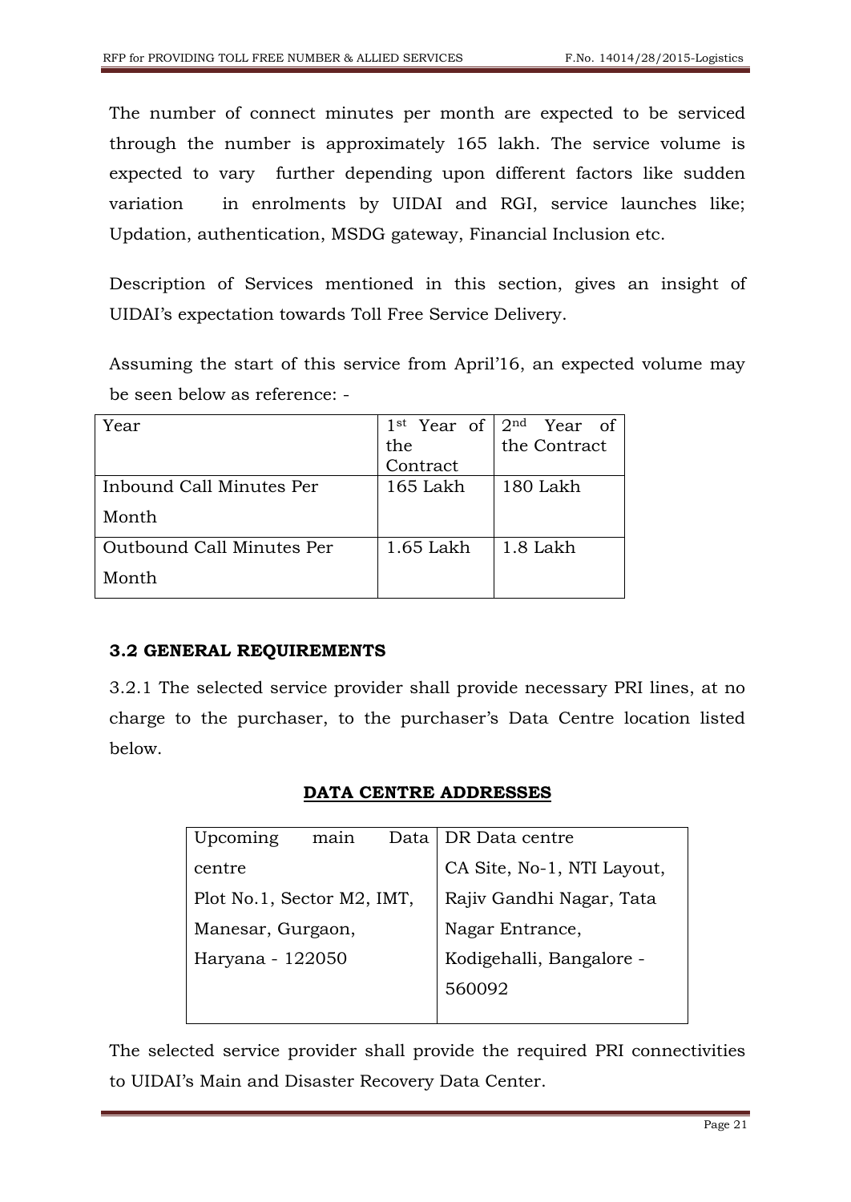The number of connect minutes per month are expected to be serviced through the number is approximately 165 lakh. The service volume is expected to vary further depending upon different factors like sudden variation in enrolments by UIDAI and RGI, service launches like; Updation, authentication, MSDG gateway, Financial Inclusion etc.

Description of Services mentioned in this section, gives an insight of UIDAI's expectation towards Toll Free Service Delivery.

Assuming the start of this service from April'16, an expected volume may be seen below as reference: -

| Year | 1st Year of the Contract | 2nd Year of the Contract |
|---|---|---|
| Inbound Call Minutes Per Month | 165 Lakh | 180 Lakh |
| Outbound Call Minutes Per Month | 1.65 Lakh | 1.8 Lakh |

### 3.2 GENERAL REQUIREMENTS

3.2.1 The selected service provider shall provide necessary PRI lines, at no charge to the purchaser, to the purchaser's Data Centre location listed below.

**DATA CENTRE ADDRESSES**

| | |
|---|---|
| Upcoming main Data centre<br>Plot No.1, Sector M2, IMT, Manesar, Gurgaon, Haryana - 122050 | DR Data centre<br>CA Site, No-1, NTI Layout, Rajiv Gandhi Nagar, Tata Nagar Entrance, Kodigehalli, Bangalore - 560092 |

The selected service provider shall provide the required PRI connectivities to UIDAI's Main and Disaster Recovery Data Center.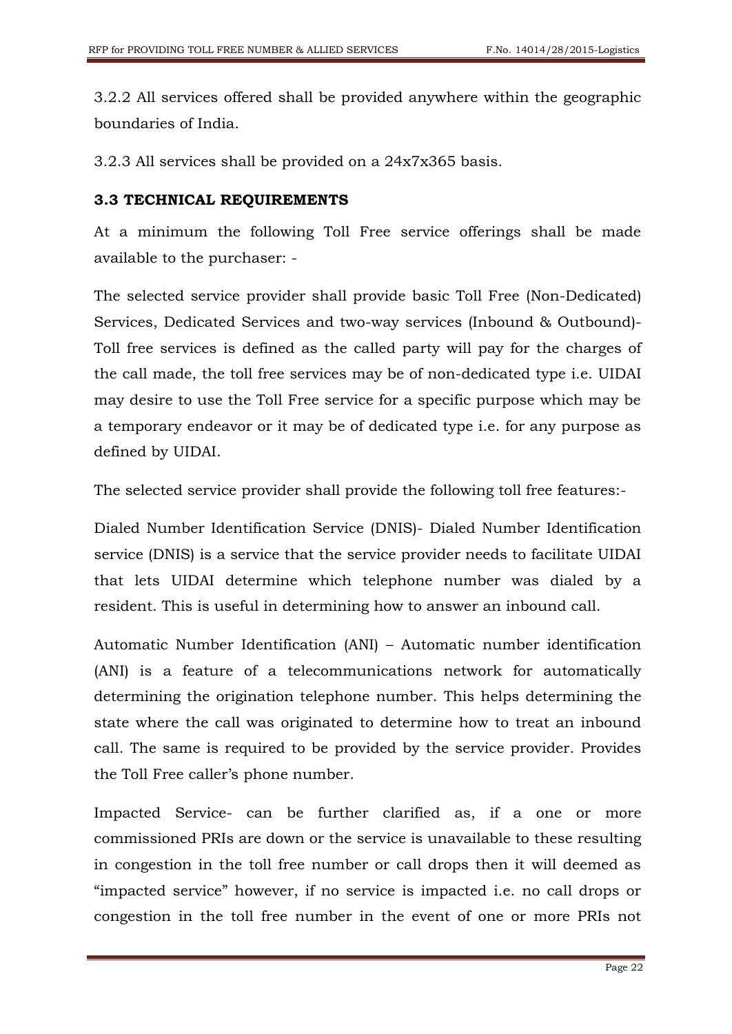3.2.2 All services offered shall be provided anywhere within the geographic boundaries of India.

3.2.3 All services shall be provided on a 24x7x365 basis.

### 3.3 TECHNICAL REQUIREMENTS

At a minimum the following Toll Free service offerings shall be made available to the purchaser: -

The selected service provider shall provide basic Toll Free (Non-Dedicated) Services, Dedicated Services and two-way services (Inbound & Outbound)- Toll free services is defined as the called party will pay for the charges of the call made, the toll free services may be of non-dedicated type i.e. UIDAI may desire to use the Toll Free service for a specific purpose which may be a temporary endeavor or it may be of dedicated type i.e. for any purpose as defined by UIDAI.

The selected service provider shall provide the following toll free features:-

Dialed Number Identification Service (DNIS)- Dialed Number Identification service (DNIS) is a service that the service provider needs to facilitate UIDAI that lets UIDAI determine which telephone number was dialed by a resident. This is useful in determining how to answer an inbound call.

Automatic Number Identification (ANI) – Automatic number identification (ANI) is a feature of a telecommunications network for automatically determining the origination telephone number. This helps determining the state where the call was originated to determine how to treat an inbound call. The same is required to be provided by the service provider. Provides the Toll Free caller's phone number.

Impacted Service- can be further clarified as, if a one or more commissioned PRIs are down or the service is unavailable to these resulting in congestion in the toll free number or call drops then it will deemed as "impacted service" however, if no service is impacted i.e. no call drops or congestion in the toll free number in the event of one or more PRIs not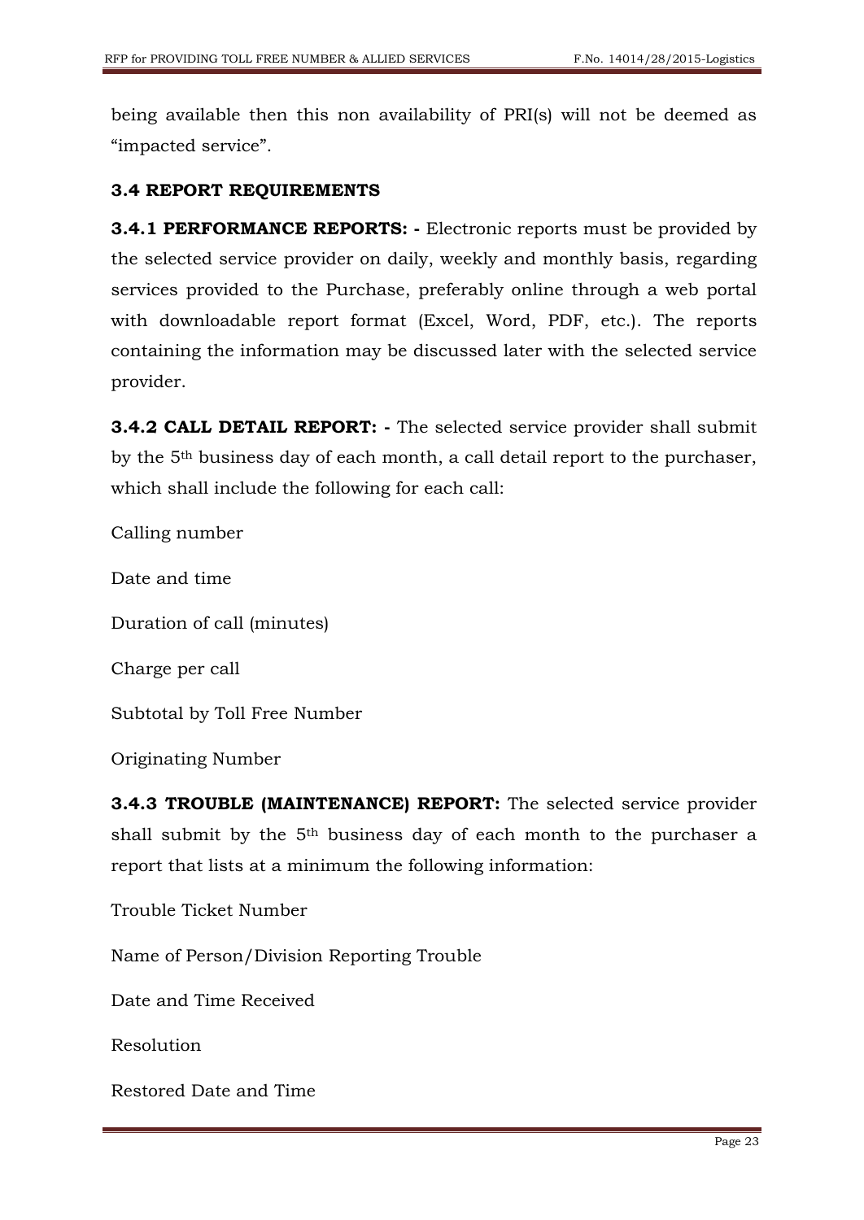being available then this non availability of PRI(s) will not be deemed as "impacted service".

### 3.4 REPORT REQUIREMENTS

**3.4.1 PERFORMANCE REPORTS: -** Electronic reports must be provided by the selected service provider on daily, weekly and monthly basis, regarding services provided to the Purchase, preferably online through a web portal with downloadable report format (Excel, Word, PDF, etc.). The reports containing the information may be discussed later with the selected service provider.

**3.4.2 CALL DETAIL REPORT: -** The selected service provider shall submit by the 5th business day of each month, a call detail report to the purchaser, which shall include the following for each call:

Calling number

Date and time

Duration of call (minutes)

Charge per call

Subtotal by Toll Free Number

Originating Number

**3.4.3 TROUBLE (MAINTENANCE) REPORT:** The selected service provider shall submit by the 5th business day of each month to the purchaser a report that lists at a minimum the following information:

Trouble Ticket Number

Name of Person/Division Reporting Trouble

Date and Time Received

Resolution

Restored Date and Time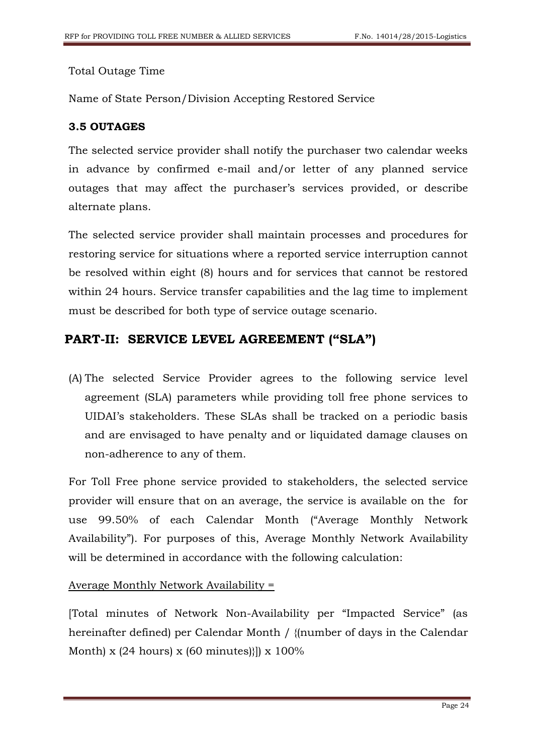Total Outage Time

Name of State Person/Division Accepting Restored Service

### 3.5 OUTAGES

The selected service provider shall notify the purchaser two calendar weeks in advance by confirmed e-mail and/or letter of any planned service outages that may affect the purchaser's services provided, or describe alternate plans.

The selected service provider shall maintain processes and procedures for restoring service for situations where a reported service interruption cannot be resolved within eight (8) hours and for services that cannot be restored within 24 hours. Service transfer capabilities and the lag time to implement must be described for both type of service outage scenario.

## PART-II: SERVICE LEVEL AGREEMENT ("SLA")

(A) The selected Service Provider agrees to the following service level agreement (SLA) parameters while providing toll free phone services to UIDAI's stakeholders. These SLAs shall be tracked on a periodic basis and are envisaged to have penalty and or liquidated damage clauses on non-adherence to any of them.

For Toll Free phone service provided to stakeholders, the selected service provider will ensure that on an average, the service is available on the for use 99.50% of each Calendar Month ("Average Monthly Network Availability"). For purposes of this, Average Monthly Network Availability will be determined in accordance with the following calculation:

Average Monthly Network Availability =

[Total minutes of Network Non-Availability per "Impacted Service" (as hereinafter defined) per Calendar Month / {(number of days in the Calendar Month) x (24 hours) x (60 minutes)}]) x 100%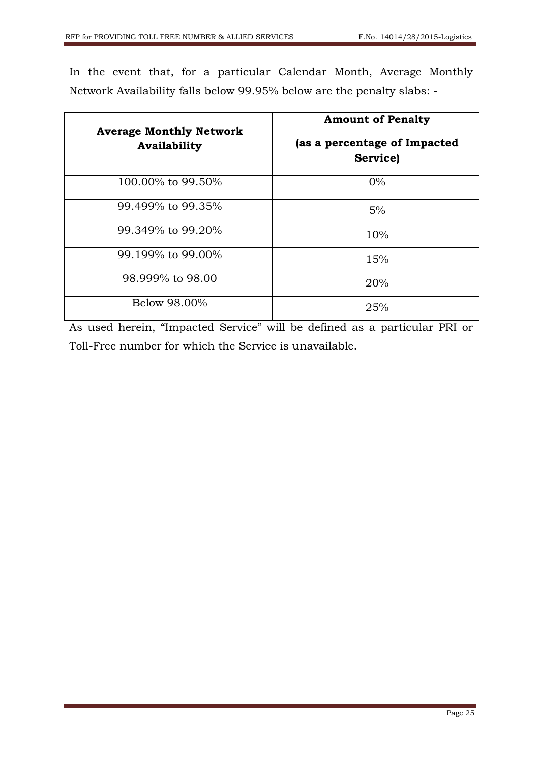In the event that, for a particular Calendar Month, Average Monthly Network Availability falls below 99.95% below are the penalty slabs: -

| **Average Monthly Network Availability** | **Amount of Penalty (as a percentage of Impacted Service)** |
|---|---|
| 100.00% to 99.50% | 0% |
| 99.499% to 99.35% | 5% |
| 99.349% to 99.20% | 10% |
| 99.199% to 99.00% | 15% |
| 98.999% to 98.00 | 20% |
| Below 98.00% | 25% |

As used herein, "Impacted Service" will be defined as a particular PRI or Toll-Free number for which the Service is unavailable.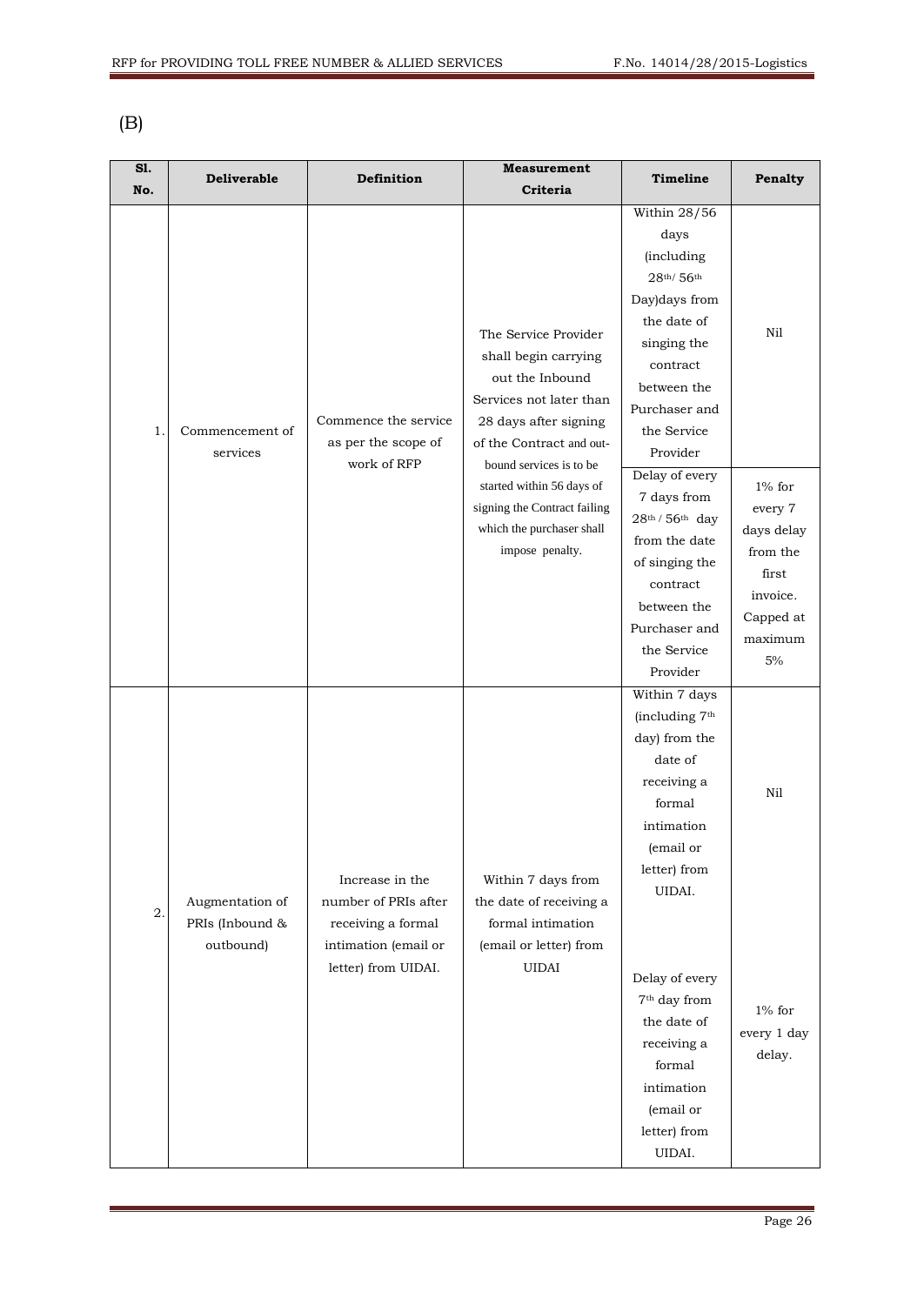(B)

| Sl. No. | Deliverable | Definition | Measurement Criteria | Timeline | Penalty |
|---|---|---|---|---|---|
| 1. | Commencement of services | Commence the service as per the scope of work of RFP | The Service Provider shall begin carrying out the Inbound Services not later than 28 days after signing of the Contract and out-bound services is to be started within 56 days of signing the Contract failing which the purchaser shall impose penalty. | Within 28/56 days (including 28th/ 56th Day)days from the date of singing the contract between the Purchaser and the Service Provider | Nil |
| | | | | Delay of every 7 days from 28th / 56th day from the date of singing the contract between the Purchaser and the Service Provider | 1% for every 7 days delay from the first invoice. Capped at maximum 5% |
| 2. | Augmentation of PRIs (Inbound & outbound) | Increase in the number of PRIs after receiving a formal intimation (email or letter) from UIDAI. | Within 7 days from the date of receiving a formal intimation (email or letter) from UIDAI | Within 7 days (including 7th day) from the date of receiving a formal intimation (email or letter) from UIDAI. | Nil |
| | | | | Delay of every 7th day from the date of receiving a formal intimation (email or letter) from UIDAI. | 1% for every 1 day delay. |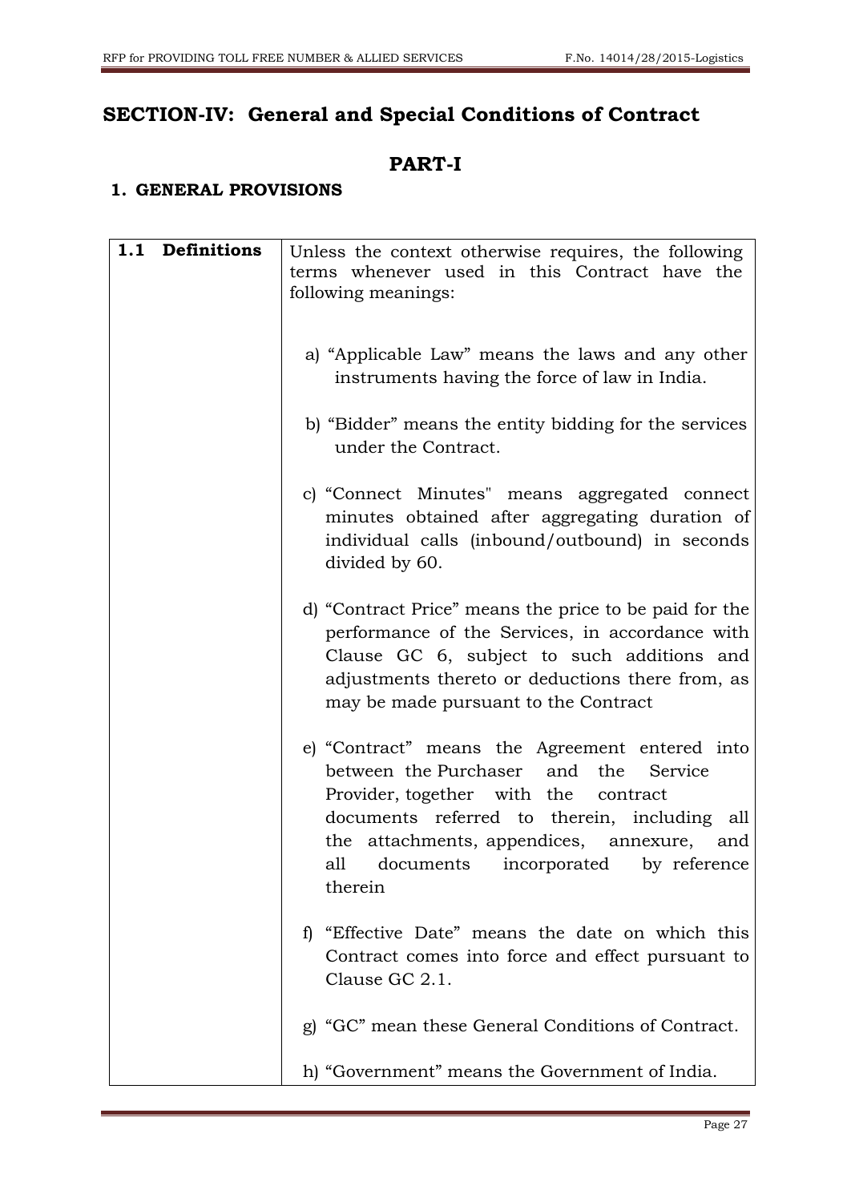# SECTION-IV: General and Special Conditions of Contract

## PART-I

### 1. GENERAL PROVISIONS

| | |
|---|---|
| **1.1 Definitions** | Unless the context otherwise requires, the following terms whenever used in this Contract have the following meanings:<br><br>a) "Applicable Law" means the laws and any other instruments having the force of law in India.<br><br>b) "Bidder" means the entity bidding for the services under the Contract.<br><br>c) "Connect Minutes" means aggregated connect minutes obtained after aggregating duration of individual calls (inbound/outbound) in seconds divided by 60.<br><br>d) "Contract Price" means the price to be paid for the performance of the Services, in accordance with Clause GC 6, subject to such additions and adjustments thereto or deductions there from, as may be made pursuant to the Contract<br><br>e) "Contract" means the Agreement entered into between the Purchaser and the Service Provider, together with the contract documents referred to therein, including all the attachments, appendices, annexure, and all documents incorporated by reference therein<br><br>f) "Effective Date" means the date on which this Contract comes into force and effect pursuant to Clause GC 2.1.<br><br>g) "GC" mean these General Conditions of Contract.<br><br>h) "Government" means the Government of India. |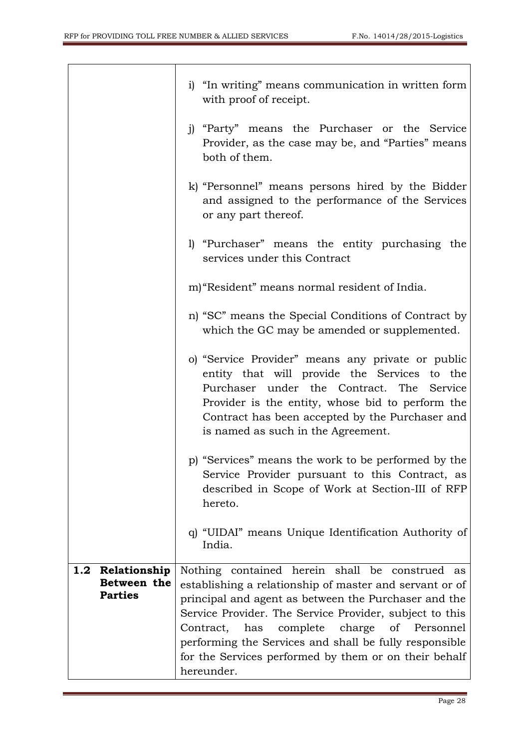| | |
|---|---|
| | i) "In writing" means communication in written form with proof of receipt.<br><br>j) "Party" means the Purchaser or the Service Provider, as the case may be, and "Parties" means both of them.<br><br>k) "Personnel" means persons hired by the Bidder and assigned to the performance of the Services or any part thereof.<br><br>l) "Purchaser" means the entity purchasing the services under this Contract<br><br>m) "Resident" means normal resident of India.<br><br>n) "SC" means the Special Conditions of Contract by which the GC may be amended or supplemented.<br><br>o) "Service Provider" means any private or public entity that will provide the Services to the Purchaser under the Contract. The Service Provider is the entity, whose bid to perform the Contract has been accepted by the Purchaser and is named as such in the Agreement.<br><br>p) "Services" means the work to be performed by the Service Provider pursuant to this Contract, as described in Scope of Work at Section-III of RFP hereto.<br><br>q) "UIDAI" means Unique Identification Authority of India. |
| **1.2 Relationship Between the Parties** | Nothing contained herein shall be construed as establishing a relationship of master and servant or of principal and agent as between the Purchaser and the Service Provider. The Service Provider, subject to this Contract, has complete charge of Personnel performing the Services and shall be fully responsible for the Services performed by them or on their behalf hereunder. |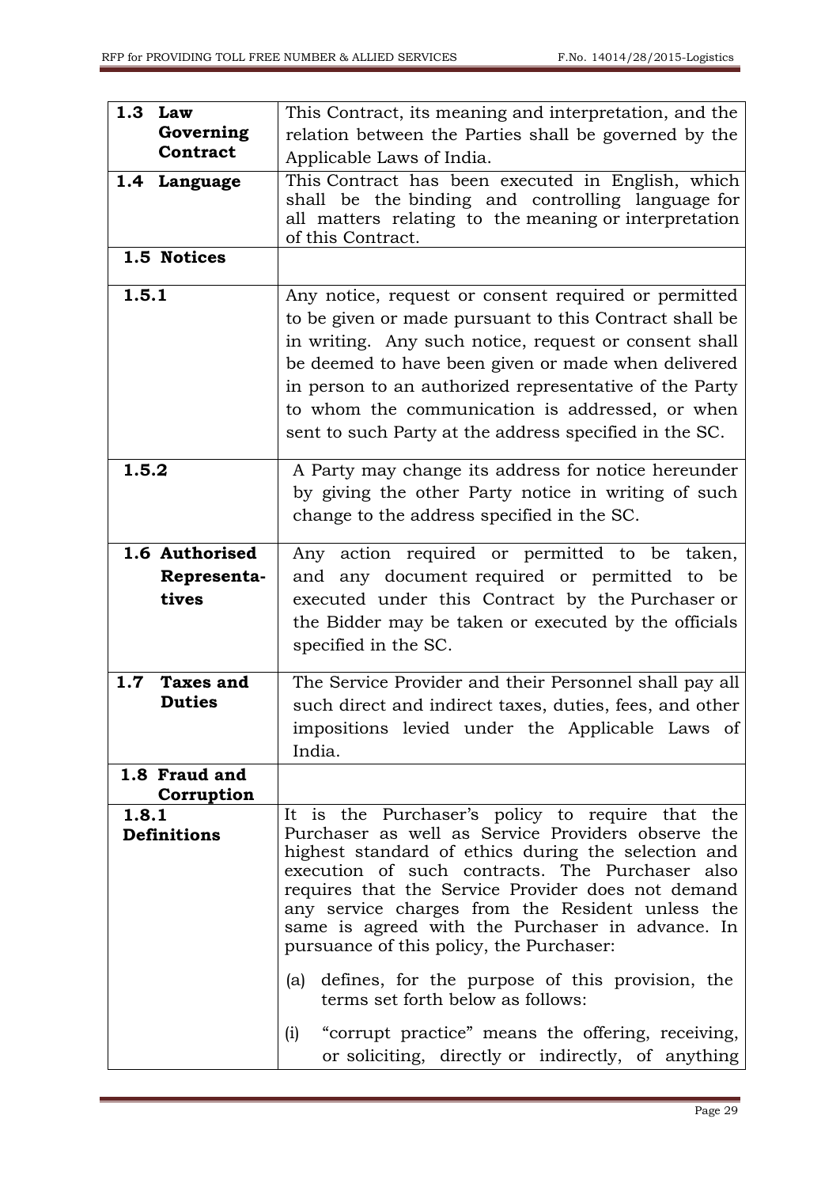| | |
|---|---|
| **1.3 Law Governing Contract** | This Contract, its meaning and interpretation, and the relation between the Parties shall be governed by the Applicable Laws of India. |
| **1.4 Language** | This Contract has been executed in English, which shall be the binding and controlling language for all matters relating to the meaning or interpretation of this Contract. |
| **1.5 Notices** | |
| **1.5.1** | Any notice, request or consent required or permitted to be given or made pursuant to this Contract shall be in writing. Any such notice, request or consent shall be deemed to have been given or made when delivered in person to an authorized representative of the Party to whom the communication is addressed, or when sent to such Party at the address specified in the SC. |
| **1.5.2** | A Party may change its address for notice hereunder by giving the other Party notice in writing of such change to the address specified in the SC. |
| **1.6 Authorised Representatives** | Any action required or permitted to be taken, and any document required or permitted to be executed under this Contract by the Purchaser or the Bidder may be taken or executed by the officials specified in the SC. |
| **1.7 Taxes and Duties** | The Service Provider and their Personnel shall pay all such direct and indirect taxes, duties, fees, and other impositions levied under the Applicable Laws of India. |
| **1.8 Fraud and Corruption** | |
| **1.8.1 Definitions** | It is the Purchaser's policy to require that the Purchaser as well as Service Providers observe the highest standard of ethics during the selection and execution of such contracts. The Purchaser also requires that the Service Provider does not demand any service charges from the Resident unless the same is agreed with the Purchaser in advance. In pursuance of this policy, the Purchaser:<br><br>(a) defines, for the purpose of this provision, the terms set forth below as follows:<br><br>(i) "corrupt practice" means the offering, receiving, or soliciting, directly or indirectly, of anything |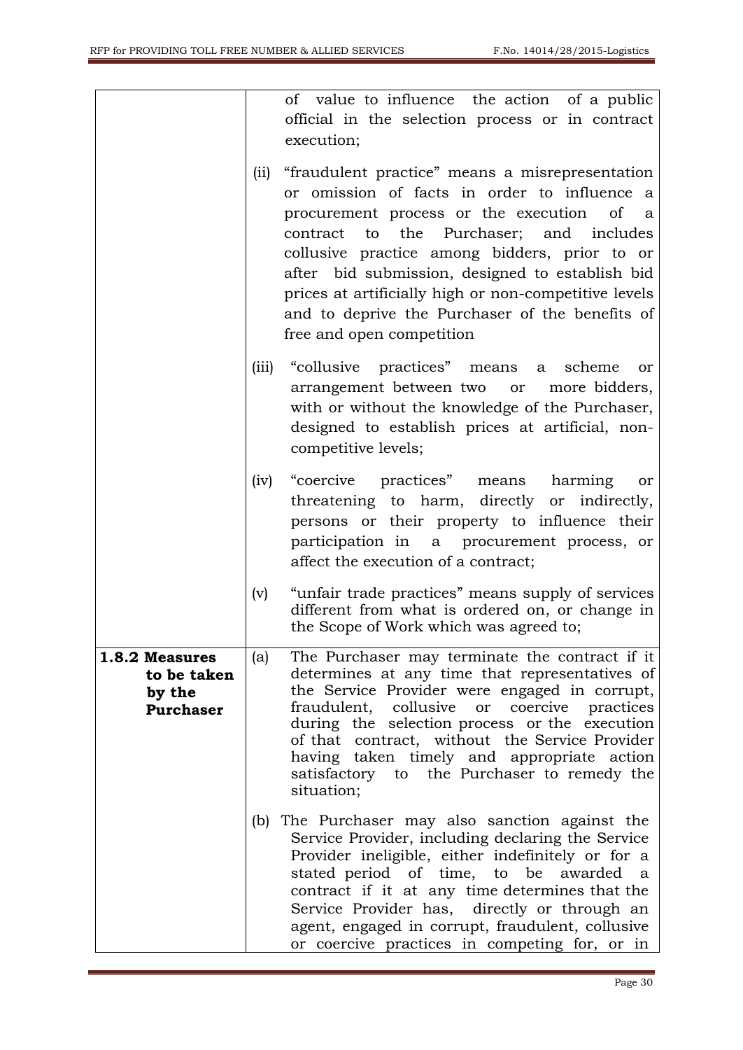| | |
|---|---|
| | of value to influence the action of a public official in the selection process or in contract execution;<br><br>(ii) "fraudulent practice" means a misrepresentation or omission of facts in order to influence a procurement process or the execution of a contract to the Purchaser; and includes collusive practice among bidders, prior to or after bid submission, designed to establish bid prices at artificially high or non-competitive levels and to deprive the Purchaser of the benefits of free and open competition<br><br>(iii) "collusive practices" means a scheme or arrangement between two or more bidders, with or without the knowledge of the Purchaser, designed to establish prices at artificial, non-competitive levels;<br><br>(iv) "coercive practices" means harming or threatening to harm, directly or indirectly, persons or their property to influence their participation in a procurement process, or affect the execution of a contract;<br><br>(v) "unfair trade practices" means supply of services different from what is ordered on, or change in the Scope of Work which was agreed to; |
| **1.8.2 Measures to be taken by the Purchaser** | (a) The Purchaser may terminate the contract if it determines at any time that representatives of the Service Provider were engaged in corrupt, fraudulent, collusive or coercive practices during the selection process or the execution of that contract, without the Service Provider having taken timely and appropriate action satisfactory to the Purchaser to remedy the situation;<br><br>(b) The Purchaser may also sanction against the Service Provider, including declaring the Service Provider ineligible, either indefinitely or for a stated period of time, to be awarded a contract if it at any time determines that the Service Provider has, directly or through an agent, engaged in corrupt, fraudulent, collusive or coercive practices in competing for, or in |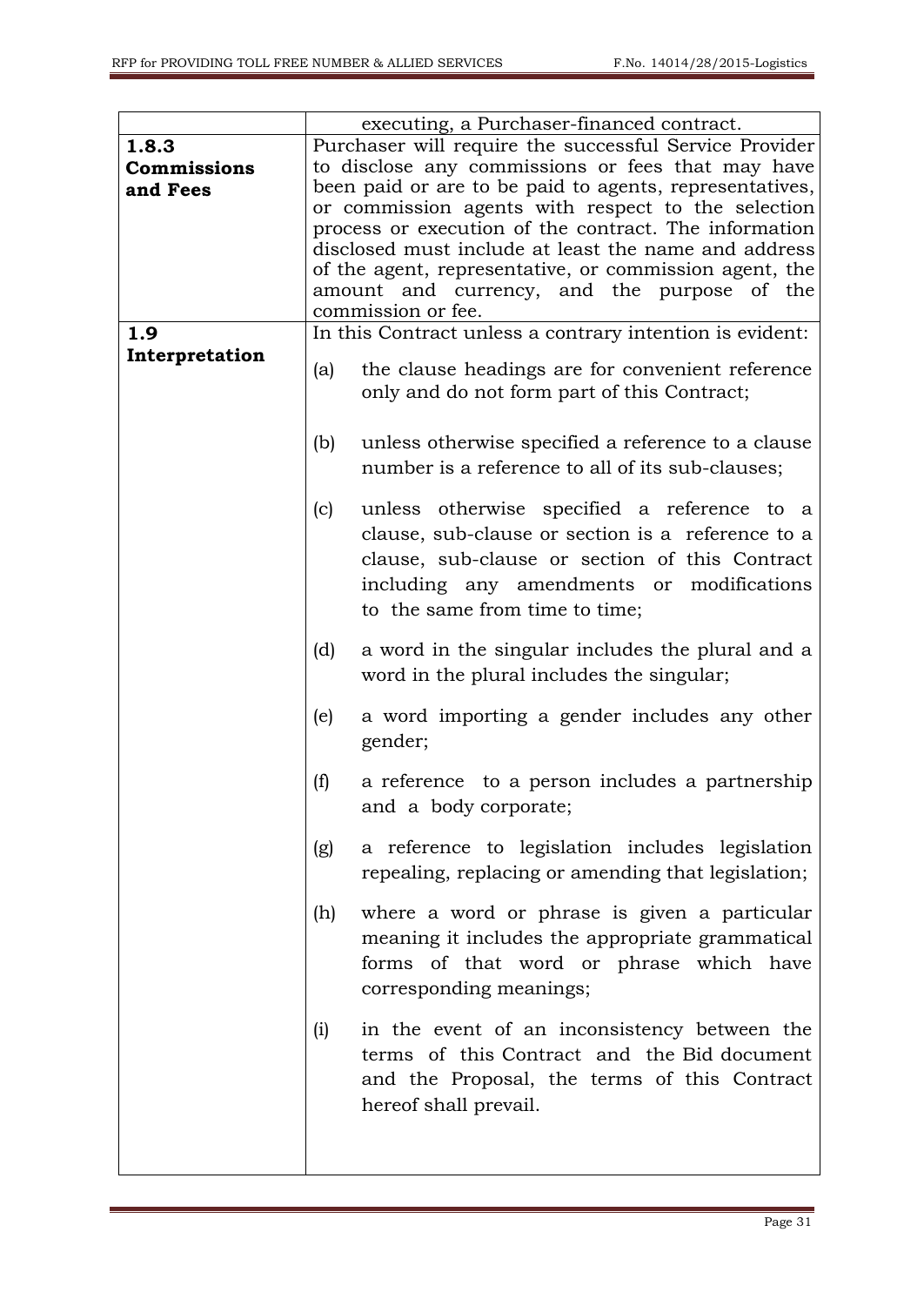| | |
|---|---|
| | executing, a Purchaser-financed contract. |
| **1.8.3 Commissions and Fees** | Purchaser will require the successful Service Provider to disclose any commissions or fees that may have been paid or are to be paid to agents, representatives, or commission agents with respect to the selection process or execution of the contract. The information disclosed must include at least the name and address of the agent, representative, or commission agent, the amount and currency, and the purpose of the commission or fee. |
| **1.9 Interpretation** | In this Contract unless a contrary intention is evident:<br><br>(a) the clause headings are for convenient reference only and do not form part of this Contract;<br><br>(b) unless otherwise specified a reference to a clause number is a reference to all of its sub-clauses;<br><br>(c) unless otherwise specified a reference to a clause, sub-clause or section is a reference to a clause, sub-clause or section of this Contract including any amendments or modifications to the same from time to time;<br><br>(d) a word in the singular includes the plural and a word in the plural includes the singular;<br><br>(e) a word importing a gender includes any other gender;<br><br>(f) a reference to a person includes a partnership and a body corporate;<br><br>(g) a reference to legislation includes legislation repealing, replacing or amending that legislation;<br><br>(h) where a word or phrase is given a particular meaning it includes the appropriate grammatical forms of that word or phrase which have corresponding meanings;<br><br>(i) in the event of an inconsistency between the terms of this Contract and the Bid document and the Proposal, the terms of this Contract hereof shall prevail. |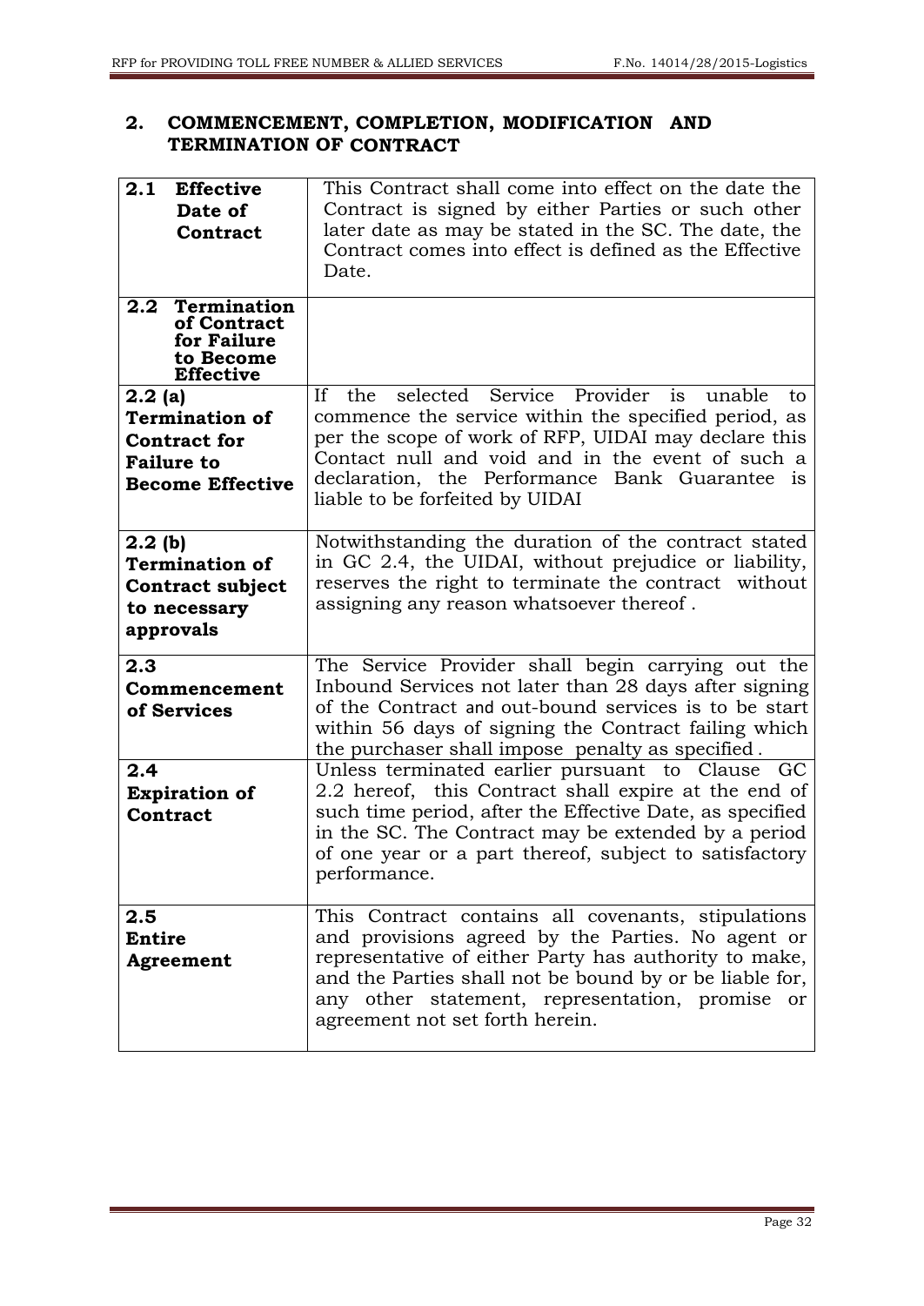## 2. COMMENCEMENT, COMPLETION, MODIFICATION AND TERMINATION OF CONTRACT

| | |
|---|---|
| **2.1 Effective Date of Contract** | This Contract shall come into effect on the date the Contract is signed by either Parties or such other later date as may be stated in the SC. The date, the Contract comes into effect is defined as the Effective Date. |
| **2.2 Termination of Contract for Failure to Become Effective** | |
| **2.2 (a) Termination of Contract for Failure to Become Effective** | If the selected Service Provider is unable to commence the service within the specified period, as per the scope of work of RFP, UIDAI may declare this Contact null and void and in the event of such a declaration, the Performance Bank Guarantee is liable to be forfeited by UIDAI |
| **2.2 (b) Termination of Contract subject to necessary approvals** | Notwithstanding the duration of the contract stated in GC 2.4, the UIDAI, without prejudice or liability, reserves the right to terminate the contract without assigning any reason whatsoever thereof . |
| **2.3 Commencement of Services** | The Service Provider shall begin carrying out the Inbound Services not later than 28 days after signing of the Contract and out-bound services is to be start within 56 days of signing the Contract failing which the purchaser shall impose penalty as specified . |
| **2.4 Expiration of Contract** | Unless terminated earlier pursuant to Clause GC 2.2 hereof, this Contract shall expire at the end of such time period, after the Effective Date, as specified in the SC. The Contract may be extended by a period of one year or a part thereof, subject to satisfactory performance. |
| **2.5 Entire Agreement** | This Contract contains all covenants, stipulations and provisions agreed by the Parties. No agent or representative of either Party has authority to make, and the Parties shall not be bound by or be liable for, any other statement, representation, promise or agreement not set forth herein. |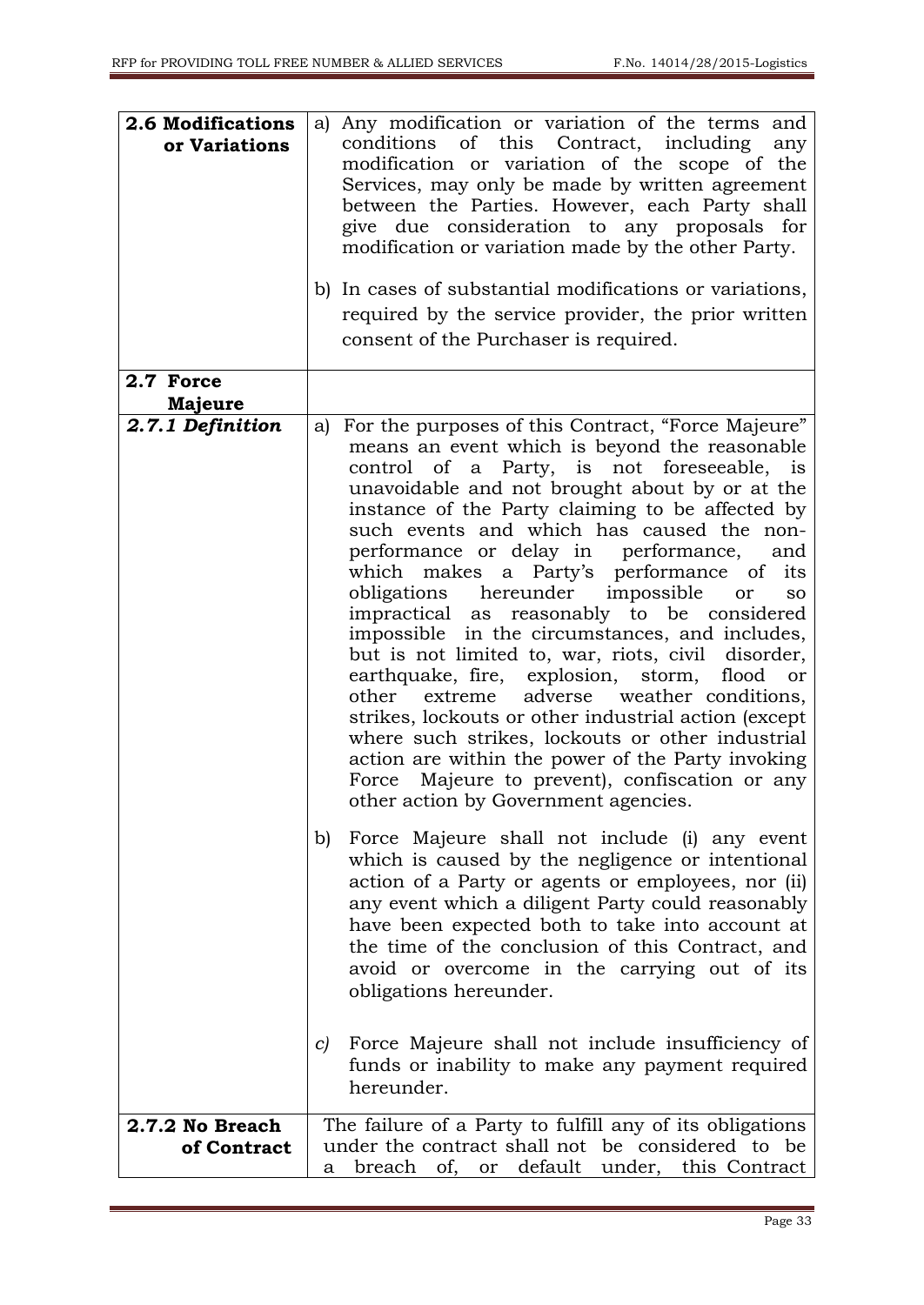| | |
|---|---|
| **2.6 Modifications or Variations** | a) Any modification or variation of the terms and conditions of this Contract, including any modification or variation of the scope of the Services, may only be made by written agreement between the Parties. However, each Party shall give due consideration to any proposals for modification or variation made by the other Party.<br><br>b) In cases of substantial modifications or variations, required by the service provider, the prior written consent of the Purchaser is required. |
| **2.7 Force Majeure** | |
| ***2.7.1 Definition*** | a) For the purposes of this Contract, "Force Majeure" means an event which is beyond the reasonable control of a Party, is not foreseeable, is unavoidable and not brought about by or at the instance of the Party claiming to be affected by such events and which has caused the non-performance or delay in performance, and which makes a Party's performance of its obligations hereunder impossible or so impractical as reasonably to be considered impossible in the circumstances, and includes, but is not limited to, war, riots, civil disorder, earthquake, fire, explosion, storm, flood or other extreme adverse weather conditions, strikes, lockouts or other industrial action (except where such strikes, lockouts or other industrial action are within the power of the Party invoking Force Majeure to prevent), confiscation or any other action by Government agencies.<br><br>b) Force Majeure shall not include (i) any event which is caused by the negligence or intentional action of a Party or agents or employees, nor (ii) any event which a diligent Party could reasonably have been expected both to take into account at the time of the conclusion of this Contract, and avoid or overcome in the carrying out of its obligations hereunder.<br><br>*c)* Force Majeure shall not include insufficiency of funds or inability to make any payment required hereunder. |
| **2.7.2 No Breach of Contract** | The failure of a Party to fulfill any of its obligations under the contract shall not be considered to be a breach of, or default under, this Contract |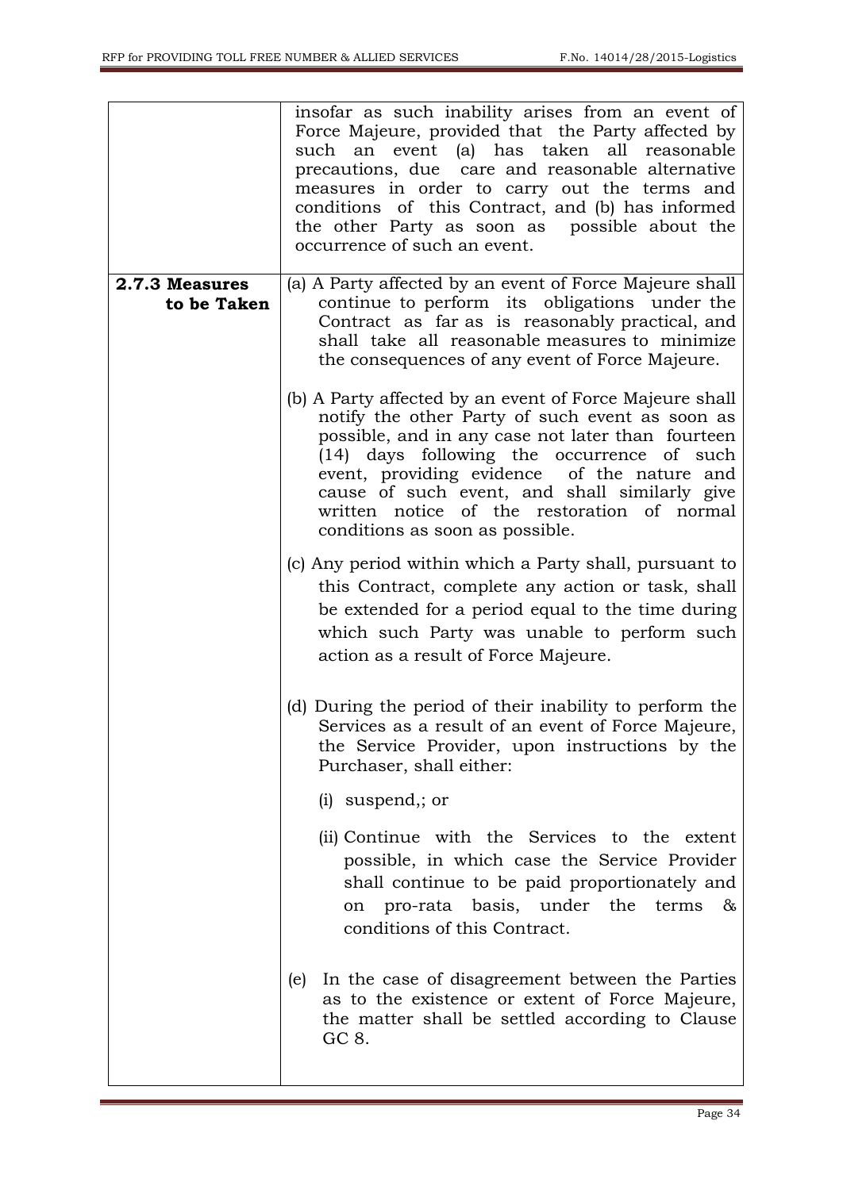| | |
|---|---|
| | insofar as such inability arises from an event of Force Majeure, provided that the Party affected by such an event (a) has taken all reasonable precautions, due care and reasonable alternative measures in order to carry out the terms and conditions of this Contract, and (b) has informed the other Party as soon as possible about the occurrence of such an event. |
| **2.7.3 Measures to be Taken** | (a) A Party affected by an event of Force Majeure shall continue to perform its obligations under the Contract as far as is reasonably practical, and shall take all reasonable measures to minimize the consequences of any event of Force Majeure.<br><br>(b) A Party affected by an event of Force Majeure shall notify the other Party of such event as soon as possible, and in any case not later than fourteen (14) days following the occurrence of such event, providing evidence of the nature and cause of such event, and shall similarly give written notice of the restoration of normal conditions as soon as possible.<br><br>(c) Any period within which a Party shall, pursuant to this Contract, complete any action or task, shall be extended for a period equal to the time during which such Party was unable to perform such action as a result of Force Majeure.<br><br>(d) During the period of their inability to perform the Services as a result of an event of Force Majeure, the Service Provider, upon instructions by the Purchaser, shall either:<br><br>(i) suspend,; or<br><br>(ii) Continue with the Services to the extent possible, in which case the Service Provider shall continue to be paid proportionately and on pro-rata basis, under the terms & conditions of this Contract.<br><br>(e) In the case of disagreement between the Parties as to the existence or extent of Force Majeure, the matter shall be settled according to Clause GC 8. |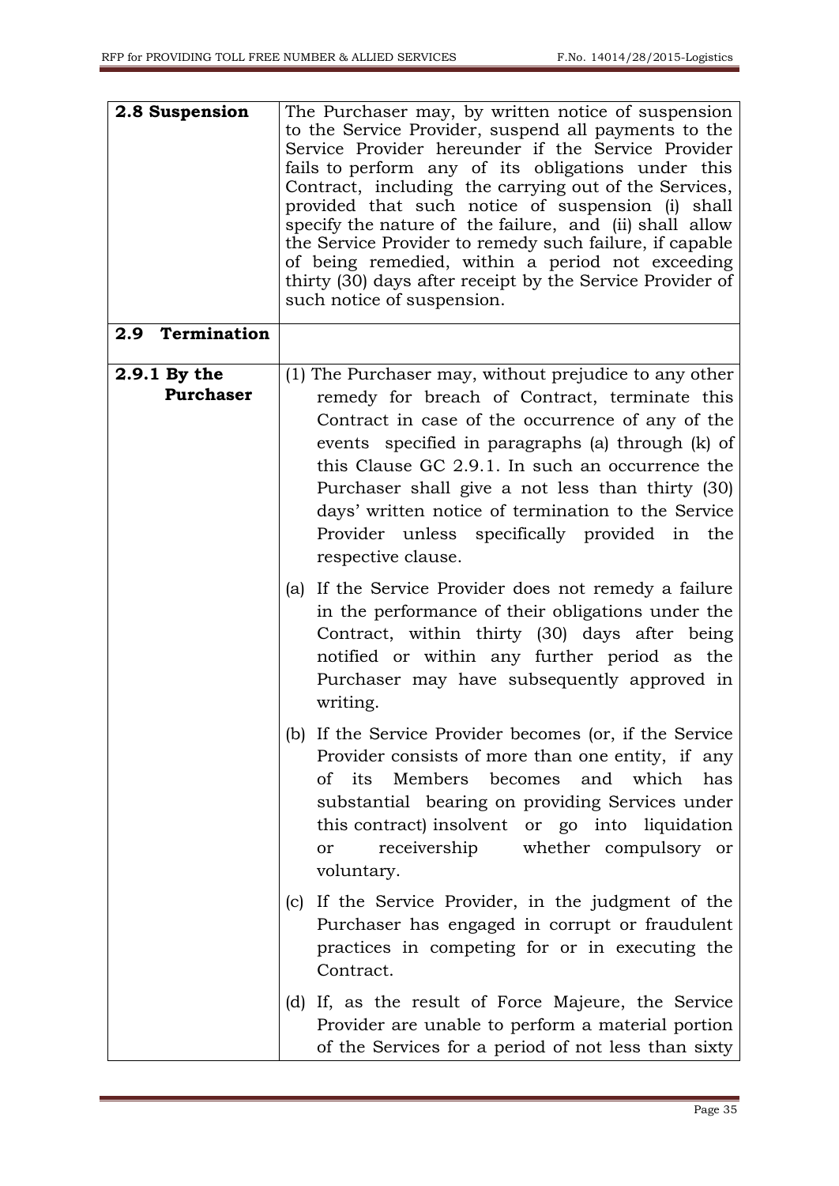| | |
|---|---|
| **2.8 Suspension** | The Purchaser may, by written notice of suspension to the Service Provider, suspend all payments to the Service Provider hereunder if the Service Provider fails to perform any of its obligations under this Contract, including the carrying out of the Services, provided that such notice of suspension (i) shall specify the nature of the failure, and (ii) shall allow the Service Provider to remedy such failure, if capable of being remedied, within a period not exceeding thirty (30) days after receipt by the Service Provider of such notice of suspension. |
| **2.9 Termination** | |
| **2.9.1 By the Purchaser** | (1) The Purchaser may, without prejudice to any other remedy for breach of Contract, terminate this Contract in case of the occurrence of any of the events specified in paragraphs (a) through (k) of this Clause GC 2.9.1. In such an occurrence the Purchaser shall give a not less than thirty (30) days' written notice of termination to the Service Provider unless specifically provided in the respective clause.<br><br>(a) If the Service Provider does not remedy a failure in the performance of their obligations under the Contract, within thirty (30) days after being notified or within any further period as the Purchaser may have subsequently approved in writing.<br><br>(b) If the Service Provider becomes (or, if the Service Provider consists of more than one entity, if any of its Members becomes and which has substantial bearing on providing Services under this contract) insolvent or go into liquidation or receivership whether compulsory or voluntary.<br><br>(c) If the Service Provider, in the judgment of the Purchaser has engaged in corrupt or fraudulent practices in competing for or in executing the Contract.<br><br>(d) If, as the result of Force Majeure, the Service Provider are unable to perform a material portion of the Services for a period of not less than sixty |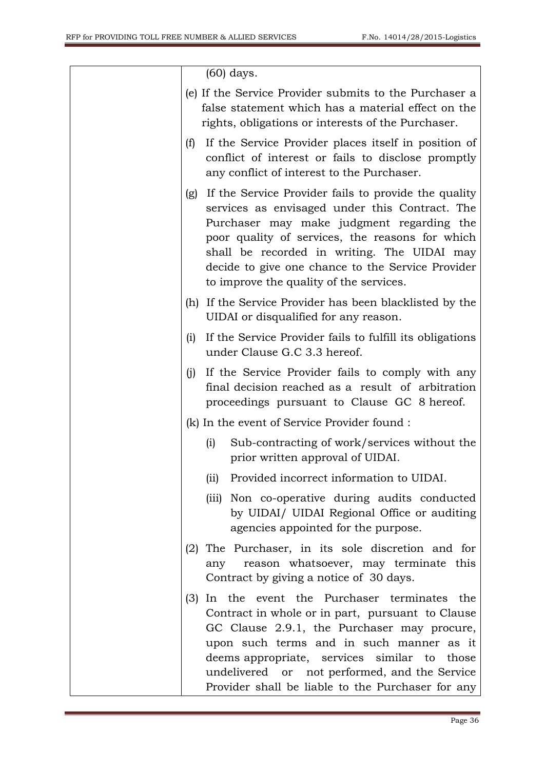| | |
|---|---|
| | (60) days.<br><br>(e) If the Service Provider submits to the Purchaser a false statement which has a material effect on the rights, obligations or interests of the Purchaser.<br><br>(f) If the Service Provider places itself in position of conflict of interest or fails to disclose promptly any conflict of interest to the Purchaser.<br><br>(g) If the Service Provider fails to provide the quality services as envisaged under this Contract. The Purchaser may make judgment regarding the poor quality of services, the reasons for which shall be recorded in writing. The UIDAI may decide to give one chance to the Service Provider to improve the quality of the services.<br><br>(h) If the Service Provider has been blacklisted by the UIDAI or disqualified for any reason.<br><br>(i) If the Service Provider fails to fulfill its obligations under Clause G.C 3.3 hereof.<br><br>(j) If the Service Provider fails to comply with any final decision reached as a result of arbitration proceedings pursuant to Clause GC 8 hereof.<br><br>(k) In the event of Service Provider found :<br><br>(i) Sub-contracting of work/services without the prior written approval of UIDAI.<br><br>(ii) Provided incorrect information to UIDAI.<br><br>(iii) Non co-operative during audits conducted by UIDAI/ UIDAI Regional Office or auditing agencies appointed for the purpose.<br><br>(2) The Purchaser, in its sole discretion and for any reason whatsoever, may terminate this Contract by giving a notice of 30 days.<br><br>(3) In the event the Purchaser terminates the Contract in whole or in part, pursuant to Clause GC Clause 2.9.1, the Purchaser may procure, upon such terms and in such manner as it deems appropriate, services similar to those undelivered or not performed, and the Service Provider shall be liable to the Purchaser for any |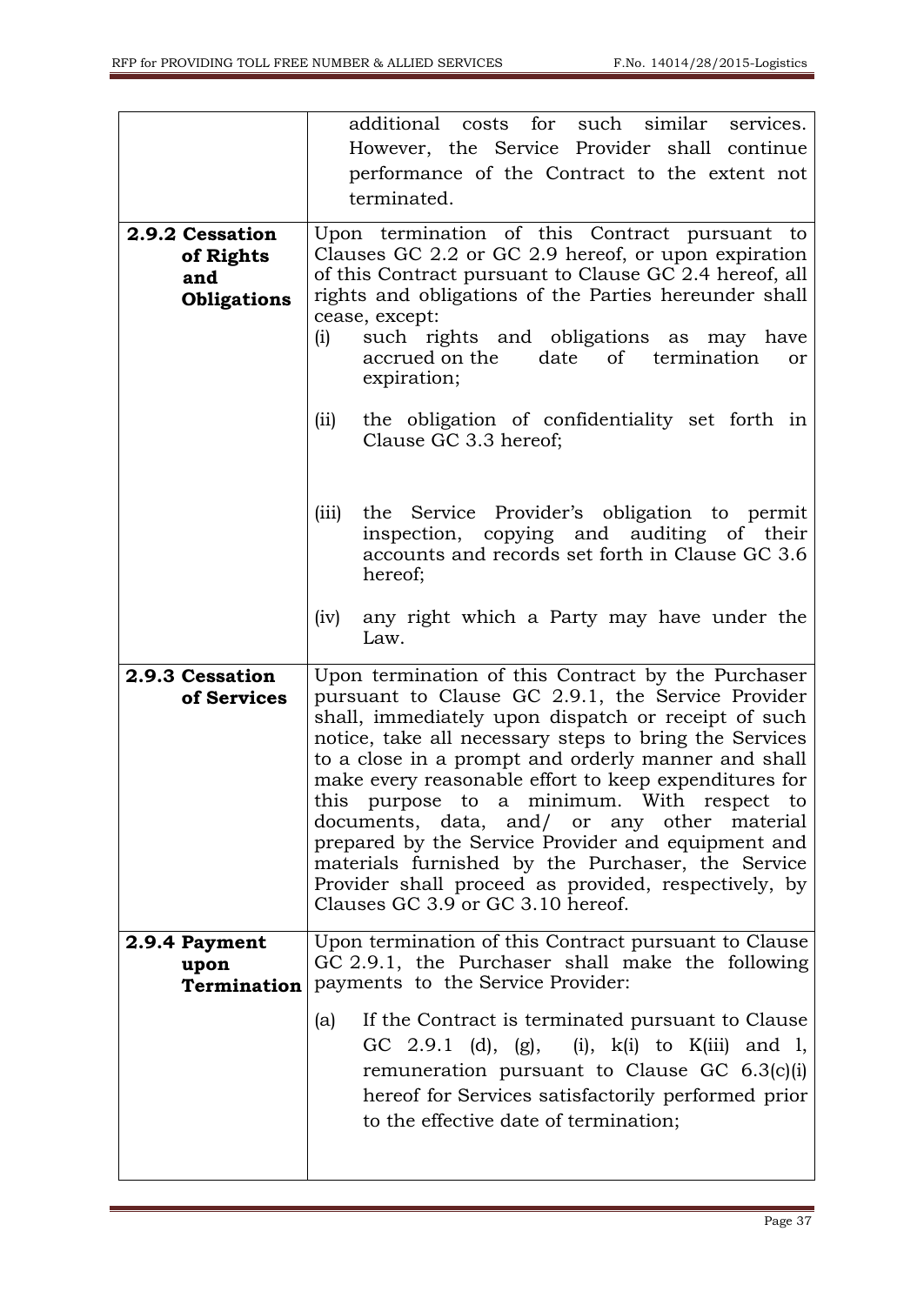| | |
|---|---|
| | additional costs for such similar services. However, the Service Provider shall continue performance of the Contract to the extent not terminated. |
| **2.9.2 Cessation of Rights and Obligations** | Upon termination of this Contract pursuant to Clauses GC 2.2 or GC 2.9 hereof, or upon expiration of this Contract pursuant to Clause GC 2.4 hereof, all rights and obligations of the Parties hereunder shall cease, except:<br>(i) such rights and obligations as may have accrued on the date of termination or expiration;<br>(ii) the obligation of confidentiality set forth in Clause GC 3.3 hereof;<br>(iii) the Service Provider's obligation to permit inspection, copying and auditing of their accounts and records set forth in Clause GC 3.6 hereof;<br>(iv) any right which a Party may have under the Law. |
| **2.9.3 Cessation of Services** | Upon termination of this Contract by the Purchaser pursuant to Clause GC 2.9.1, the Service Provider shall, immediately upon dispatch or receipt of such notice, take all necessary steps to bring the Services to a close in a prompt and orderly manner and shall make every reasonable effort to keep expenditures for this purpose to a minimum. With respect to documents, data, and/ or any other material prepared by the Service Provider and equipment and materials furnished by the Purchaser, the Service Provider shall proceed as provided, respectively, by Clauses GC 3.9 or GC 3.10 hereof. |
| **2.9.4 Payment upon Termination** | Upon termination of this Contract pursuant to Clause GC 2.9.1, the Purchaser shall make the following payments to the Service Provider:<br>(a) If the Contract is terminated pursuant to Clause GC 2.9.1 (d), (g), (i), k(i) to K(iii) and l, remuneration pursuant to Clause GC 6.3(c)(i) hereof for Services satisfactorily performed prior to the effective date of termination; |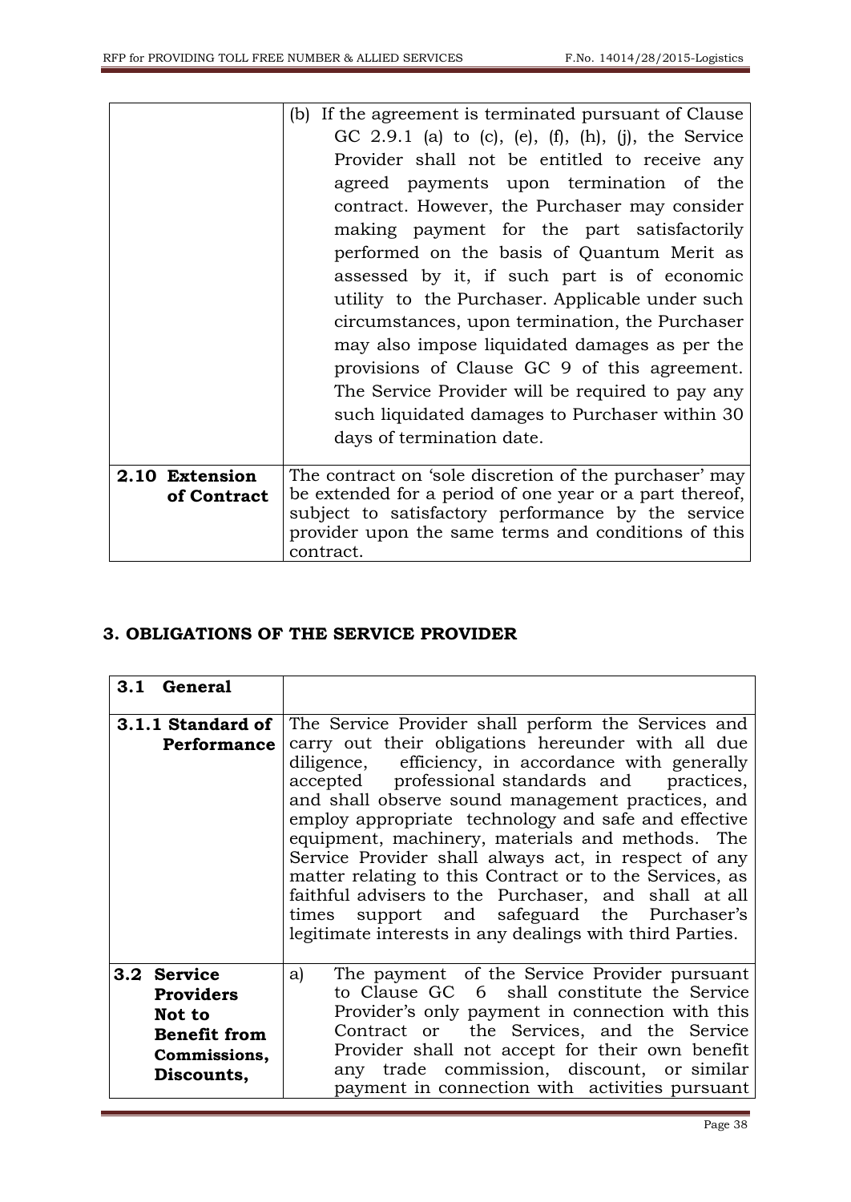| | |
|---|---|
| | (b) If the agreement is terminated pursuant of Clause GC 2.9.1 (a) to (c), (e), (f), (h), (j), the Service Provider shall not be entitled to receive any agreed payments upon termination of the contract. However, the Purchaser may consider making payment for the part satisfactorily performed on the basis of Quantum Merit as assessed by it, if such part is of economic utility to the Purchaser. Applicable under such circumstances, upon termination, the Purchaser may also impose liquidated damages as per the provisions of Clause GC 9 of this agreement. The Service Provider will be required to pay any such liquidated damages to Purchaser within 30 days of termination date. |
| **2.10 Extension of Contract** | The contract on 'sole discretion of the purchaser' may be extended for a period of one year or a part thereof, subject to satisfactory performance by the service provider upon the same terms and conditions of this contract. |

### 3. OBLIGATIONS OF THE SERVICE PROVIDER

| | |
|---|---|
| **3.1 General** | |
| **3.1.1 Standard of Performance** | The Service Provider shall perform the Services and carry out their obligations hereunder with all due diligence, efficiency, in accordance with generally accepted professional standards and practices, and shall observe sound management practices, and employ appropriate technology and safe and effective equipment, machinery, materials and methods. The Service Provider shall always act, in respect of any matter relating to this Contract or to the Services, as faithful advisers to the Purchaser, and shall at all times support and safeguard the Purchaser's legitimate interests in any dealings with third Parties. |
| **3.2 Service Providers Not to Benefit from Commissions, Discounts,** | a) The payment of the Service Provider pursuant to Clause GC 6 shall constitute the Service Provider's only payment in connection with this Contract or the Services, and the Service Provider shall not accept for their own benefit any trade commission, discount, or similar payment in connection with activities pursuant |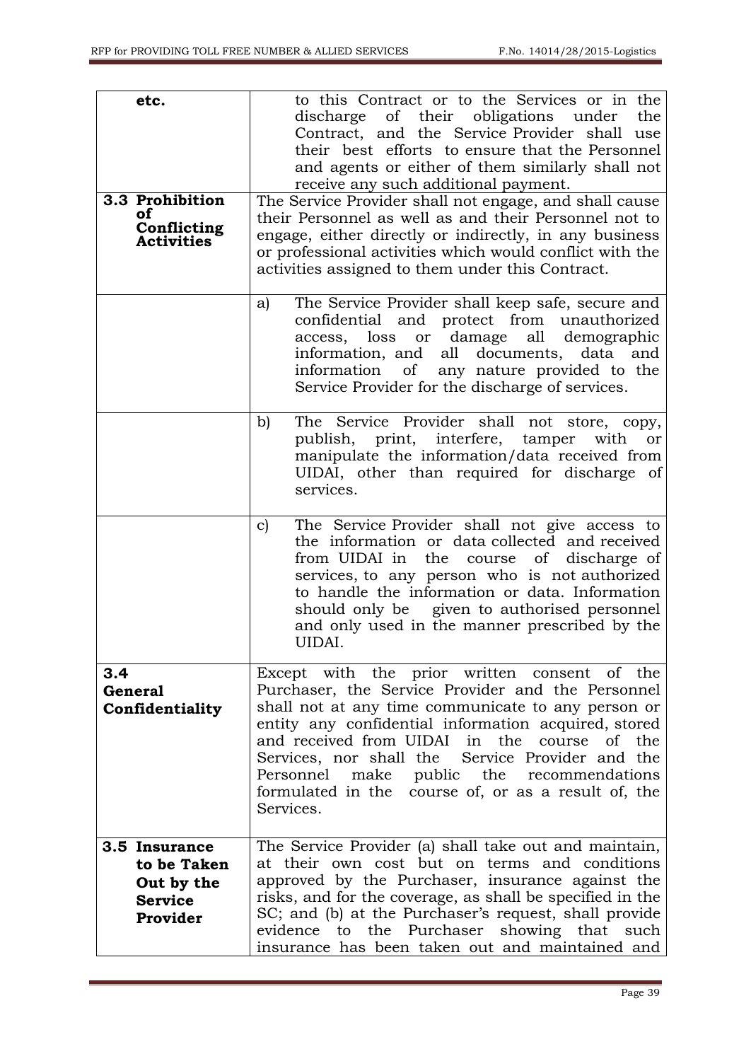| | |
|---|---|
| **etc.** | to this Contract or to the Services or in the discharge of their obligations under the Contract, and the Service Provider shall use their best efforts to ensure that the Personnel and agents or either of them similarly shall not receive any such additional payment. |
| **3.3 Prohibition of Conflicting Activities** | The Service Provider shall not engage, and shall cause their Personnel as well as and their Personnel not to engage, either directly or indirectly, in any business or professional activities which would conflict with the activities assigned to them under this Contract. |
| | a) The Service Provider shall keep safe, secure and confidential and protect from unauthorized access, loss or damage all demographic information, and all documents, data and information of any nature provided to the Service Provider for the discharge of services. |
| | b) The Service Provider shall not store, copy, publish, print, interfere, tamper with or manipulate the information/data received from UIDAI, other than required for discharge of services. |
| | c) The Service Provider shall not give access to the information or data collected and received from UIDAI in the course of discharge of services, to any person who is not authorized to handle the information or data. Information should only be given to authorised personnel and only used in the manner prescribed by the UIDAI. |
| **3.4 General Confidentiality** | Except with the prior written consent of the Purchaser, the Service Provider and the Personnel shall not at any time communicate to any person or entity any confidential information acquired, stored and received from UIDAI in the course of the Services, nor shall the Service Provider and the Personnel make public the recommendations formulated in the course of, or as a result of, the Services. |
| **3.5 Insurance to be Taken Out by the Service Provider** | The Service Provider (a) shall take out and maintain, at their own cost but on terms and conditions approved by the Purchaser, insurance against the risks, and for the coverage, as shall be specified in the SC; and (b) at the Purchaser's request, shall provide evidence to the Purchaser showing that such insurance has been taken out and maintained and |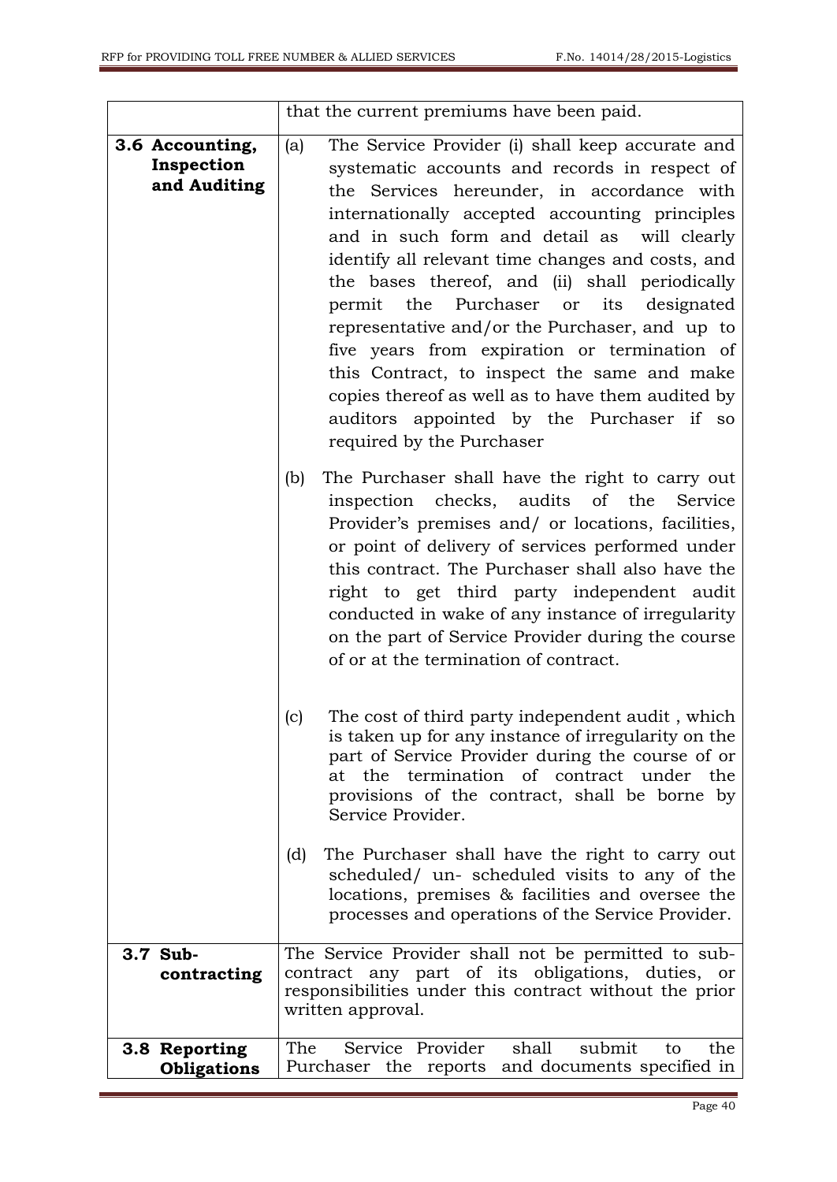| | |
|---|---|
| | that the current premiums have been paid. |
| **3.6 Accounting, Inspection and Auditing** | (a) The Service Provider (i) shall keep accurate and systematic accounts and records in respect of the Services hereunder, in accordance with internationally accepted accounting principles and in such form and detail as will clearly identify all relevant time changes and costs, and the bases thereof, and (ii) shall periodically permit the Purchaser or its designated representative and/or the Purchaser, and up to five years from expiration or termination of this Contract, to inspect the same and make copies thereof as well as to have them audited by auditors appointed by the Purchaser if so required by the Purchaser<br><br>(b) The Purchaser shall have the right to carry out inspection checks, audits of the Service Provider's premises and/ or locations, facilities, or point of delivery of services performed under this contract. The Purchaser shall also have the right to get third party independent audit conducted in wake of any instance of irregularity on the part of Service Provider during the course of or at the termination of contract.<br><br>(c) The cost of third party independent audit , which is taken up for any instance of irregularity on the part of Service Provider during the course of or at the termination of contract under the provisions of the contract, shall be borne by Service Provider.<br><br>(d) The Purchaser shall have the right to carry out scheduled/ un- scheduled visits to any of the locations, premises & facilities and oversee the processes and operations of the Service Provider. |
| **3.7 Sub-contracting** | The Service Provider shall not be permitted to sub-contract any part of its obligations, duties, or responsibilities under this contract without the prior written approval. |
| **3.8 Reporting Obligations** | The Service Provider shall submit to the Purchaser the reports and documents specified in |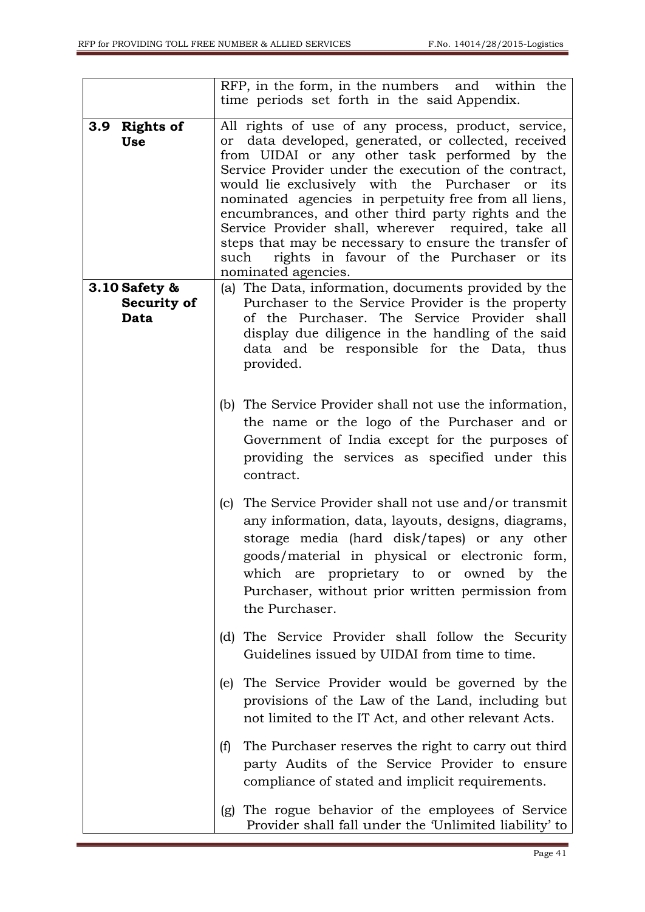| | |
|---|---|
| | RFP, in the form, in the numbers and within the time periods set forth in the said Appendix. |
| **3.9 Rights of Use** | All rights of use of any process, product, service, or data developed, generated, or collected, received from UIDAI or any other task performed by the Service Provider under the execution of the contract, would lie exclusively with the Purchaser or its nominated agencies in perpetuity free from all liens, encumbrances, and other third party rights and the Service Provider shall, wherever required, take all steps that may be necessary to ensure the transfer of such rights in favour of the Purchaser or its nominated agencies. |
| **3.10 Safety & Security of Data** | (a) The Data, information, documents provided by the Purchaser to the Service Provider is the property of the Purchaser. The Service Provider shall display due diligence in the handling of the said data and be responsible for the Data, thus provided.<br><br>(b) The Service Provider shall not use the information, the name or the logo of the Purchaser and or Government of India except for the purposes of providing the services as specified under this contract.<br><br>(c) The Service Provider shall not use and/or transmit any information, data, layouts, designs, diagrams, storage media (hard disk/tapes) or any other goods/material in physical or electronic form, which are proprietary to or owned by the Purchaser, without prior written permission from the Purchaser.<br><br>(d) The Service Provider shall follow the Security Guidelines issued by UIDAI from time to time.<br><br>(e) The Service Provider would be governed by the provisions of the Law of the Land, including but not limited to the IT Act, and other relevant Acts.<br><br>(f) The Purchaser reserves the right to carry out third party Audits of the Service Provider to ensure compliance of stated and implicit requirements.<br><br>(g) The rogue behavior of the employees of Service Provider shall fall under the 'Unlimited liability' to |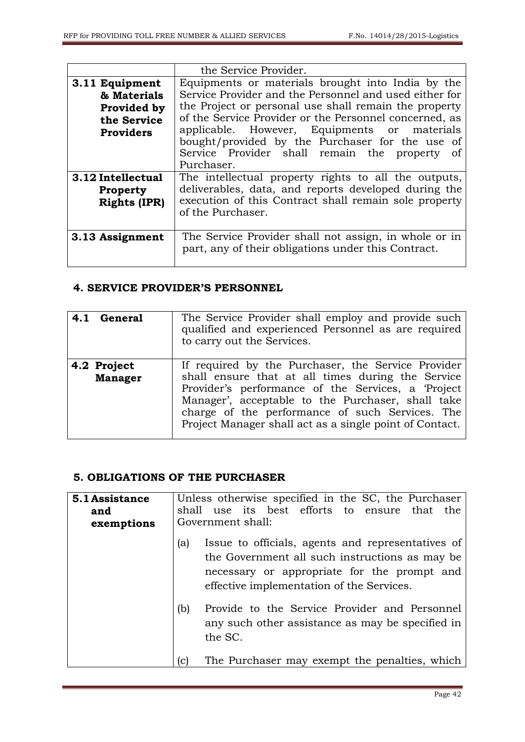| | |
|---|---|
| | the Service Provider. |
| **3.11 Equipment & Materials Provided by the Service Providers** | Equipments or materials brought into India by the Service Provider and the Personnel and used either for the Project or personal use shall remain the property of the Service Provider or the Personnel concerned, as applicable. However, Equipments or materials bought/provided by the Purchaser for the use of Service Provider shall remain the property of Purchaser. |
| **3.12 Intellectual Property Rights (IPR)** | The intellectual property rights to all the outputs, deliverables, data, and reports developed during the execution of this Contract shall remain sole property of the Purchaser. |
| **3.13 Assignment** | The Service Provider shall not assign, in whole or in part, any of their obligations under this Contract. |

## 4. SERVICE PROVIDER'S PERSONNEL

| | |
|---|---|
| **4.1 General** | The Service Provider shall employ and provide such qualified and experienced Personnel as are required to carry out the Services. |
| **4.2 Project Manager** | If required by the Purchaser, the Service Provider shall ensure that at all times during the Service Provider's performance of the Services, a 'Project Manager', acceptable to the Purchaser, shall take charge of the performance of such Services. The Project Manager shall act as a single point of Contact. |

## 5. OBLIGATIONS OF THE PURCHASER

| | |
|---|---|
| **5.1 Assistance and exemptions** | Unless otherwise specified in the SC, the Purchaser shall use its best efforts to ensure that the Government shall: |
| | (a) Issue to officials, agents and representatives of the Government all such instructions as may be necessary or appropriate for the prompt and effective implementation of the Services. |
| | (b) Provide to the Service Provider and Personnel any such other assistance as may be specified in the SC. |
| | (c) The Purchaser may exempt the penalties, which |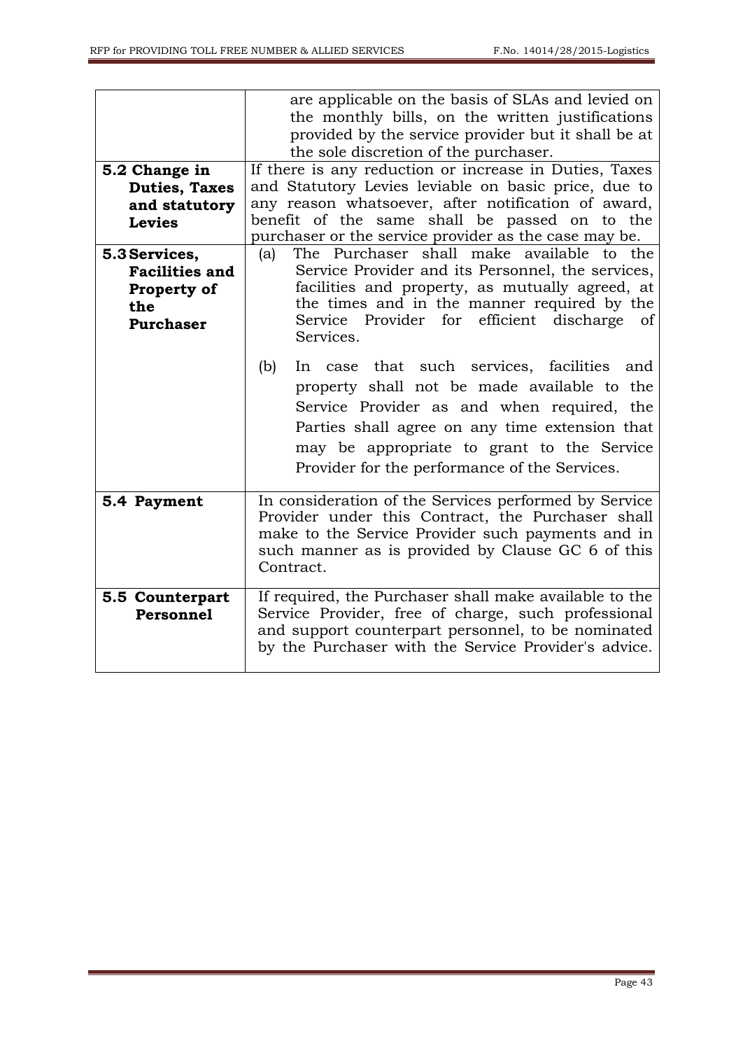| | |
|---|---|
| | are applicable on the basis of SLAs and levied on the monthly bills, on the written justifications provided by the service provider but it shall be at the sole discretion of the purchaser. |
| **5.2 Change in Duties, Taxes and statutory Levies** | If there is any reduction or increase in Duties, Taxes and Statutory Levies leviable on basic price, due to any reason whatsoever, after notification of award, benefit of the same shall be passed on to the purchaser or the service provider as the case may be. |
| **5.3 Services, Facilities and Property of the Purchaser** | (a) The Purchaser shall make available to the Service Provider and its Personnel, the services, facilities and property, as mutually agreed, at the times and in the manner required by the Service Provider for efficient discharge of Services.<br><br>(b) In case that such services, facilities and property shall not be made available to the Service Provider as and when required, the Parties shall agree on any time extension that may be appropriate to grant to the Service Provider for the performance of the Services. |
| **5.4 Payment** | In consideration of the Services performed by Service Provider under this Contract, the Purchaser shall make to the Service Provider such payments and in such manner as is provided by Clause GC 6 of this Contract. |
| **5.5 Counterpart Personnel** | If required, the Purchaser shall make available to the Service Provider, free of charge, such professional and support counterpart personnel, to be nominated by the Purchaser with the Service Provider's advice. |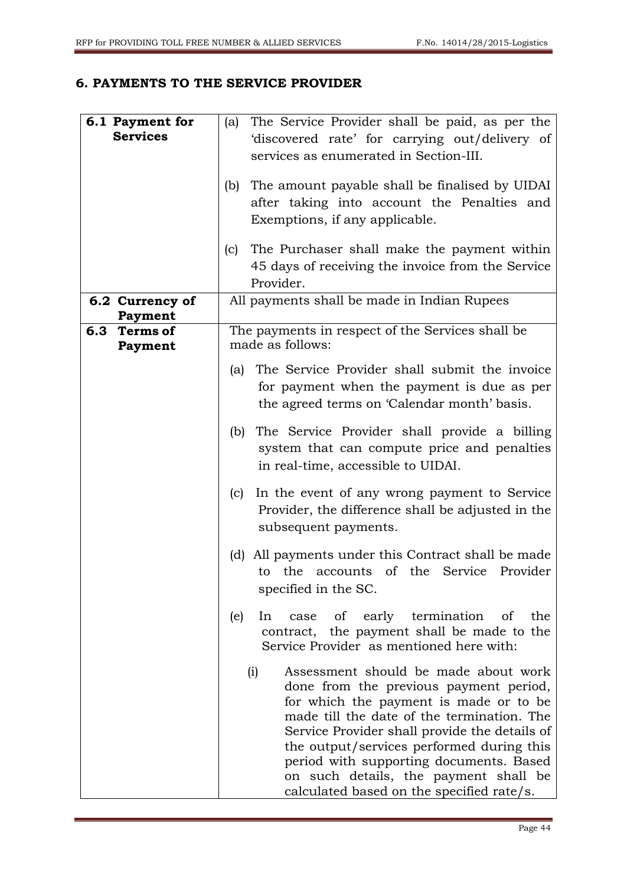## 6. PAYMENTS TO THE SERVICE PROVIDER

| | |
|---|---|
| **6.1 Payment for Services** | (a) The Service Provider shall be paid, as per the 'discovered rate' for carrying out/delivery of services as enumerated in Section-III.<br><br>(b) The amount payable shall be finalised by UIDAI after taking into account the Penalties and Exemptions, if any applicable.<br><br>(c) The Purchaser shall make the payment within 45 days of receiving the invoice from the Service Provider. |
| **6.2 Currency of Payment** | All payments shall be made in Indian Rupees |
| **6.3 Terms of Payment** | The payments in respect of the Services shall be made as follows:<br><br>(a) The Service Provider shall submit the invoice for payment when the payment is due as per the agreed terms on 'Calendar month' basis.<br><br>(b) The Service Provider shall provide a billing system that can compute price and penalties in real-time, accessible to UIDAI.<br><br>(c) In the event of any wrong payment to Service Provider, the difference shall be adjusted in the subsequent payments.<br><br>(d) All payments under this Contract shall be made to the accounts of the Service Provider specified in the SC.<br><br>(e) In case of early termination of the contract, the payment shall be made to the Service Provider as mentioned here with:<br><br>(i) Assessment should be made about work done from the previous payment period, for which the payment is made or to be made till the date of the termination. The Service Provider shall provide the details of the output/services performed during this period with supporting documents. Based on such details, the payment shall be calculated based on the specified rate/s. |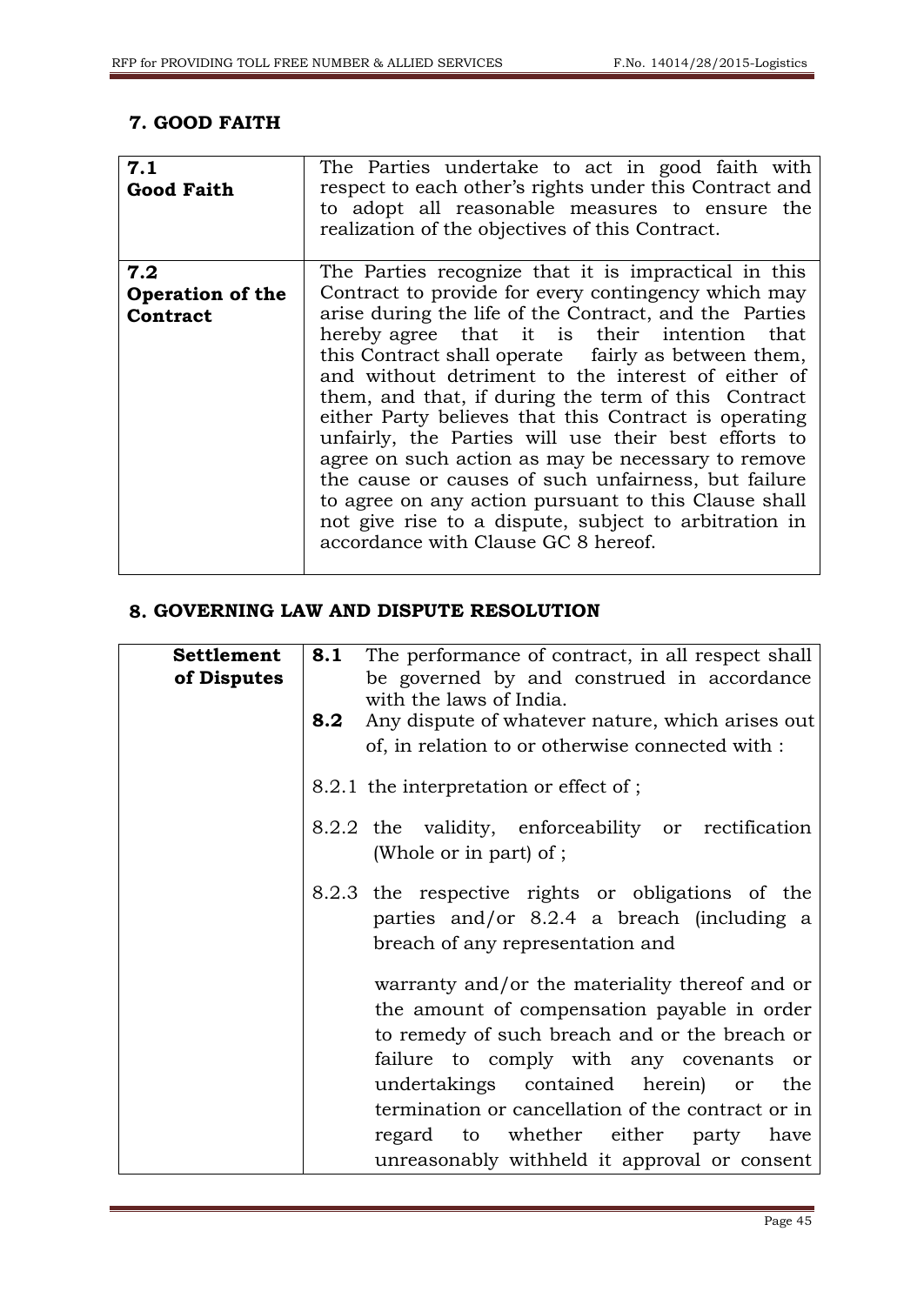## 7. GOOD FAITH

| | |
|---|---|
| **7.1 Good Faith** | The Parties undertake to act in good faith with respect to each other's rights under this Contract and to adopt all reasonable measures to ensure the realization of the objectives of this Contract. |
| **7.2 Operation of the Contract** | The Parties recognize that it is impractical in this Contract to provide for every contingency which may arise during the life of the Contract, and the Parties hereby agree that it is their intention that this Contract shall operate fairly as between them, and without detriment to the interest of either of them, and that, if during the term of this Contract either Party believes that this Contract is operating unfairly, the Parties will use their best efforts to agree on such action as may be necessary to remove the cause or causes of such unfairness, but failure to agree on any action pursuant to this Clause shall not give rise to a dispute, subject to arbitration in accordance with Clause GC 8 hereof. |

## 8. GOVERNING LAW AND DISPUTE RESOLUTION

| | |
|---|---|
| **Settlement of Disputes** | **8.1** The performance of contract, in all respect shall be governed by and construed in accordance with the laws of India.<br>**8.2** Any dispute of whatever nature, which arises out of, in relation to or otherwise connected with :<br>8.2.1 the interpretation or effect of ;<br>8.2.2 the validity, enforceability or rectification (Whole or in part) of ;<br>8.2.3 the respective rights or obligations of the parties and/or 8.2.4 a breach (including a breach of any representation and<br>warranty and/or the materiality thereof and or the amount of compensation payable in order to remedy of such breach and or the breach or failure to comply with any covenants or undertakings contained herein) or the termination or cancellation of the contract or in regard to whether either party have unreasonably withheld it approval or consent |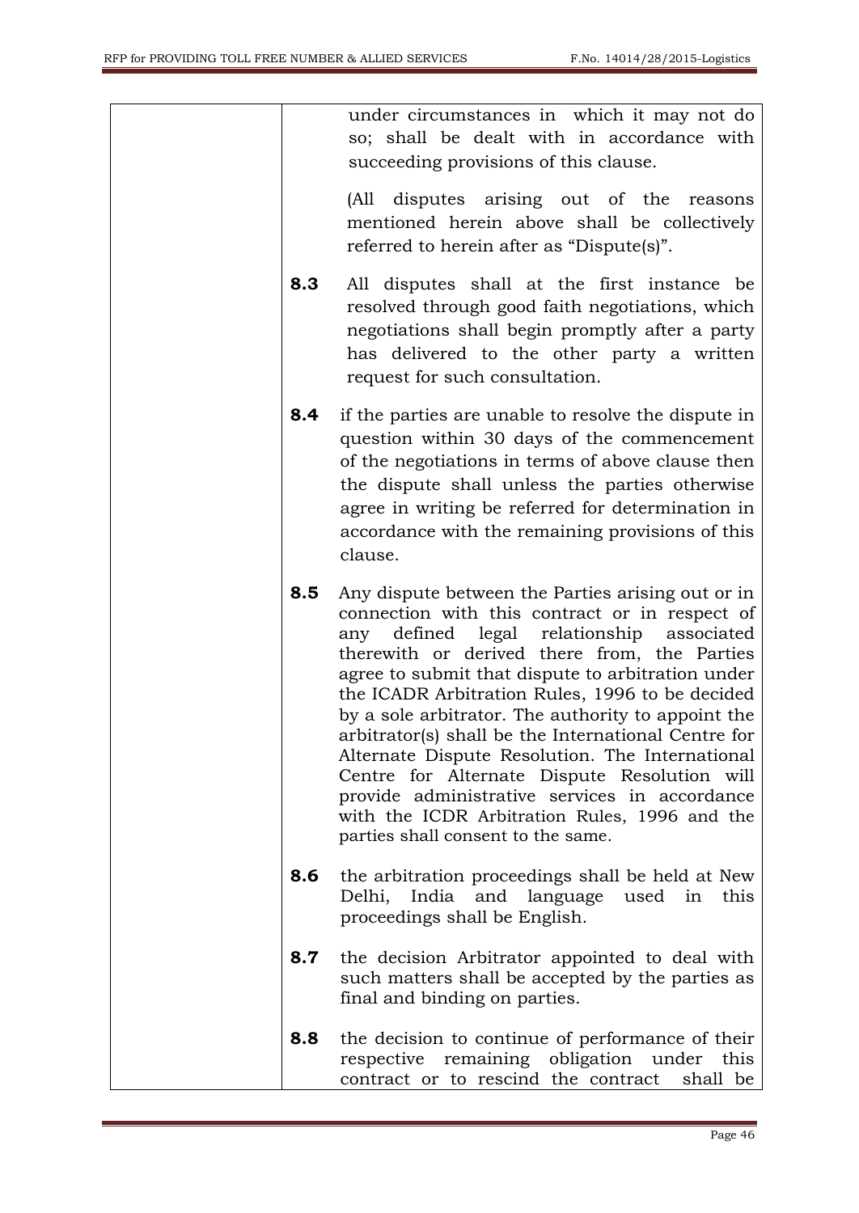| | | |
|---|---|---|
| | | under circumstances in which it may not do so; shall be dealt with in accordance with succeeding provisions of this clause.<br><br>(All disputes arising out of the reasons mentioned herein above shall be collectively referred to herein after as "Dispute(s)". |
| | **8.3** | All disputes shall at the first instance be resolved through good faith negotiations, which negotiations shall begin promptly after a party has delivered to the other party a written request for such consultation. |
| | **8.4** | if the parties are unable to resolve the dispute in question within 30 days of the commencement of the negotiations in terms of above clause then the dispute shall unless the parties otherwise agree in writing be referred for determination in accordance with the remaining provisions of this clause. |
| | **8.5** | Any dispute between the Parties arising out or in connection with this contract or in respect of any defined legal relationship associated therewith or derived there from, the Parties agree to submit that dispute to arbitration under the ICADR Arbitration Rules, 1996 to be decided by a sole arbitrator. The authority to appoint the arbitrator(s) shall be the International Centre for Alternate Dispute Resolution. The International Centre for Alternate Dispute Resolution will provide administrative services in accordance with the ICDR Arbitration Rules, 1996 and the parties shall consent to the same. |
| | **8.6** | the arbitration proceedings shall be held at New Delhi, India and language used in this proceedings shall be English. |
| | **8.7** | the decision Arbitrator appointed to deal with such matters shall be accepted by the parties as final and binding on parties. |
| | **8.8** | the decision to continue of performance of their respective remaining obligation under this contract or to rescind the contract shall be |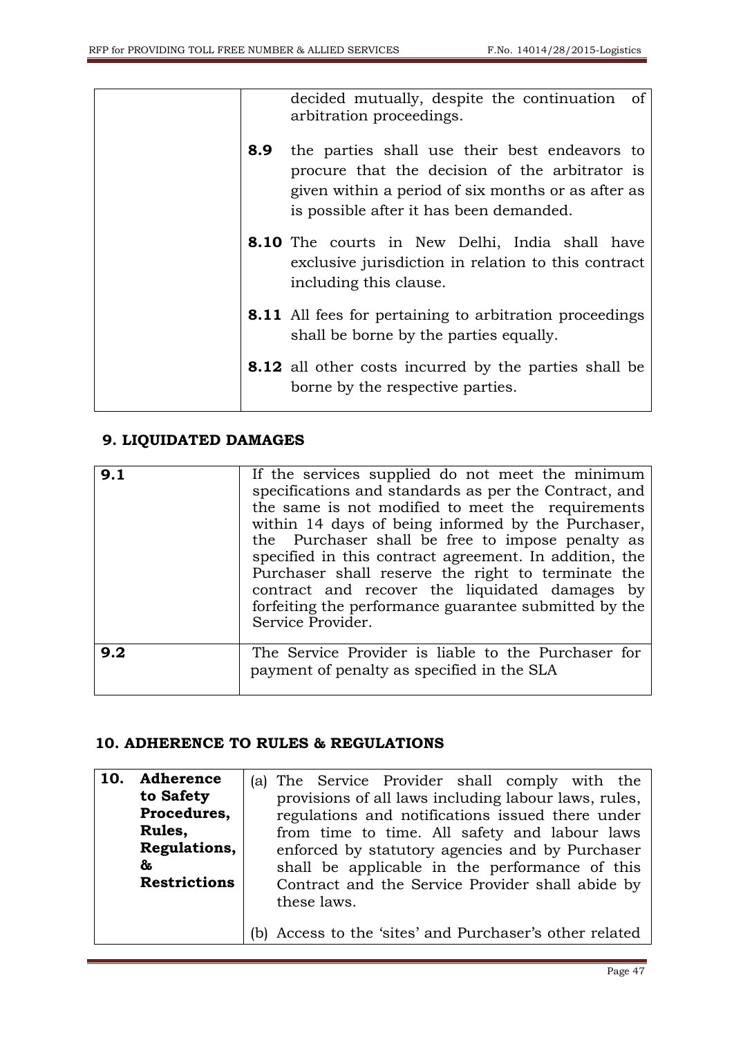| | |
|---|---|
| | decided mutually, despite the continuation of arbitration proceedings.<br><br>**8.9** the parties shall use their best endeavors to procure that the decision of the arbitrator is given within a period of six months or as after as is possible after it has been demanded.<br><br>**8.10** The courts in New Delhi, India shall have exclusive jurisdiction in relation to this contract including this clause.<br><br>**8.11** All fees for pertaining to arbitration proceedings shall be borne by the parties equally.<br><br>**8.12** all other costs incurred by the parties shall be borne by the respective parties. |

## 9. LIQUIDATED DAMAGES

| | |
|---|---|
| **9.1** | If the services supplied do not meet the minimum specifications and standards as per the Contract, and the same is not modified to meet the requirements within 14 days of being informed by the Purchaser, the Purchaser shall be free to impose penalty as specified in this contract agreement. In addition, the Purchaser shall reserve the right to terminate the contract and recover the liquidated damages by forfeiting the performance guarantee submitted by the Service Provider. |
| **9.2** | The Service Provider is liable to the Purchaser for payment of penalty as specified in the SLA |

## 10. ADHERENCE TO RULES & REGULATIONS

| | |
|---|---|
| **10. Adherence to Safety Procedures, Rules, Regulations, & Restrictions** | (a) The Service Provider shall comply with the provisions of all laws including labour laws, rules, regulations and notifications issued there under from time to time. All safety and labour laws enforced by statutory agencies and by Purchaser shall be applicable in the performance of this Contract and the Service Provider shall abide by these laws.<br><br>(b) Access to the 'sites' and Purchaser's other related |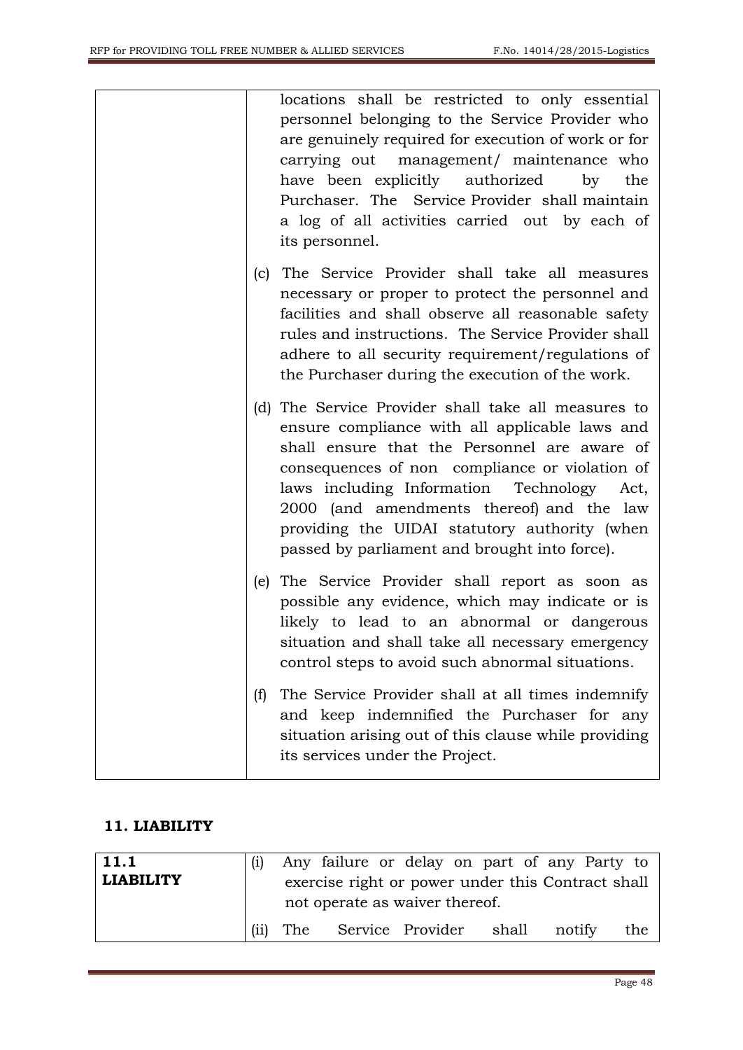| | |
|---|---|
| | locations shall be restricted to only essential personnel belonging to the Service Provider who are genuinely required for execution of work or for carrying out management/ maintenance who have been explicitly authorized by the Purchaser. The Service Provider shall maintain a log of all activities carried out by each of its personnel.<br><br>(c) The Service Provider shall take all measures necessary or proper to protect the personnel and facilities and shall observe all reasonable safety rules and instructions. The Service Provider shall adhere to all security requirement/regulations of the Purchaser during the execution of the work.<br><br>(d) The Service Provider shall take all measures to ensure compliance with all applicable laws and shall ensure that the Personnel are aware of consequences of non compliance or violation of laws including Information Technology Act, 2000 (and amendments thereof) and the law providing the UIDAI statutory authority (when passed by parliament and brought into force).<br><br>(e) The Service Provider shall report as soon as possible any evidence, which may indicate or is likely to lead to an abnormal or dangerous situation and shall take all necessary emergency control steps to avoid such abnormal situations.<br><br>(f) The Service Provider shall at all times indemnify and keep indemnified the Purchaser for any situation arising out of this clause while providing its services under the Project. |

## 11. LIABILITY

| | |
|---|---|
| **11.1 LIABILITY** | (i) Any failure or delay on part of any Party to exercise right or power under this Contract shall not operate as waiver thereof. |
| | (ii) The Service Provider shall notify the |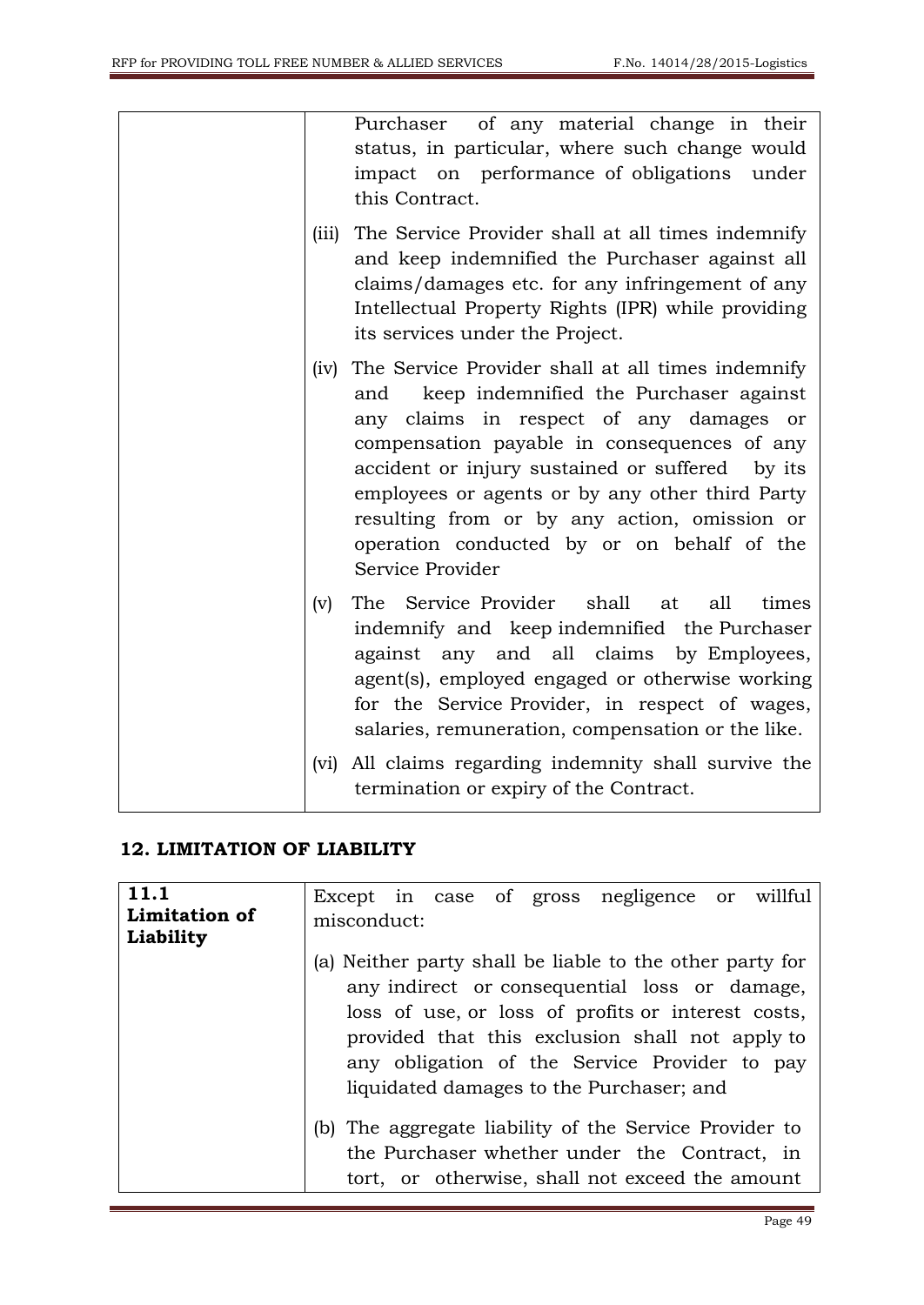| | |
|---|---|
| | Purchaser of any material change in their status, in particular, where such change would impact on performance of obligations under this Contract.<br><br>(iii) The Service Provider shall at all times indemnify and keep indemnified the Purchaser against all claims/damages etc. for any infringement of any Intellectual Property Rights (IPR) while providing its services under the Project.<br><br>(iv) The Service Provider shall at all times indemnify and keep indemnified the Purchaser against any claims in respect of any damages or compensation payable in consequences of any accident or injury sustained or suffered by its employees or agents or by any other third Party resulting from or by any action, omission or operation conducted by or on behalf of the Service Provider<br><br>(v) The Service Provider shall at all times indemnify and keep indemnified the Purchaser against any and all claims by Employees, agent(s), employed engaged or otherwise working for the Service Provider, in respect of wages, salaries, remuneration, compensation or the like.<br><br>(vi) All claims regarding indemnity shall survive the termination or expiry of the Contract. |

## 12. LIMITATION OF LIABILITY

| | |
|---|---|
| **11.1 Limitation of Liability** | Except in case of gross negligence or willful misconduct:<br><br>(a) Neither party shall be liable to the other party for any indirect or consequential loss or damage, loss of use, or loss of profits or interest costs, provided that this exclusion shall not apply to any obligation of the Service Provider to pay liquidated damages to the Purchaser; and<br><br>(b) The aggregate liability of the Service Provider to the Purchaser whether under the Contract, in tort, or otherwise, shall not exceed the amount |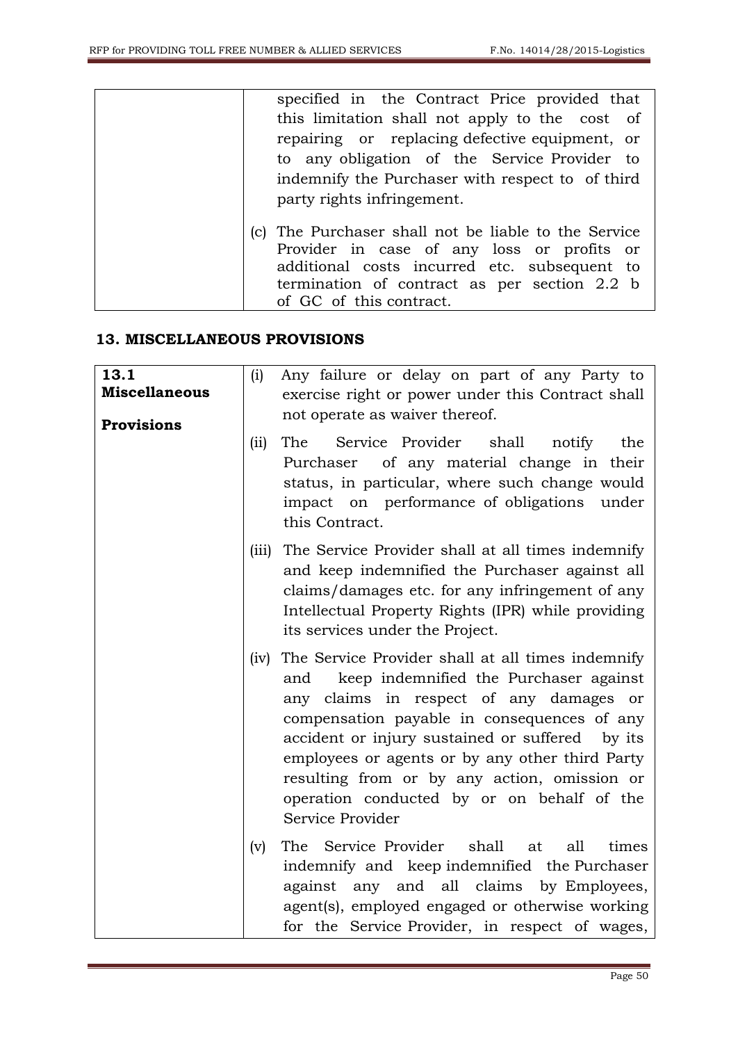| | |
|---|---|
| | specified in the Contract Price provided that this limitation shall not apply to the cost of repairing or replacing defective equipment, or to any obligation of the Service Provider to indemnify the Purchaser with respect to of third party rights infringement.<br><br>(c) The Purchaser shall not be liable to the Service Provider in case of any loss or profits or additional costs incurred etc. subsequent to termination of contract as per section 2.2 b of GC of this contract. |

## 13. MISCELLANEOUS PROVISIONS

| | |
|---|---|
| **13.1 Miscellaneous Provisions** | (i) Any failure or delay on part of any Party to exercise right or power under this Contract shall not operate as waiver thereof.<br><br>(ii) The Service Provider shall notify the Purchaser of any material change in their status, in particular, where such change would impact on performance of obligations under this Contract.<br><br>(iii) The Service Provider shall at all times indemnify and keep indemnified the Purchaser against all claims/damages etc. for any infringement of any Intellectual Property Rights (IPR) while providing its services under the Project.<br><br>(iv) The Service Provider shall at all times indemnify and keep indemnified the Purchaser against any claims in respect of any damages or compensation payable in consequences of any accident or injury sustained or suffered by its employees or agents or by any other third Party resulting from or by any action, omission or operation conducted by or on behalf of the Service Provider<br><br>(v) The Service Provider shall at all times indemnify and keep indemnified the Purchaser against any and all claims by Employees, agent(s), employed engaged or otherwise working for the Service Provider, in respect of wages, |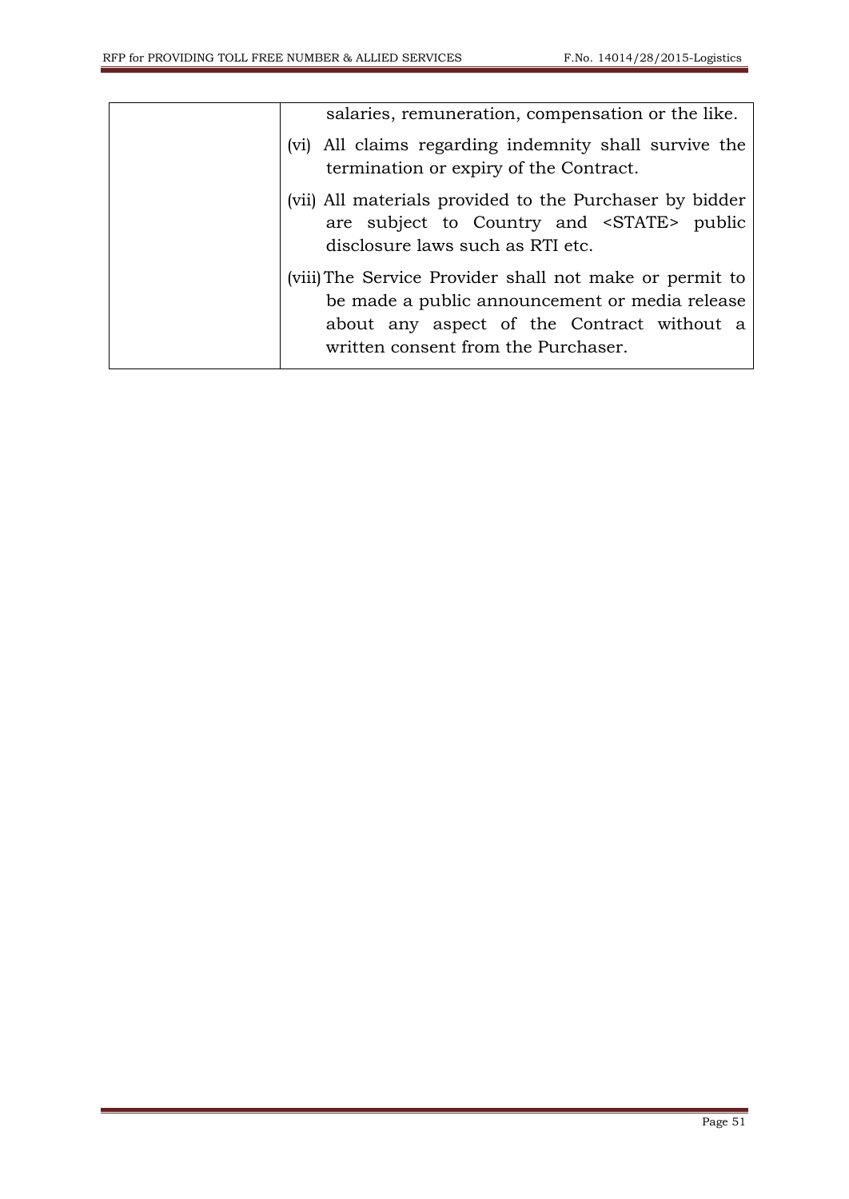| | |
|---|---|
| | salaries, remuneration, compensation or the like.<br>(vi) All claims regarding indemnity shall survive the termination or expiry of the Contract.<br>(vii) All materials provided to the Purchaser by bidder are subject to Country and <STATE> public disclosure laws such as RTI etc.<br>(viii) The Service Provider shall not make or permit to be made a public announcement or media release about any aspect of the Contract without a written consent from the Purchaser. |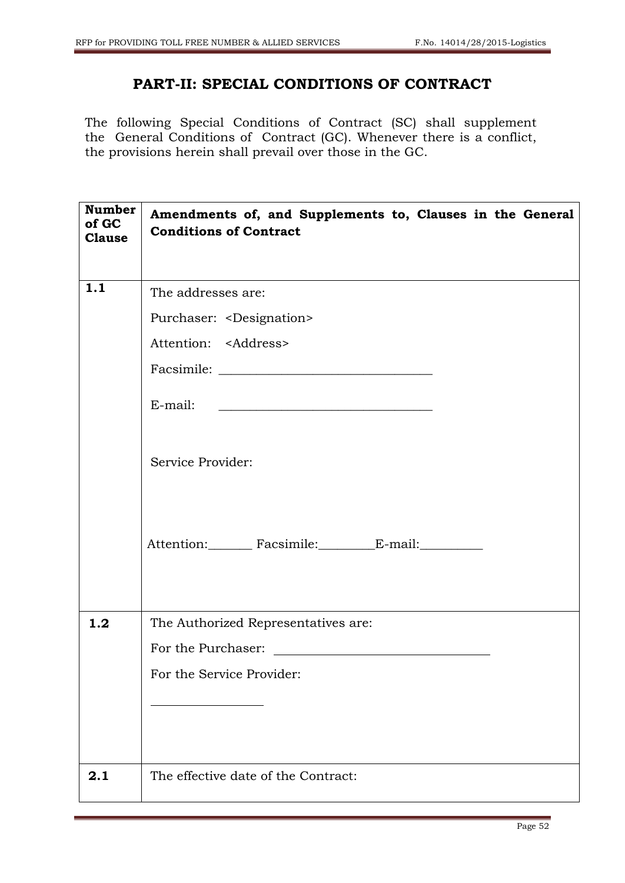# PART-II: SPECIAL CONDITIONS OF CONTRACT

The following Special Conditions of Contract (SC) shall supplement the General Conditions of Contract (GC). Whenever there is a conflict, the provisions herein shall prevail over those in the GC.

| **Number of GC Clause** | **Amendments of, and Supplements to, Clauses in the General Conditions of Contract** |
|---|---|
| **1.1** | The addresses are:<br><br>Purchaser: <Designation><br><br>Attention: <Address><br><br>Facsimile: ________________________________<br><br>E-mail: ________________________________<br><br><br>Service Provider:<br><br><br><br>Attention:_______ Facsimile:_________E-mail:__________ |
| **1.2** | The Authorized Representatives are:<br><br>For the Purchaser: ________________________________<br><br>For the Service Provider:<br><br>_________________ |
| **2.1** | The effective date of the Contract: |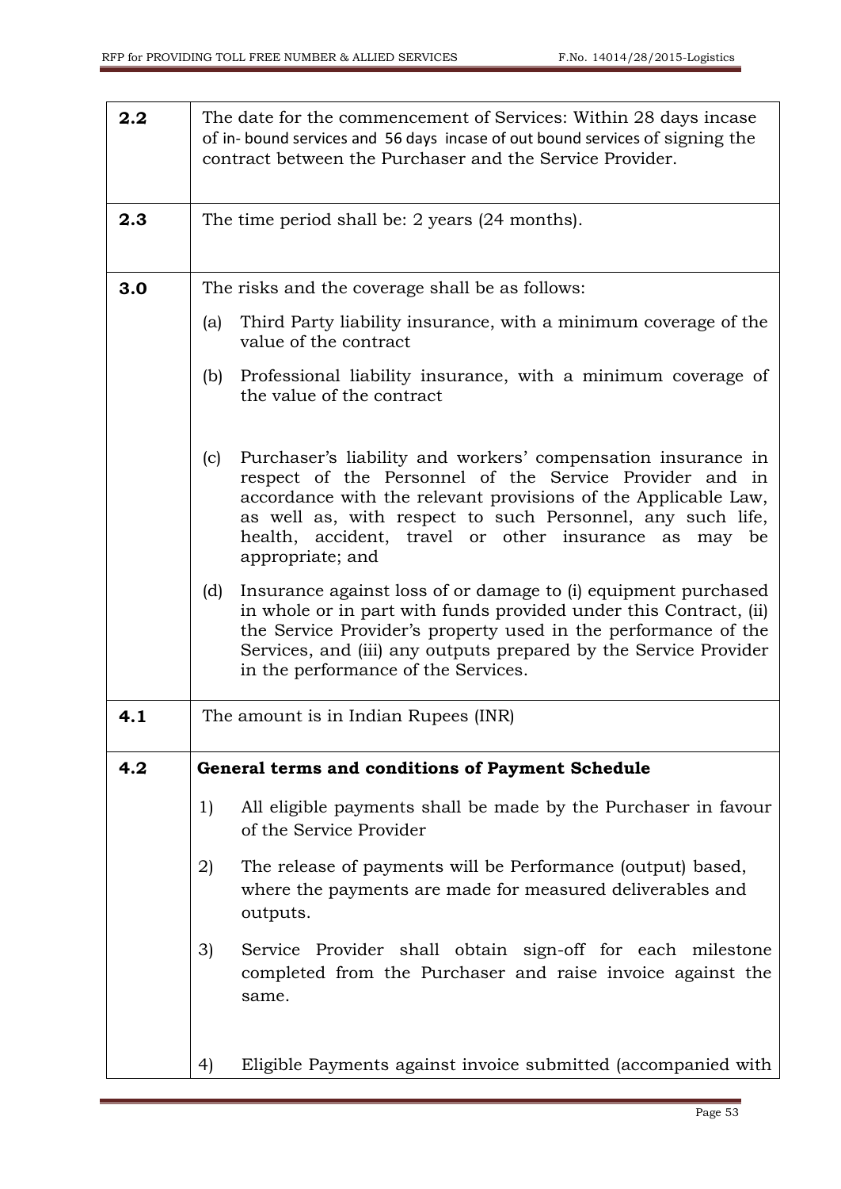| | |
|---|---|
| **2.2** | The date for the commencement of Services: Within 28 days incase of in- bound services and 56 days incase of out bound services of signing the contract between the Purchaser and the Service Provider. |
| **2.3** | The time period shall be: 2 years (24 months). |
| **3.0** | The risks and the coverage shall be as follows:<br>(a) Third Party liability insurance, with a minimum coverage of the value of the contract<br>(b) Professional liability insurance, with a minimum coverage of the value of the contract<br>(c) Purchaser's liability and workers' compensation insurance in respect of the Personnel of the Service Provider and in accordance with the relevant provisions of the Applicable Law, as well as, with respect to such Personnel, any such life, health, accident, travel or other insurance as may be appropriate; and<br>(d) Insurance against loss of or damage to (i) equipment purchased in whole or in part with funds provided under this Contract, (ii) the Service Provider's property used in the performance of the Services, and (iii) any outputs prepared by the Service Provider in the performance of the Services. |
| **4.1** | The amount is in Indian Rupees (INR) |
| **4.2** | **General terms and conditions of Payment Schedule**<br>1) All eligible payments shall be made by the Purchaser in favour of the Service Provider<br>2) The release of payments will be Performance (output) based, where the payments are made for measured deliverables and outputs.<br>3) Service Provider shall obtain sign-off for each milestone completed from the Purchaser and raise invoice against the same.<br>4) Eligible Payments against invoice submitted (accompanied with |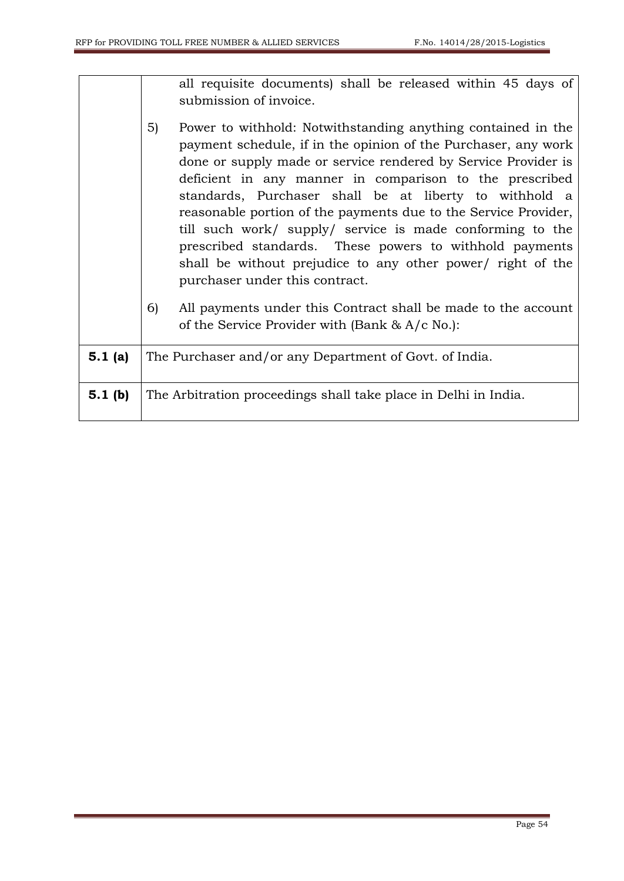| | |
|---|---|
| | all requisite documents) shall be released within 45 days of submission of invoice.<br><br>5) Power to withhold: Notwithstanding anything contained in the payment schedule, if in the opinion of the Purchaser, any work done or supply made or service rendered by Service Provider is deficient in any manner in comparison to the prescribed standards, Purchaser shall be at liberty to withhold a reasonable portion of the payments due to the Service Provider, till such work/ supply/ service is made conforming to the prescribed standards. These powers to withhold payments shall be without prejudice to any other power/ right of the purchaser under this contract.<br><br>6) All payments under this Contract shall be made to the account of the Service Provider with (Bank & A/c No.): |
| **5.1 (a)** | The Purchaser and/or any Department of Govt. of India. |
| **5.1 (b)** | The Arbitration proceedings shall take place in Delhi in India. |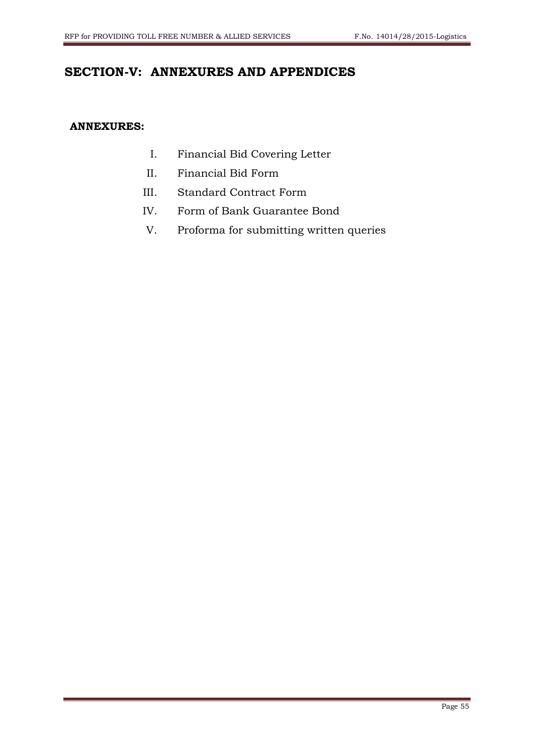# SECTION-V: ANNEXURES AND APPENDICES

**ANNEXURES:**

I. Financial Bid Covering Letter

II. Financial Bid Form

III. Standard Contract Form

IV. Form of Bank Guarantee Bond

V. Proforma for submitting written queries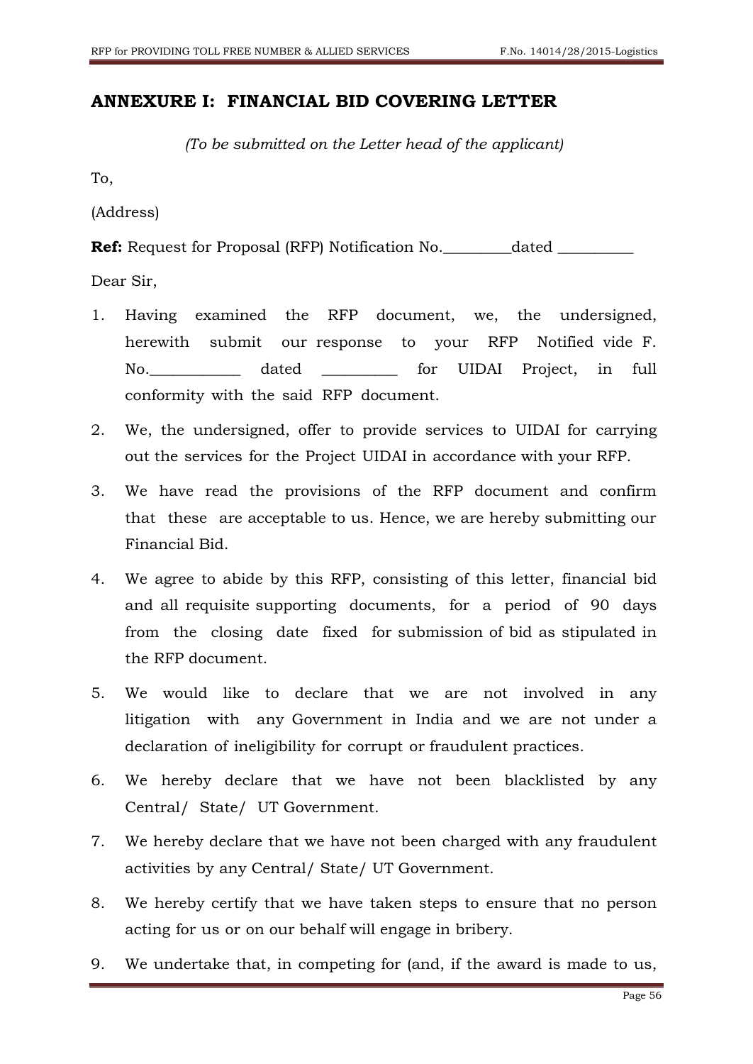## ANNEXURE I: FINANCIAL BID COVERING LETTER

*(To be submitted on the Letter head of the applicant)*

To,

(Address)

**Ref:** Request for Proposal (RFP) Notification No._________dated __________

Dear Sir,

1. Having examined the RFP document, we, the undersigned, herewith submit our response to your RFP Notified vide F. No.____________ dated __________ for UIDAI Project, in full conformity with the said RFP document.
2. We, the undersigned, offer to provide services to UIDAI for carrying out the services for the Project UIDAI in accordance with your RFP.
3. We have read the provisions of the RFP document and confirm that these are acceptable to us. Hence, we are hereby submitting our Financial Bid.
4. We agree to abide by this RFP, consisting of this letter, financial bid and all requisite supporting documents, for a period of 90 days from the closing date fixed for submission of bid as stipulated in the RFP document.
5. We would like to declare that we are not involved in any litigation with any Government in India and we are not under a declaration of ineligibility for corrupt or fraudulent practices.
6. We hereby declare that we have not been blacklisted by any Central/ State/ UT Government.
7. We hereby declare that we have not been charged with any fraudulent activities by any Central/ State/ UT Government.
8. We hereby certify that we have taken steps to ensure that no person acting for us or on our behalf will engage in bribery.
9. We undertake that, in competing for (and, if the award is made to us,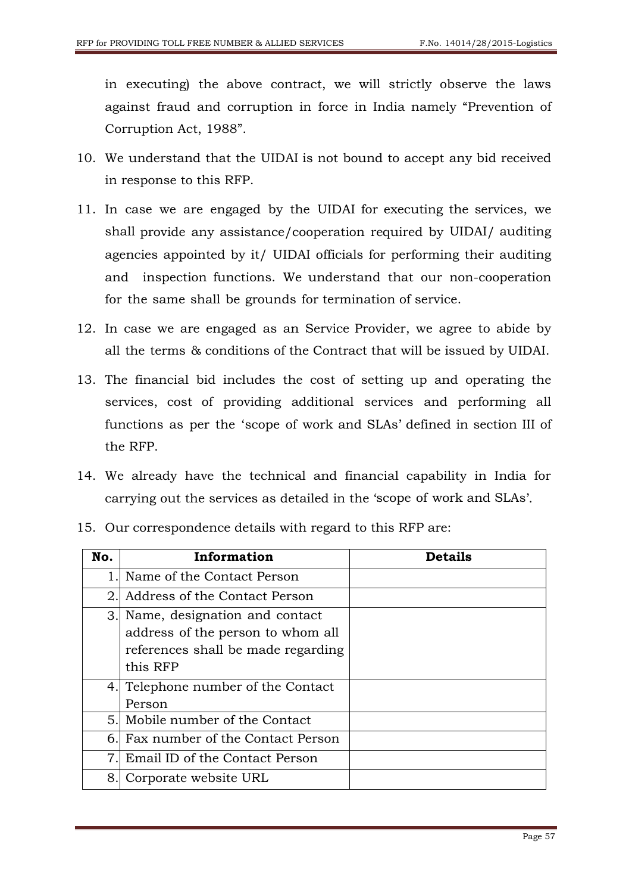in executing) the above contract, we will strictly observe the laws against fraud and corruption in force in India namely "Prevention of Corruption Act, 1988".

10. We understand that the UIDAI is not bound to accept any bid received in response to this RFP.

11. In case we are engaged by the UIDAI for executing the services, we shall provide any assistance/cooperation required by UIDAI/ auditing agencies appointed by it/ UIDAI officials for performing their auditing and inspection functions. We understand that our non-cooperation for the same shall be grounds for termination of service.

12. In case we are engaged as an Service Provider, we agree to abide by all the terms & conditions of the Contract that will be issued by UIDAI.

13. The financial bid includes the cost of setting up and operating the services, cost of providing additional services and performing all functions as per the 'scope of work and SLAs' defined in section III of the RFP.

14. We already have the technical and financial capability in India for carrying out the services as detailed in the 'scope of work and SLAs'.

15. Our correspondence details with regard to this RFP are:

| No. | Information | Details |
|---|---|---|
| 1. | Name of the Contact Person | |
| 2. | Address of the Contact Person | |
| 3. | Name, designation and contact address of the person to whom all references shall be made regarding this RFP | |
| 4. | Telephone number of the Contact Person | |
| 5. | Mobile number of the Contact | |
| 6. | Fax number of the Contact Person | |
| 7. | Email ID of the Contact Person | |
| 8. | Corporate website URL | |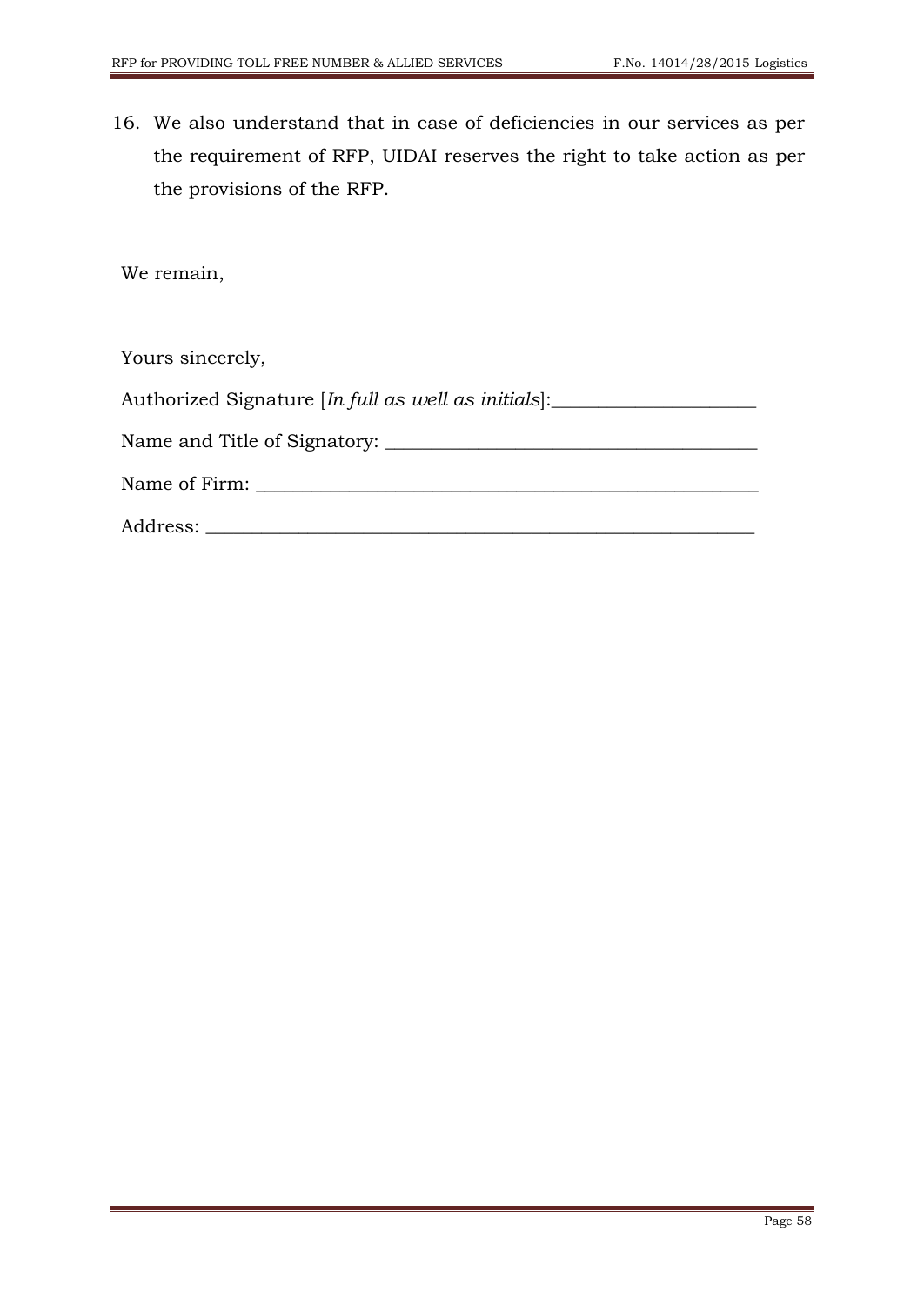16. We also understand that in case of deficiencies in our services as per the requirement of RFP, UIDAI reserves the right to take action as per the provisions of the RFP.

We remain,

Yours sincerely,

Authorized Signature [*In full as well as initials*]:______________________

Name and Title of Signatory: ________________________________________

Name of Firm: _______________________________________________________

Address: ____________________________________________________________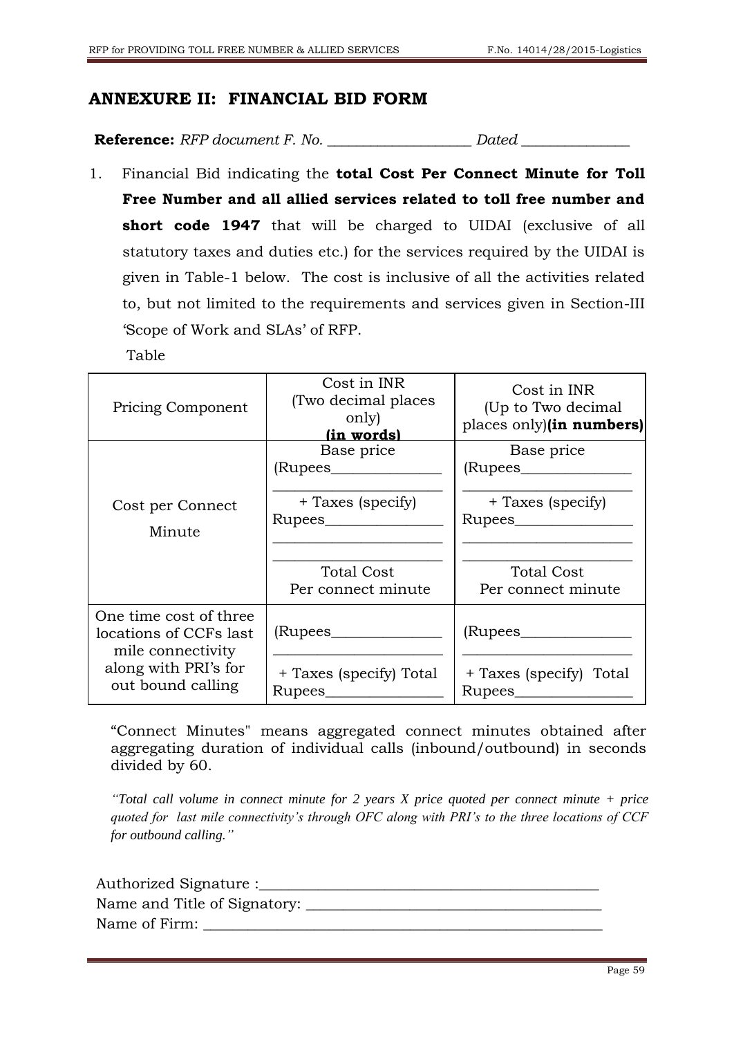## ANNEXURE II: FINANCIAL BID FORM

**Reference:** *RFP document F. No. ____________________ Dated ______________*

1. Financial Bid indicating the **total Cost Per Connect Minute for Toll Free Number and all allied services related to toll free number and short code 1947** that will be charged to UIDAI (exclusive of all statutory taxes and duties etc.) for the services required by the UIDAI is given in Table-1 below. The cost is inclusive of all the activities related to, but not limited to the requirements and services given in Section-III 'Scope of Work and SLAs' of RFP.

   Table

| Pricing Component | Cost in INR (Two decimal places only) **(in words)** | Cost in INR (Up to Two decimal places only)**(in numbers)** |
|---|---|---|
| Cost per Connect Minute | Base price (Rupees______________ ______________________ + Taxes (specify) Rupees________________ ______________________ ______________________ Total Cost Per connect minute | Base price (Rupees______________ ______________________ + Taxes (specify) Rupees________________ ______________________ ______________________ Total Cost Per connect minute |
| One time cost of three locations of CCFs last mile connectivity along with PRI's for out bound calling | (Rupees______________ ______________________ + Taxes (specify) Total Rupees________________ | (Rupees______________ ______________________ + Taxes (specify) Total Rupees________________ |

"Connect Minutes" means aggregated connect minutes obtained after aggregating duration of individual calls (inbound/outbound) in seconds divided by 60.

*"Total call volume in connect minute for 2 years X price quoted per connect minute + price quoted for last mile connectivity's through OFC along with PRI's to the three locations of CCF for outbound calling."*

Authorized Signature :_____________________________________________

Name and Title of Signatory: ______________________________________

Name of Firm: ____________________________________________________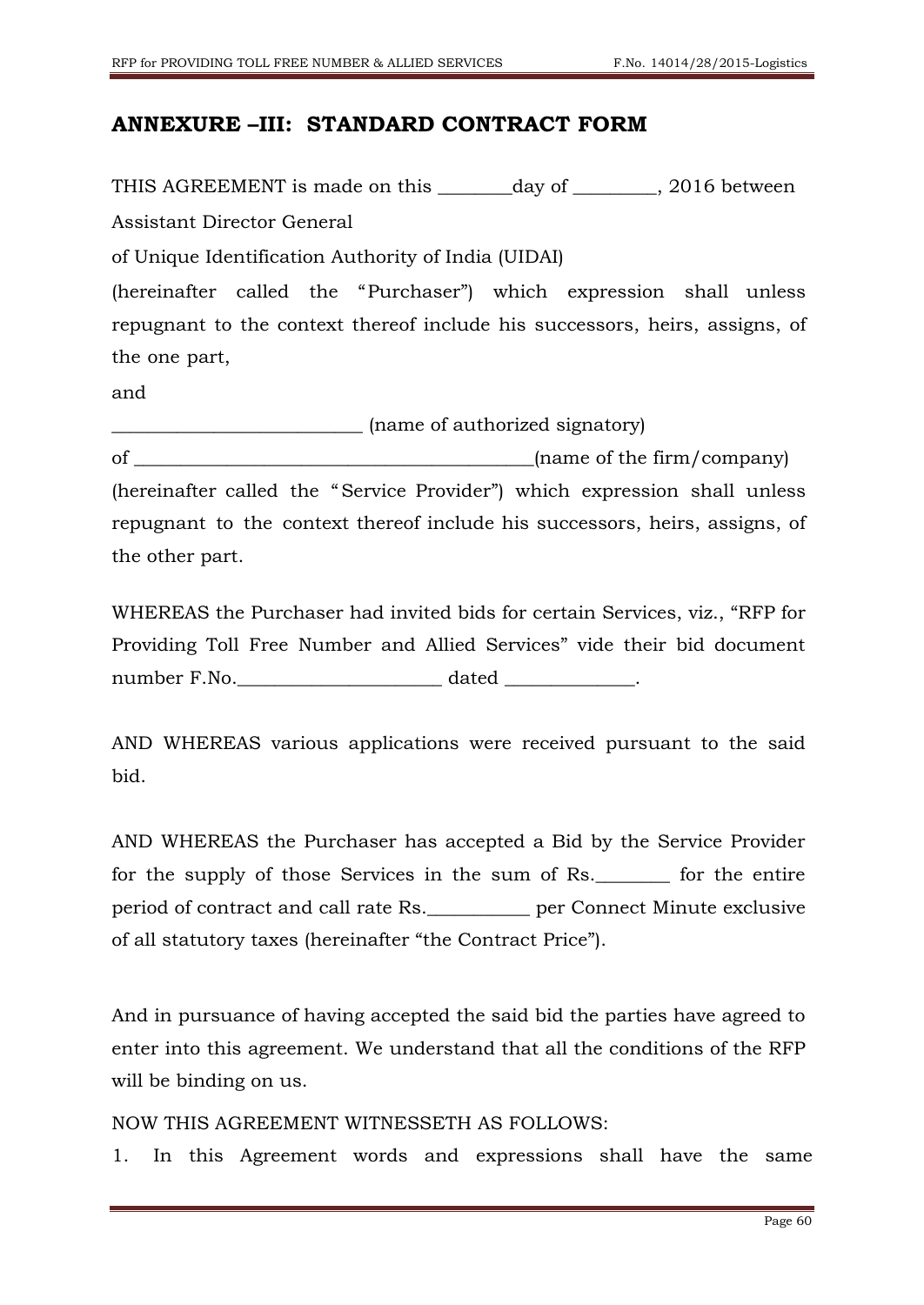## ANNEXURE –III: STANDARD CONTRACT FORM

THIS AGREEMENT is made on this ________day of _________, 2016 between Assistant Director General

of Unique Identification Authority of India (UIDAI)

(hereinafter called the "Purchaser") which expression shall unless repugnant to the context thereof include his successors, heirs, assigns, of the one part,

and

___________________________ (name of authorized signatory)

of ___________________________________________(name of the firm/company)

(hereinafter called the "Service Provider") which expression shall unless repugnant to the context thereof include his successors, heirs, assigns, of the other part.

WHEREAS the Purchaser had invited bids for certain Services, viz., "RFP for Providing Toll Free Number and Allied Services" vide their bid document number F.No.______________________ dated ______________.

AND WHEREAS various applications were received pursuant to the said bid.

AND WHEREAS the Purchaser has accepted a Bid by the Service Provider for the supply of those Services in the sum of Rs.________ for the entire period of contract and call rate Rs.___________ per Connect Minute exclusive of all statutory taxes (hereinafter "the Contract Price").

And in pursuance of having accepted the said bid the parties have agreed to enter into this agreement. We understand that all the conditions of the RFP will be binding on us.

NOW THIS AGREEMENT WITNESSETH AS FOLLOWS:

1. In this Agreement words and expressions shall have the same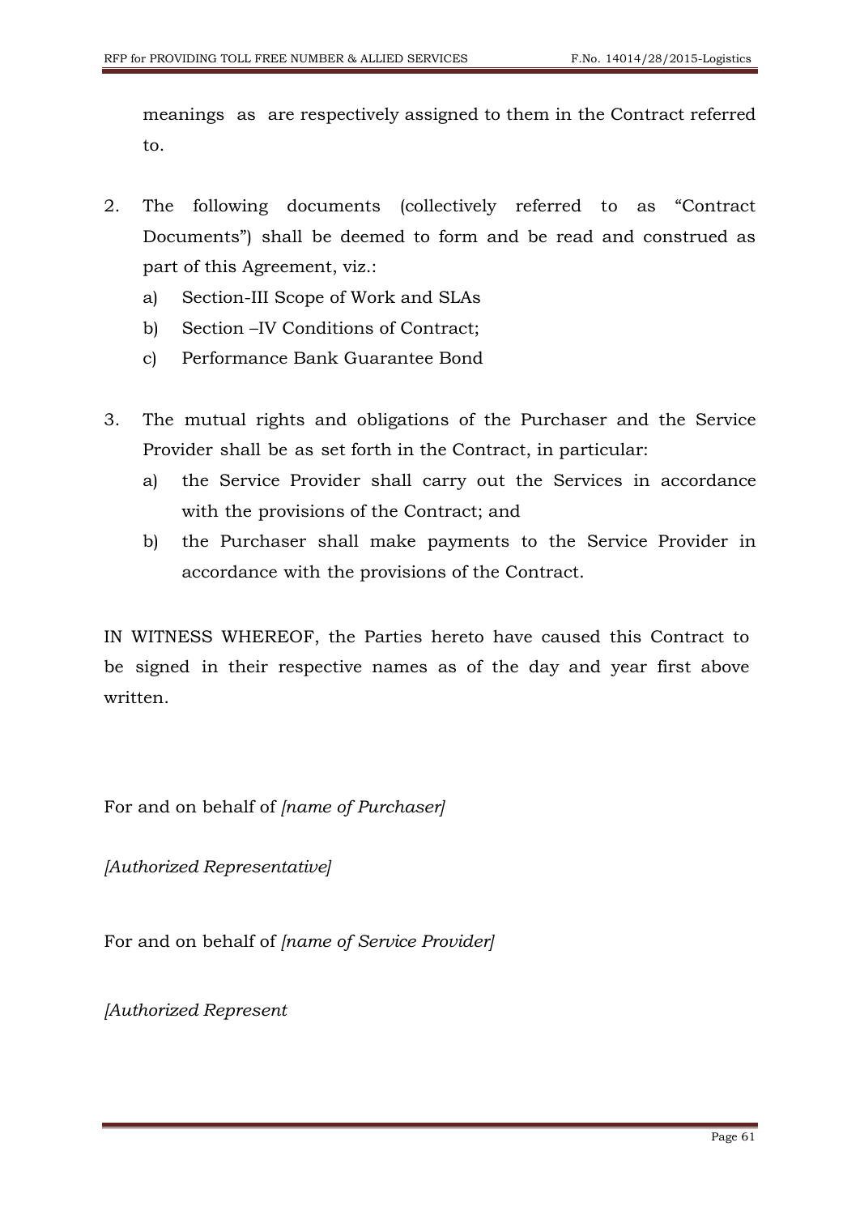meanings as are respectively assigned to them in the Contract referred to.

2. The following documents (collectively referred to as "Contract Documents") shall be deemed to form and be read and construed as part of this Agreement, viz.:
   a) Section-III Scope of Work and SLAs
   b) Section –IV Conditions of Contract;
   c) Performance Bank Guarantee Bond

3. The mutual rights and obligations of the Purchaser and the Service Provider shall be as set forth in the Contract, in particular:
   a) the Service Provider shall carry out the Services in accordance with the provisions of the Contract; and
   b) the Purchaser shall make payments to the Service Provider in accordance with the provisions of the Contract.

IN WITNESS WHEREOF, the Parties hereto have caused this Contract to be signed in their respective names as of the day and year first above written.

For and on behalf of *[name of Purchaser]*

*[Authorized Representative]*

For and on behalf of *[name of Service Provider]*

*[Authorized Represent*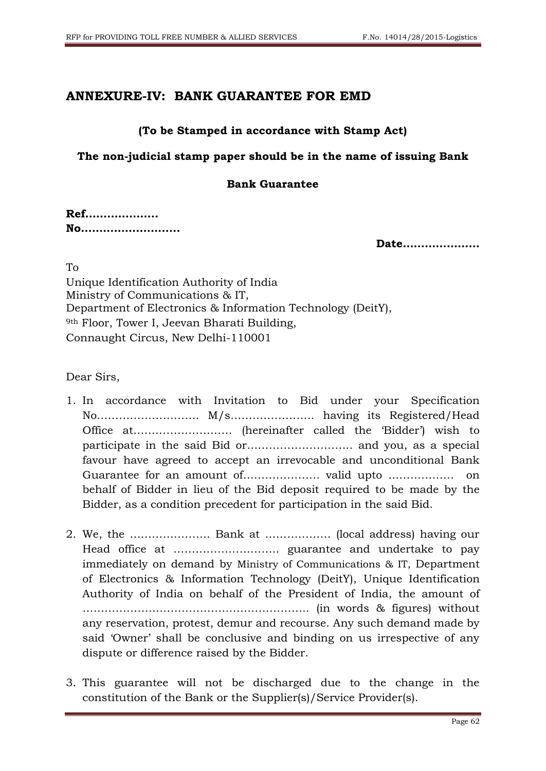## ANNEXURE-IV: BANK GUARANTEE FOR EMD

**(To be Stamped in accordance with Stamp Act)**

**The non-judicial stamp paper should be in the name of issuing Bank**

**Bank Guarantee**

**Ref………………**
**No………………………**

**Date…………………**

To
Unique Identification Authority of India
Ministry of Communications & IT,
Department of Electronics & Information Technology (DeitY),
9th Floor, Tower I, Jeevan Bharati Building,
Connaught Circus, New Delhi-110001

Dear Sirs,

1. In accordance with Invitation to Bid under your Specification No……………………… M/s…………………. having its Registered/Head Office at……………………… (hereinafter called the 'Bidder') wish to participate in the said Bid or………………………. and you, as a special favour have agreed to accept an irrevocable and unconditional Bank Guarantee for an amount of………………… valid upto ……………… on behalf of Bidder in lieu of the Bid deposit required to be made by the Bidder, as a condition precedent for participation in the said Bid.

2. We, the …………………. Bank at ……………… (local address) having our Head office at ………………………. guarantee and undertake to pay immediately on demand by Ministry of Communications & IT, Department of Electronics & Information Technology (DeitY), Unique Identification Authority of India on behalf of the President of India, the amount of ……………………………………………………. (in words & figures) without any reservation, protest, demur and recourse. Any such demand made by said 'Owner' shall be conclusive and binding on us irrespective of any dispute or difference raised by the Bidder.

3. This guarantee will not be discharged due to the change in the constitution of the Bank or the Supplier(s)/Service Provider(s).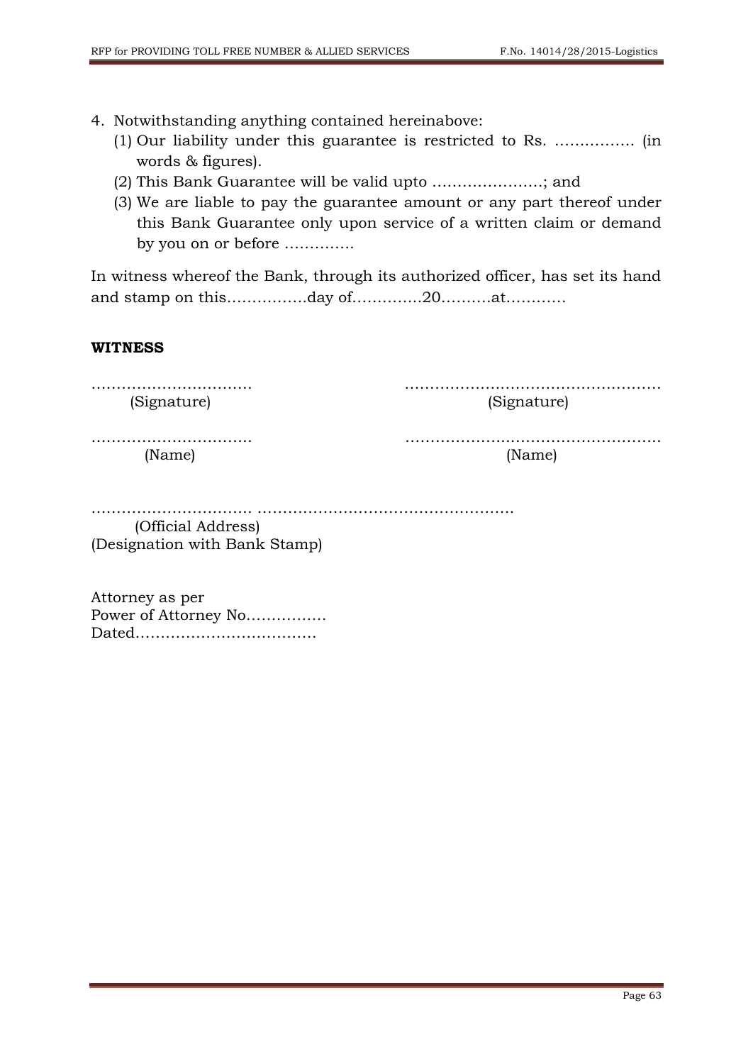4. Notwithstanding anything contained hereinabove:
   (1) Our liability under this guarantee is restricted to Rs. ……………. (in words & figures).
   (2) This Bank Guarantee will be valid upto ………………….; and
   (3) We are liable to pay the guarantee amount or any part thereof under this Bank Guarantee only upon service of a written claim or demand by you on or before …………..

In witness whereof the Bank, through its authorized officer, has set its hand and stamp on this…………….day of………….20……….at…………

**WITNESS**

| | |
|---|---|
| …………………………. | …………………………………………. |
| (Signature) | (Signature) |
| …………………………. | …………………………………………. |
| (Name) | (Name) |

…………………………. ………………………………………….
(Official Address)
(Designation with Bank Stamp)

Attorney as per
Power of Attorney No…………….
Dated……………………………….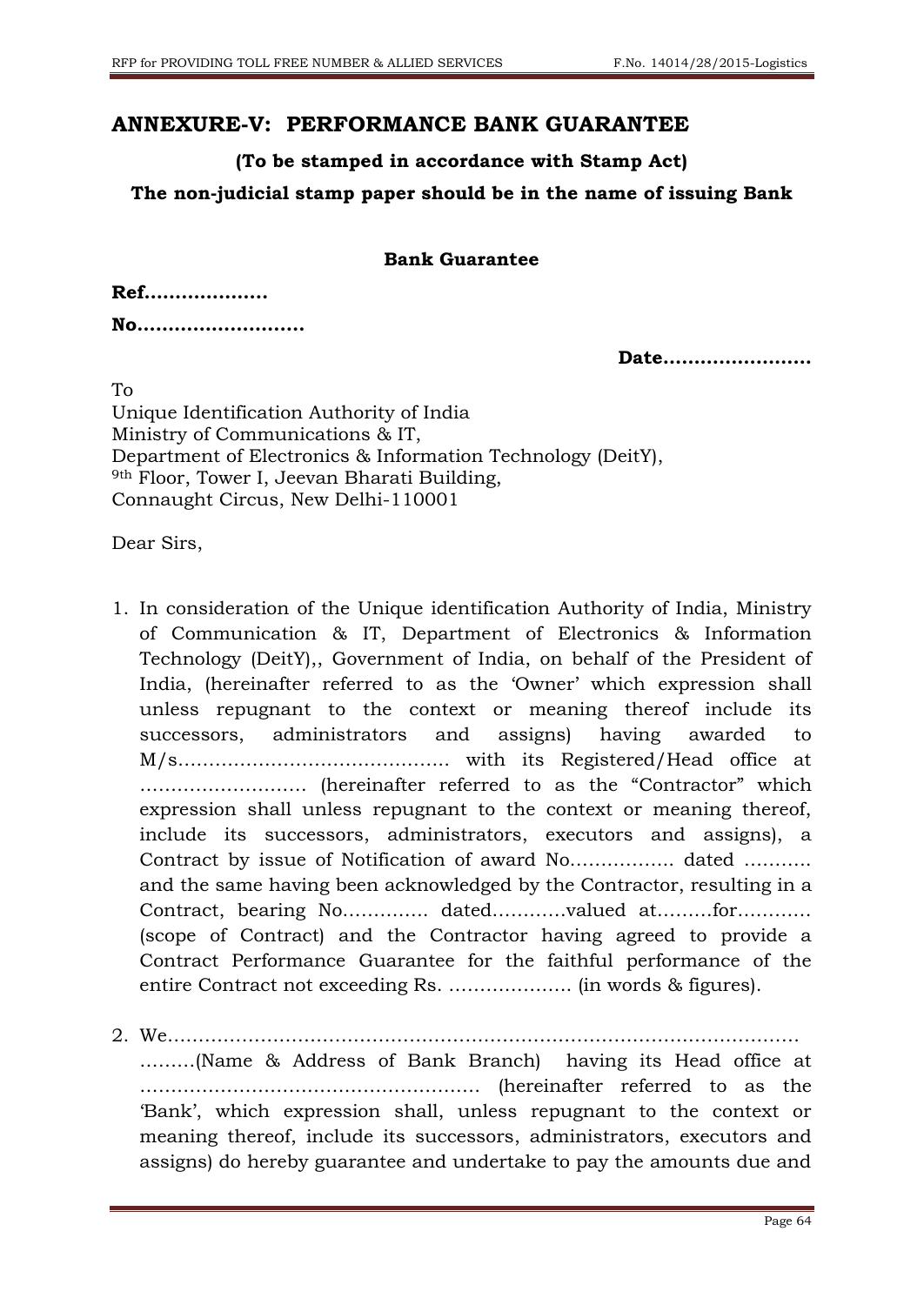## ANNEXURE-V: PERFORMANCE BANK GUARANTEE

**(To be stamped in accordance with Stamp Act)**

**The non-judicial stamp paper should be in the name of issuing Bank**

**Bank Guarantee**

**Ref……………….**

**No………………………**

**Date……………………**

To
Unique Identification Authority of India
Ministry of Communications & IT,
Department of Electronics & Information Technology (DeitY),
9th Floor, Tower I, Jeevan Bharati Building,
Connaught Circus, New Delhi-110001

Dear Sirs,

1. In consideration of the Unique identification Authority of India, Ministry of Communication & IT, Department of Electronics & Information Technology (DeitY),, Government of India, on behalf of the President of India, (hereinafter referred to as the 'Owner' which expression shall unless repugnant to the context or meaning thereof include its successors, administrators and assigns) having awarded to M/s……………………………………. with its Registered/Head office at ……………………… (hereinafter referred to as the "Contractor" which expression shall unless repugnant to the context or meaning thereof, include its successors, administrators, executors and assigns), a Contract by issue of Notification of award No…………….. dated ……….. and the same having been acknowledged by the Contractor, resulting in a Contract, bearing No………….. dated…………valued at………for………… (scope of Contract) and the Contractor having agreed to provide a Contract Performance Guarantee for the faithful performance of the entire Contract not exceeding Rs. ……………….. (in words & figures).

2. We…………………………………………………………………………………… ………(Name & Address of Bank Branch) having its Head office at ……………………………………………… (hereinafter referred to as the 'Bank', which expression shall, unless repugnant to the context or meaning thereof, include its successors, administrators, executors and assigns) do hereby guarantee and undertake to pay the amounts due and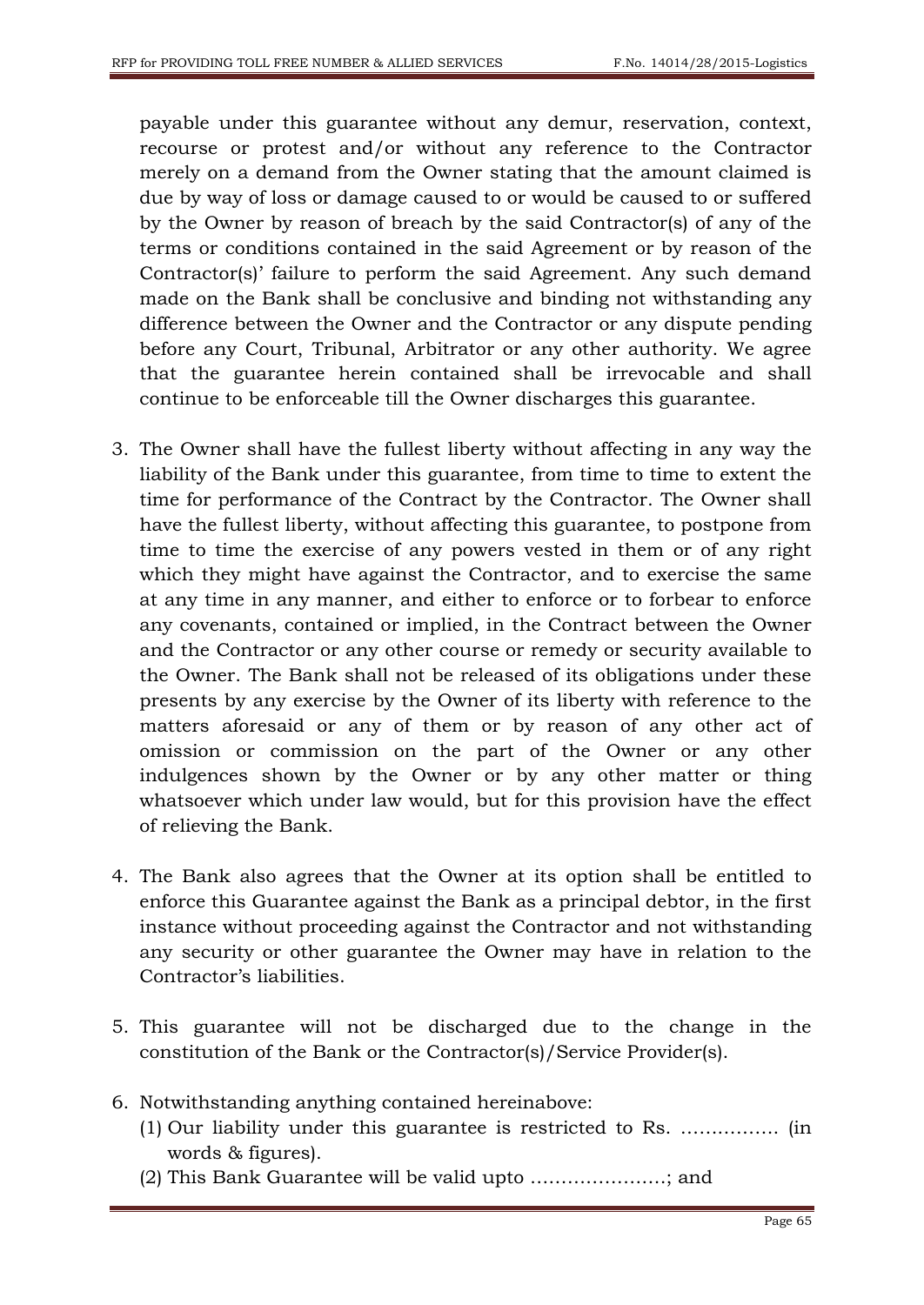payable under this guarantee without any demur, reservation, context, recourse or protest and/or without any reference to the Contractor merely on a demand from the Owner stating that the amount claimed is due by way of loss or damage caused to or would be caused to or suffered by the Owner by reason of breach by the said Contractor(s) of any of the terms or conditions contained in the said Agreement or by reason of the Contractor(s)' failure to perform the said Agreement. Any such demand made on the Bank shall be conclusive and binding not withstanding any difference between the Owner and the Contractor or any dispute pending before any Court, Tribunal, Arbitrator or any other authority. We agree that the guarantee herein contained shall be irrevocable and shall continue to be enforceable till the Owner discharges this guarantee.

3. The Owner shall have the fullest liberty without affecting in any way the liability of the Bank under this guarantee, from time to time to extent the time for performance of the Contract by the Contractor. The Owner shall have the fullest liberty, without affecting this guarantee, to postpone from time to time the exercise of any powers vested in them or of any right which they might have against the Contractor, and to exercise the same at any time in any manner, and either to enforce or to forbear to enforce any covenants, contained or implied, in the Contract between the Owner and the Contractor or any other course or remedy or security available to the Owner. The Bank shall not be released of its obligations under these presents by any exercise by the Owner of its liberty with reference to the matters aforesaid or any of them or by reason of any other act of omission or commission on the part of the Owner or any other indulgences shown by the Owner or by any other matter or thing whatsoever which under law would, but for this provision have the effect of relieving the Bank.

4. The Bank also agrees that the Owner at its option shall be entitled to enforce this Guarantee against the Bank as a principal debtor, in the first instance without proceeding against the Contractor and not withstanding any security or other guarantee the Owner may have in relation to the Contractor's liabilities.

5. This guarantee will not be discharged due to the change in the constitution of the Bank or the Contractor(s)/Service Provider(s).

6. Notwithstanding anything contained hereinabove:
   (1) Our liability under this guarantee is restricted to Rs. ................ (in words & figures).
   (2) This Bank Guarantee will be valid upto ......................; and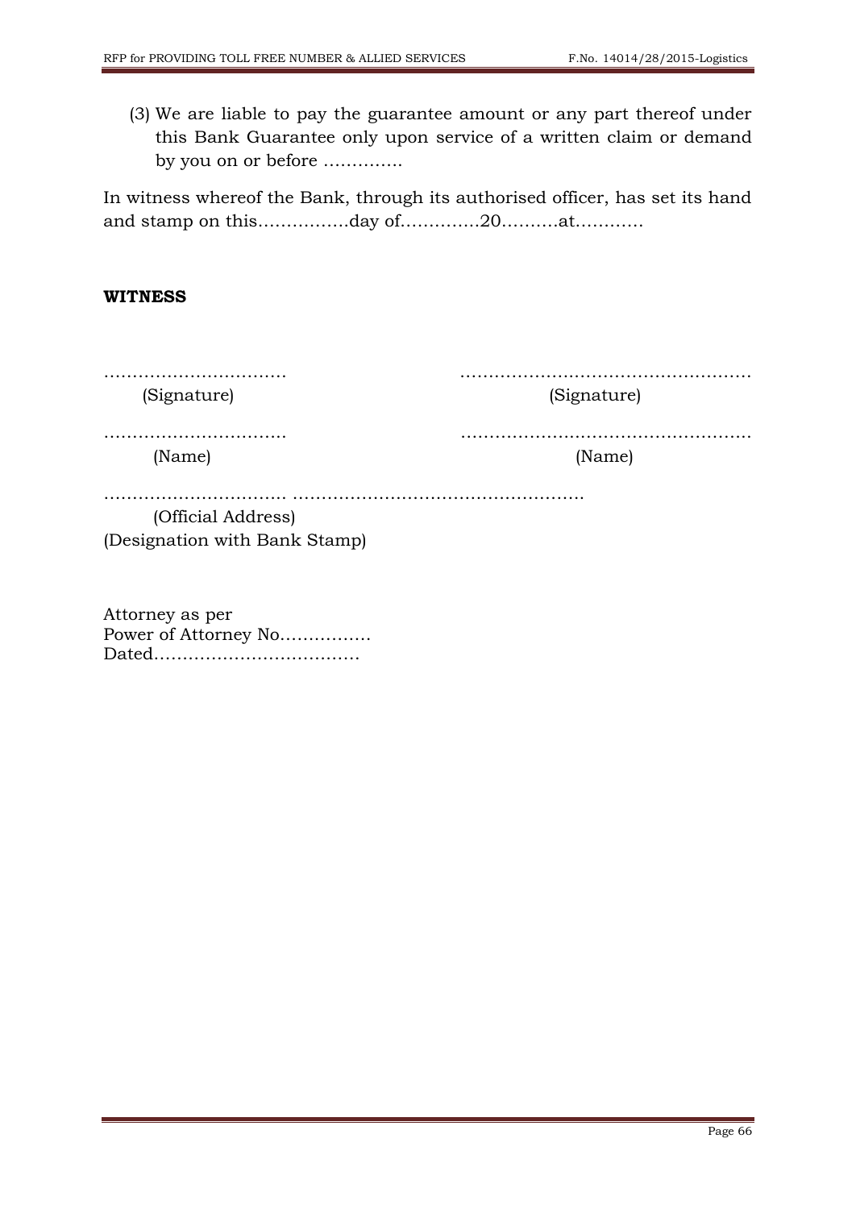(3) We are liable to pay the guarantee amount or any part thereof under this Bank Guarantee only upon service of a written claim or demand by you on or before ..............

In witness whereof the Bank, through its authorised officer, has set its hand and stamp on this................day of..............20..........at............

**WITNESS**

| | |
|---|---|
| ................................ | .................................................. |
| (Signature) | (Signature) |
| ................................ | .................................................. |
| (Name) | (Name) |

................................ ..................................................

(Official Address)

(Designation with Bank Stamp)

Attorney as per
Power of Attorney No................
Dated....................................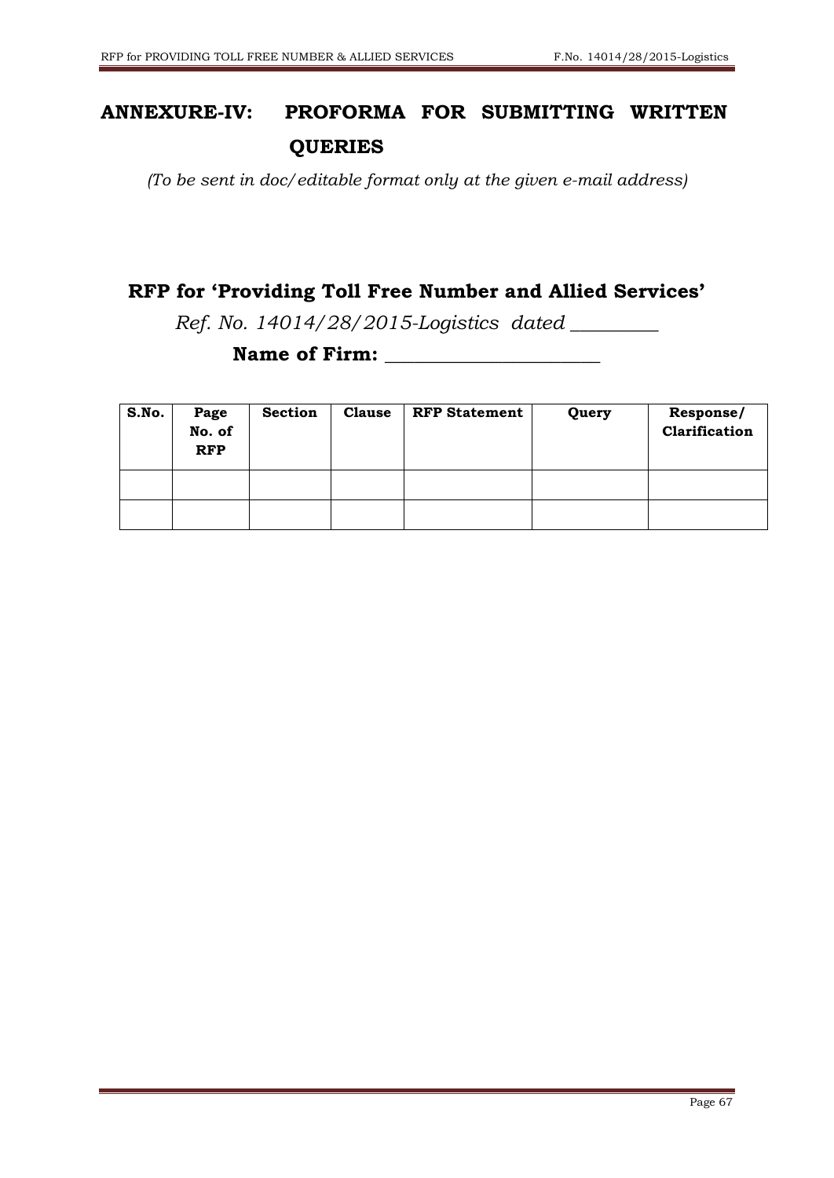# ANNEXURE-IV: PROFORMA FOR SUBMITTING WRITTEN QUERIES

*(To be sent in doc/editable format only at the given e-mail address)*

## RFP for 'Providing Toll Free Number and Allied Services'

*Ref. No. 14014/28/2015-Logistics dated \_\_\_\_\_\_\_\_\_*

**Name of Firm: \_\_\_\_\_\_\_\_\_\_\_\_\_\_\_\_\_\_\_\_\_\_**

| S.No. | Page No. of RFP | Section | Clause | RFP Statement | Query | Response/ Clarification |
|---|---|---|---|---|---|---|
| | | | | | | |
| | | | | | | |